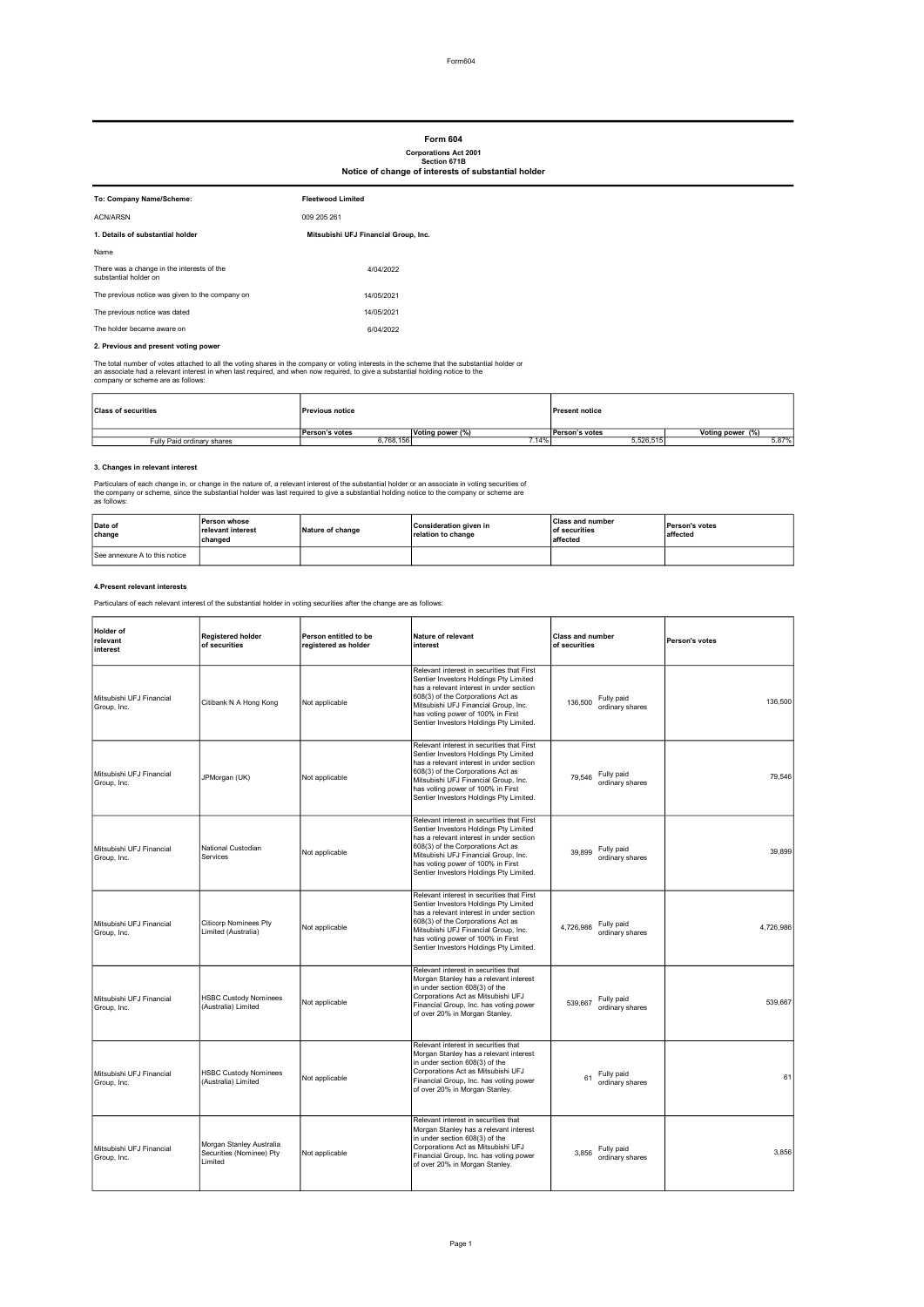Form604

# Form 604

**Corporations Act 2001**
**Section 671B**
**Notice of change of interests of substantial holder**

| | |
|---|---|
| **To: Company Name/Scheme:** | **Fleetwood Limited** |
| ACN/ARSN | 009 205 261 |
| **1. Details of substantial holder** | **Mitsubishi UFJ Financial Group, Inc.** |
| Name | |
| There was a change in the interests of the substantial holder on | 4/04/2022 |
| The previous notice was given to the company on | 14/05/2021 |
| The previous notice was dated | 14/05/2021 |
| The holder became aware on | 6/04/2022 |

**2. Previous and present voting power**

The total number of votes attached to all the voting shares in the company or voting interests in the scheme that the substantial holder or an associate had a relevant interest in when last required, and when now required, to give a substantial holding notice to the company or scheme are as follows:

| Class of securities | Previous notice | | Present notice | |
|---|---|---|---|---|
| | Person's votes | Voting power (%) | Person's votes | Voting power (%) |
| Fully Paid ordinary shares | 6,768,156 | 7.14% | 5,526,515 | 5.87% |

**3. Changes in relevant interest**

Particulars of each change in, or change in the nature of, a relevant interest of the substantial holder or an associate in voting securities of the company or scheme, since the substantial holder was last required to give a substantial holding notice to the company or scheme are as follows:

| Date of change | Person whose relevant interest changed | Nature of change | Consideration given in relation to change | Class and number of securities affected | Person's votes affected |
|---|---|---|---|---|---|
| See annexure A to this notice | | | | | |

**4.Present relevant interests**

Particulars of each relevant interest of the substantial holder in voting securities after the change are as follows:

| Holder of relevant interest | Registered holder of securities | Person entitled to be registered as holder | Nature of relevant interest | Class and number of securities | Person's votes |
|---|---|---|---|---|---|
| Mitsubishi UFJ Financial Group, Inc. | Citibank N A Hong Kong | Not applicable | Relevant interest in securities that First Sentier Investors Holdings Pty Limited has a relevant interest in under section 608(3) of the Corporations Act as Mitsubishi UFJ Financial Group, Inc. has voting power of 100% in First Sentier Investors Holdings Pty Limited. | 136,500 Fully paid ordinary shares | 136,500 |
| Mitsubishi UFJ Financial Group, Inc. | JPMorgan (UK) | Not applicable | Relevant interest in securities that First Sentier Investors Holdings Pty Limited has a relevant interest in under section 608(3) of the Corporations Act as Mitsubishi UFJ Financial Group, Inc. has voting power of 100% in First Sentier Investors Holdings Pty Limited. | 79,546 Fully paid ordinary shares | 79,546 |
| Mitsubishi UFJ Financial Group, Inc. | National Custodian Services | Not applicable | Relevant interest in securities that First Sentier Investors Holdings Pty Limited has a relevant interest in under section 608(3) of the Corporations Act as Mitsubishi UFJ Financial Group, Inc. has voting power of 100% in First Sentier Investors Holdings Pty Limited. | 39,899 Fully paid ordinary shares | 39,899 |
| Mitsubishi UFJ Financial Group, Inc. | Citicorp Nominees Pty Limited (Australia) | Not applicable | Relevant interest in securities that First Sentier Investors Holdings Pty Limited has a relevant interest in under section 608(3) of the Corporations Act as Mitsubishi UFJ Financial Group, Inc. has voting power of 100% in First Sentier Investors Holdings Pty Limited. | 4,726,986 Fully paid ordinary shares | 4,726,986 |
| Mitsubishi UFJ Financial Group, Inc. | HSBC Custody Nominees (Australia) Limited | Not applicable | Relevant interest in securities that Morgan Stanley has a relevant interest in under section 608(3) of the Corporations Act as Mitsubishi UFJ Financial Group, Inc. has voting power of over 20% in Morgan Stanley. | 539,667 Fully paid ordinary shares | 539,667 |
| Mitsubishi UFJ Financial Group, Inc. | HSBC Custody Nominees (Australia) Limited | Not applicable | Relevant interest in securities that Morgan Stanley has a relevant interest in under section 608(3) of the Corporations Act as Mitsubishi UFJ Financial Group, Inc. has voting power of over 20% in Morgan Stanley. | 61 Fully paid ordinary shares | 61 |
| Mitsubishi UFJ Financial Group, Inc. | Morgan Stanley Australia Securities (Nominee) Pty Limited | Not applicable | Relevant interest in securities that Morgan Stanley has a relevant interest in under section 608(3) of the Corporations Act as Mitsubishi UFJ Financial Group, Inc. has voting power of over 20% in Morgan Stanley. | 3,856 Fully paid ordinary shares | 3,856 |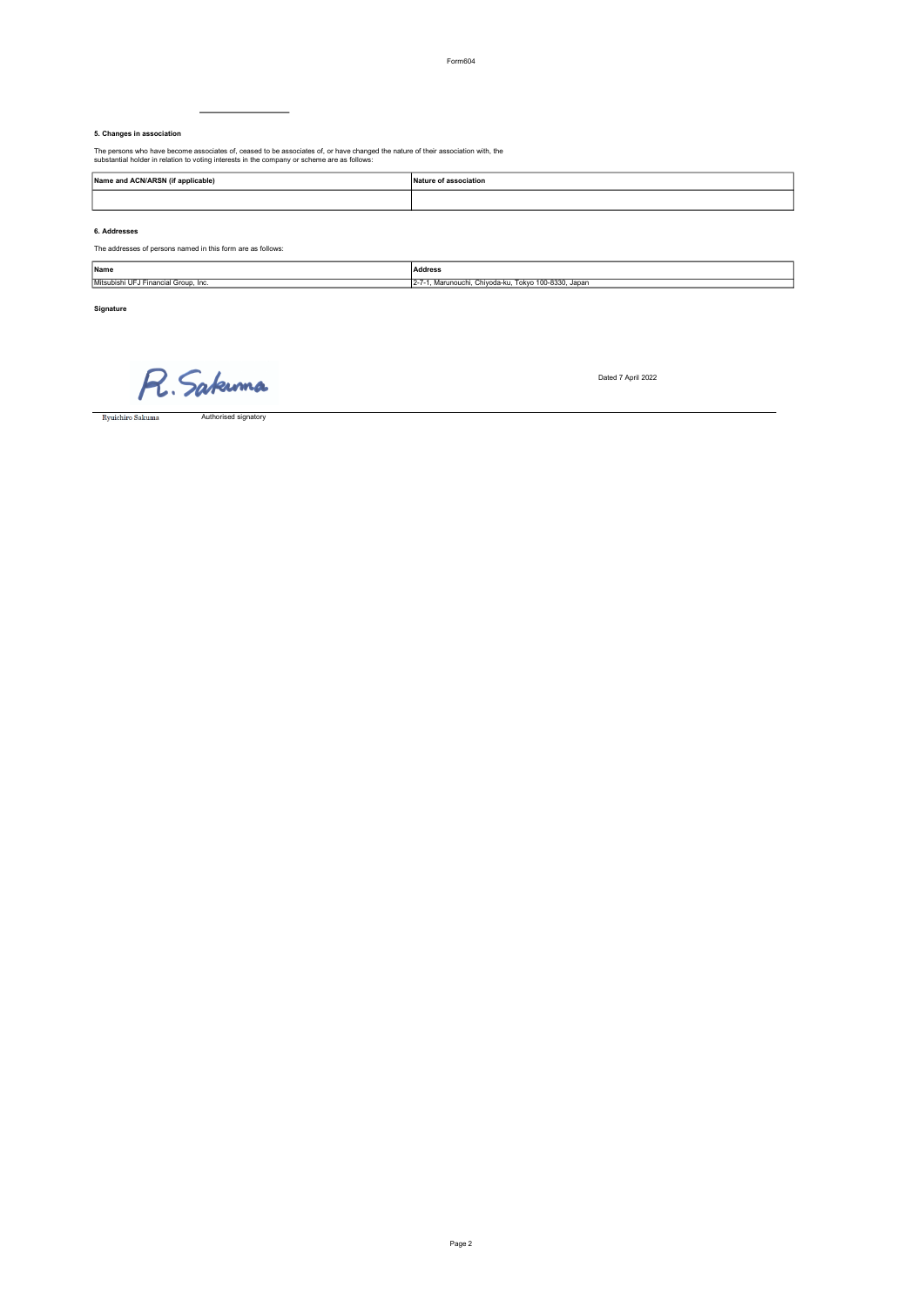### 5. Changes in association

The persons who have become associates of, ceased to be associates of, or have changed the nature of their association with, the substantial holder in relation to voting interests in the company or scheme are as follows:

| Name and ACN/ARSN (if applicable) | Nature of association |
| --- | --- |
| | |

### 6. Addresses

The addresses of persons named in this form are as follows:

| Name | Address |
| --- | --- |
| Mitsubishi UFJ Financial Group, Inc. | 2-7-1, Marunouchi, Chiyoda-ku, Tokyo 100-8330, Japan |

**Signature**

R. Sakuma

Dated 7 April 2022

Ryuichiro Sakuma — Authorised signatory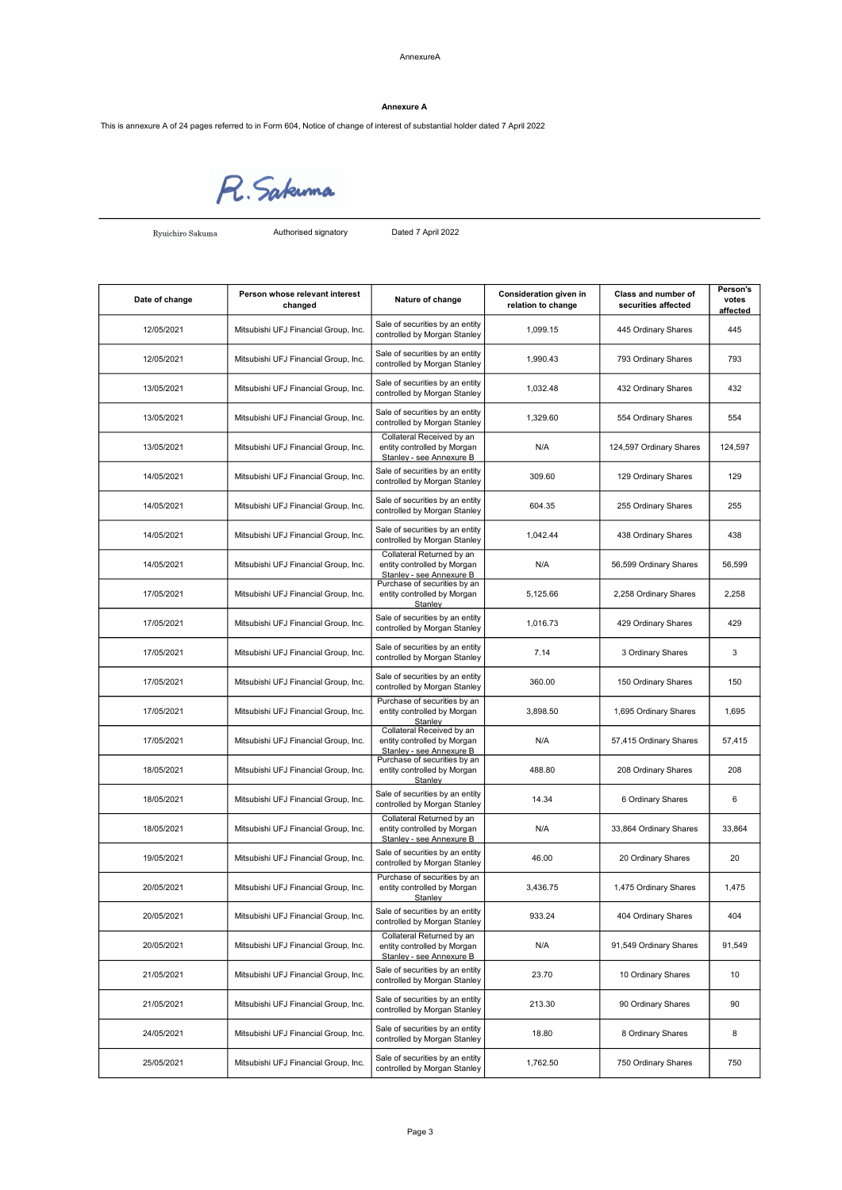AnnexureA

**Annexure A**

This is annexure A of 24 pages referred to in Form 604, Notice of change of interest of substantial holder dated 7 April 2022

R. Sakuma

Ryuichiro Sakuma — Authorised signatory — Dated 7 April 2022

| Date of change | Person whose relevant interest changed | Nature of change | Consideration given in relation to change | Class and number of securities affected | Person's votes affected |
|---|---|---|---|---|---|
| 12/05/2021 | Mitsubishi UFJ Financial Group, Inc. | Sale of securities by an entity controlled by Morgan Stanley | 1,099.15 | 445 Ordinary Shares | 445 |
| 12/05/2021 | Mitsubishi UFJ Financial Group, Inc. | Sale of securities by an entity controlled by Morgan Stanley | 1,990.43 | 793 Ordinary Shares | 793 |
| 13/05/2021 | Mitsubishi UFJ Financial Group, Inc. | Sale of securities by an entity controlled by Morgan Stanley | 1,032.48 | 432 Ordinary Shares | 432 |
| 13/05/2021 | Mitsubishi UFJ Financial Group, Inc. | Sale of securities by an entity controlled by Morgan Stanley | 1,329.60 | 554 Ordinary Shares | 554 |
| 13/05/2021 | Mitsubishi UFJ Financial Group, Inc. | Collateral Received by an entity controlled by Morgan Stanley - see Annexure B | N/A | 124,597 Ordinary Shares | 124,597 |
| 14/05/2021 | Mitsubishi UFJ Financial Group, Inc. | Sale of securities by an entity controlled by Morgan Stanley | 309.60 | 129 Ordinary Shares | 129 |
| 14/05/2021 | Mitsubishi UFJ Financial Group, Inc. | Sale of securities by an entity controlled by Morgan Stanley | 604.35 | 255 Ordinary Shares | 255 |
| 14/05/2021 | Mitsubishi UFJ Financial Group, Inc. | Sale of securities by an entity controlled by Morgan Stanley | 1,042.44 | 438 Ordinary Shares | 438 |
| 14/05/2021 | Mitsubishi UFJ Financial Group, Inc. | Collateral Returned by an entity controlled by Morgan Stanley - see Annexure B | N/A | 56,599 Ordinary Shares | 56,599 |
| 17/05/2021 | Mitsubishi UFJ Financial Group, Inc. | Purchase of securities by an entity controlled by Morgan Stanley | 5,125.66 | 2,258 Ordinary Shares | 2,258 |
| 17/05/2021 | Mitsubishi UFJ Financial Group, Inc. | Sale of securities by an entity controlled by Morgan Stanley | 1,016.73 | 429 Ordinary Shares | 429 |
| 17/05/2021 | Mitsubishi UFJ Financial Group, Inc. | Sale of securities by an entity controlled by Morgan Stanley | 7.14 | 3 Ordinary Shares | 3 |
| 17/05/2021 | Mitsubishi UFJ Financial Group, Inc. | Sale of securities by an entity controlled by Morgan Stanley | 360.00 | 150 Ordinary Shares | 150 |
| 17/05/2021 | Mitsubishi UFJ Financial Group, Inc. | Purchase of securities by an entity controlled by Morgan Stanley | 3,898.50 | 1,695 Ordinary Shares | 1,695 |
| 17/05/2021 | Mitsubishi UFJ Financial Group, Inc. | Collateral Received by an entity controlled by Morgan Stanley - see Annexure B | N/A | 57,415 Ordinary Shares | 57,415 |
| 18/05/2021 | Mitsubishi UFJ Financial Group, Inc. | Purchase of securities by an entity controlled by Morgan Stanley | 488.80 | 208 Ordinary Shares | 208 |
| 18/05/2021 | Mitsubishi UFJ Financial Group, Inc. | Sale of securities by an entity controlled by Morgan Stanley | 14.34 | 6 Ordinary Shares | 6 |
| 18/05/2021 | Mitsubishi UFJ Financial Group, Inc. | Collateral Returned by an entity controlled by Morgan Stanley - see Annexure B | N/A | 33,864 Ordinary Shares | 33,864 |
| 19/05/2021 | Mitsubishi UFJ Financial Group, Inc. | Sale of securities by an entity controlled by Morgan Stanley | 46.00 | 20 Ordinary Shares | 20 |
| 20/05/2021 | Mitsubishi UFJ Financial Group, Inc. | Purchase of securities by an entity controlled by Morgan Stanley | 3,436.75 | 1,475 Ordinary Shares | 1,475 |
| 20/05/2021 | Mitsubishi UFJ Financial Group, Inc. | Sale of securities by an entity controlled by Morgan Stanley | 933.24 | 404 Ordinary Shares | 404 |
| 20/05/2021 | Mitsubishi UFJ Financial Group, Inc. | Collateral Returned by an entity controlled by Morgan Stanley - see Annexure B | N/A | 91,549 Ordinary Shares | 91,549 |
| 21/05/2021 | Mitsubishi UFJ Financial Group, Inc. | Sale of securities by an entity controlled by Morgan Stanley | 23.70 | 10 Ordinary Shares | 10 |
| 21/05/2021 | Mitsubishi UFJ Financial Group, Inc. | Sale of securities by an entity controlled by Morgan Stanley | 213.30 | 90 Ordinary Shares | 90 |
| 24/05/2021 | Mitsubishi UFJ Financial Group, Inc. | Sale of securities by an entity controlled by Morgan Stanley | 18.80 | 8 Ordinary Shares | 8 |
| 25/05/2021 | Mitsubishi UFJ Financial Group, Inc. | Sale of securities by an entity controlled by Morgan Stanley | 1,762.50 | 750 Ordinary Shares | 750 |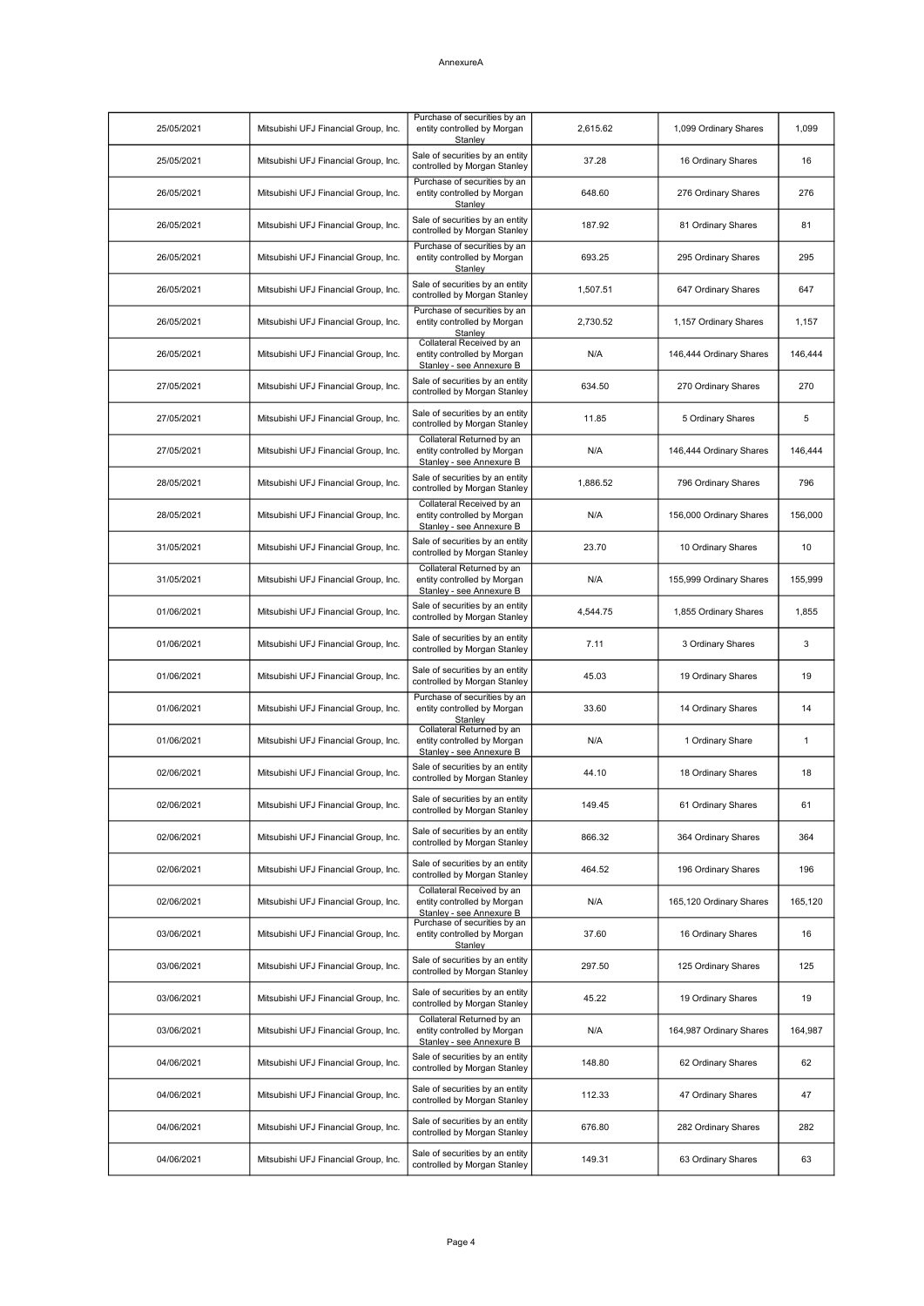AnnexureA

| | | | | | |
|---|---|---|---|---|---|
| 25/05/2021 | Mitsubishi UFJ Financial Group, Inc. | Purchase of securities by an entity controlled by Morgan Stanley | 2,615.62 | 1,099 Ordinary Shares | 1,099 |
| 25/05/2021 | Mitsubishi UFJ Financial Group, Inc. | Sale of securities by an entity controlled by Morgan Stanley | 37.28 | 16 Ordinary Shares | 16 |
| 26/05/2021 | Mitsubishi UFJ Financial Group, Inc. | Purchase of securities by an entity controlled by Morgan Stanley | 648.60 | 276 Ordinary Shares | 276 |
| 26/05/2021 | Mitsubishi UFJ Financial Group, Inc. | Sale of securities by an entity controlled by Morgan Stanley | 187.92 | 81 Ordinary Shares | 81 |
| 26/05/2021 | Mitsubishi UFJ Financial Group, Inc. | Purchase of securities by an entity controlled by Morgan Stanley | 693.25 | 295 Ordinary Shares | 295 |
| 26/05/2021 | Mitsubishi UFJ Financial Group, Inc. | Sale of securities by an entity controlled by Morgan Stanley | 1,507.51 | 647 Ordinary Shares | 647 |
| 26/05/2021 | Mitsubishi UFJ Financial Group, Inc. | Purchase of securities by an entity controlled by Morgan Stanley | 2,730.52 | 1,157 Ordinary Shares | 1,157 |
| 26/05/2021 | Mitsubishi UFJ Financial Group, Inc. | Collateral Received by an entity controlled by Morgan Stanley - see Annexure B | N/A | 146,444 Ordinary Shares | 146,444 |
| 27/05/2021 | Mitsubishi UFJ Financial Group, Inc. | Sale of securities by an entity controlled by Morgan Stanley | 634.50 | 270 Ordinary Shares | 270 |
| 27/05/2021 | Mitsubishi UFJ Financial Group, Inc. | Sale of securities by an entity controlled by Morgan Stanley | 11.85 | 5 Ordinary Shares | 5 |
| 27/05/2021 | Mitsubishi UFJ Financial Group, Inc. | Collateral Returned by an entity controlled by Morgan Stanley - see Annexure B | N/A | 146,444 Ordinary Shares | 146,444 |
| 28/05/2021 | Mitsubishi UFJ Financial Group, Inc. | Sale of securities by an entity controlled by Morgan Stanley | 1,886.52 | 796 Ordinary Shares | 796 |
| 28/05/2021 | Mitsubishi UFJ Financial Group, Inc. | Collateral Received by an entity controlled by Morgan Stanley - see Annexure B | N/A | 156,000 Ordinary Shares | 156,000 |
| 31/05/2021 | Mitsubishi UFJ Financial Group, Inc. | Sale of securities by an entity controlled by Morgan Stanley | 23.70 | 10 Ordinary Shares | 10 |
| 31/05/2021 | Mitsubishi UFJ Financial Group, Inc. | Collateral Returned by an entity controlled by Morgan Stanley - see Annexure B | N/A | 155,999 Ordinary Shares | 155,999 |
| 01/06/2021 | Mitsubishi UFJ Financial Group, Inc. | Sale of securities by an entity controlled by Morgan Stanley | 4,544.75 | 1,855 Ordinary Shares | 1,855 |
| 01/06/2021 | Mitsubishi UFJ Financial Group, Inc. | Sale of securities by an entity controlled by Morgan Stanley | 7.11 | 3 Ordinary Shares | 3 |
| 01/06/2021 | Mitsubishi UFJ Financial Group, Inc. | Sale of securities by an entity controlled by Morgan Stanley | 45.03 | 19 Ordinary Shares | 19 |
| 01/06/2021 | Mitsubishi UFJ Financial Group, Inc. | Purchase of securities by an entity controlled by Morgan Stanley | 33.60 | 14 Ordinary Shares | 14 |
| 01/06/2021 | Mitsubishi UFJ Financial Group, Inc. | Collateral Returned by an entity controlled by Morgan Stanley - see Annexure B | N/A | 1 Ordinary Share | 1 |
| 02/06/2021 | Mitsubishi UFJ Financial Group, Inc. | Sale of securities by an entity controlled by Morgan Stanley | 44.10 | 18 Ordinary Shares | 18 |
| 02/06/2021 | Mitsubishi UFJ Financial Group, Inc. | Sale of securities by an entity controlled by Morgan Stanley | 149.45 | 61 Ordinary Shares | 61 |
| 02/06/2021 | Mitsubishi UFJ Financial Group, Inc. | Sale of securities by an entity controlled by Morgan Stanley | 866.32 | 364 Ordinary Shares | 364 |
| 02/06/2021 | Mitsubishi UFJ Financial Group, Inc. | Sale of securities by an entity controlled by Morgan Stanley | 464.52 | 196 Ordinary Shares | 196 |
| 02/06/2021 | Mitsubishi UFJ Financial Group, Inc. | Collateral Received by an entity controlled by Morgan Stanley - see Annexure B | N/A | 165,120 Ordinary Shares | 165,120 |
| 03/06/2021 | Mitsubishi UFJ Financial Group, Inc. | Purchase of securities by an entity controlled by Morgan Stanley | 37.60 | 16 Ordinary Shares | 16 |
| 03/06/2021 | Mitsubishi UFJ Financial Group, Inc. | Sale of securities by an entity controlled by Morgan Stanley | 297.50 | 125 Ordinary Shares | 125 |
| 03/06/2021 | Mitsubishi UFJ Financial Group, Inc. | Sale of securities by an entity controlled by Morgan Stanley | 45.22 | 19 Ordinary Shares | 19 |
| 03/06/2021 | Mitsubishi UFJ Financial Group, Inc. | Collateral Returned by an entity controlled by Morgan Stanley - see Annexure B | N/A | 164,987 Ordinary Shares | 164,987 |
| 04/06/2021 | Mitsubishi UFJ Financial Group, Inc. | Sale of securities by an entity controlled by Morgan Stanley | 148.80 | 62 Ordinary Shares | 62 |
| 04/06/2021 | Mitsubishi UFJ Financial Group, Inc. | Sale of securities by an entity controlled by Morgan Stanley | 112.33 | 47 Ordinary Shares | 47 |
| 04/06/2021 | Mitsubishi UFJ Financial Group, Inc. | Sale of securities by an entity controlled by Morgan Stanley | 676.80 | 282 Ordinary Shares | 282 |
| 04/06/2021 | Mitsubishi UFJ Financial Group, Inc. | Sale of securities by an entity controlled by Morgan Stanley | 149.31 | 63 Ordinary Shares | 63 |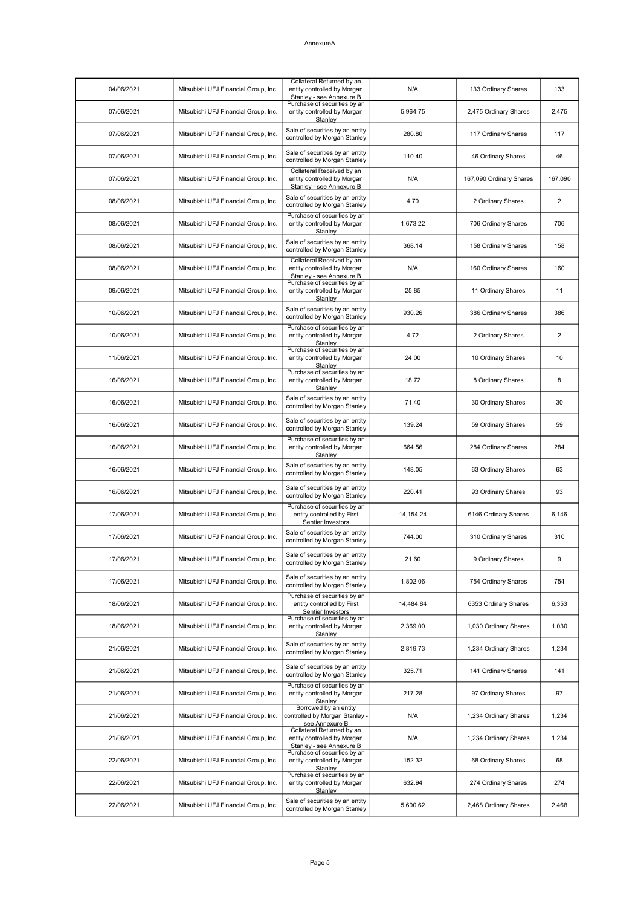AnnexureA

| | | | | | |
|---|---|---|---|---|---|
| 04/06/2021 | Mitsubishi UFJ Financial Group, Inc. | Collateral Returned by an entity controlled by Morgan Stanley - see Annexure B | N/A | 133 Ordinary Shares | 133 |
| 07/06/2021 | Mitsubishi UFJ Financial Group, Inc. | Purchase of securities by an entity controlled by Morgan Stanley | 5,964.75 | 2,475 Ordinary Shares | 2,475 |
| 07/06/2021 | Mitsubishi UFJ Financial Group, Inc. | Sale of securities by an entity controlled by Morgan Stanley | 280.80 | 117 Ordinary Shares | 117 |
| 07/06/2021 | Mitsubishi UFJ Financial Group, Inc. | Sale of securities by an entity controlled by Morgan Stanley | 110.40 | 46 Ordinary Shares | 46 |
| 07/06/2021 | Mitsubishi UFJ Financial Group, Inc. | Collateral Received by an entity controlled by Morgan Stanley - see Annexure B | N/A | 167,090 Ordinary Shares | 167,090 |
| 08/06/2021 | Mitsubishi UFJ Financial Group, Inc. | Sale of securities by an entity controlled by Morgan Stanley | 4.70 | 2 Ordinary Shares | 2 |
| 08/06/2021 | Mitsubishi UFJ Financial Group, Inc. | Purchase of securities by an entity controlled by Morgan Stanley | 1,673.22 | 706 Ordinary Shares | 706 |
| 08/06/2021 | Mitsubishi UFJ Financial Group, Inc. | Sale of securities by an entity controlled by Morgan Stanley | 368.14 | 158 Ordinary Shares | 158 |
| 08/06/2021 | Mitsubishi UFJ Financial Group, Inc. | Collateral Received by an entity controlled by Morgan Stanley - see Annexure B | N/A | 160 Ordinary Shares | 160 |
| 09/06/2021 | Mitsubishi UFJ Financial Group, Inc. | Purchase of securities by an entity controlled by Morgan Stanley | 25.85 | 11 Ordinary Shares | 11 |
| 10/06/2021 | Mitsubishi UFJ Financial Group, Inc. | Sale of securities by an entity controlled by Morgan Stanley | 930.26 | 386 Ordinary Shares | 386 |
| 10/06/2021 | Mitsubishi UFJ Financial Group, Inc. | Purchase of securities by an entity controlled by Morgan Stanley | 4.72 | 2 Ordinary Shares | 2 |
| 11/06/2021 | Mitsubishi UFJ Financial Group, Inc. | Purchase of securities by an entity controlled by Morgan Stanley | 24.00 | 10 Ordinary Shares | 10 |
| 16/06/2021 | Mitsubishi UFJ Financial Group, Inc. | Purchase of securities by an entity controlled by Morgan Stanley | 18.72 | 8 Ordinary Shares | 8 |
| 16/06/2021 | Mitsubishi UFJ Financial Group, Inc. | Sale of securities by an entity controlled by Morgan Stanley | 71.40 | 30 Ordinary Shares | 30 |
| 16/06/2021 | Mitsubishi UFJ Financial Group, Inc. | Sale of securities by an entity controlled by Morgan Stanley | 139.24 | 59 Ordinary Shares | 59 |
| 16/06/2021 | Mitsubishi UFJ Financial Group, Inc. | Purchase of securities by an entity controlled by Morgan Stanley | 664.56 | 284 Ordinary Shares | 284 |
| 16/06/2021 | Mitsubishi UFJ Financial Group, Inc. | Sale of securities by an entity controlled by Morgan Stanley | 148.05 | 63 Ordinary Shares | 63 |
| 16/06/2021 | Mitsubishi UFJ Financial Group, Inc. | Sale of securities by an entity controlled by Morgan Stanley | 220.41 | 93 Ordinary Shares | 93 |
| 17/06/2021 | Mitsubishi UFJ Financial Group, Inc. | Purchase of securities by an entity controlled by First Sentier Investors | 14,154.24 | 6146 Ordinary Shares | 6,146 |
| 17/06/2021 | Mitsubishi UFJ Financial Group, Inc. | Sale of securities by an entity controlled by Morgan Stanley | 744.00 | 310 Ordinary Shares | 310 |
| 17/06/2021 | Mitsubishi UFJ Financial Group, Inc. | Sale of securities by an entity controlled by Morgan Stanley | 21.60 | 9 Ordinary Shares | 9 |
| 17/06/2021 | Mitsubishi UFJ Financial Group, Inc. | Sale of securities by an entity controlled by Morgan Stanley | 1,802.06 | 754 Ordinary Shares | 754 |
| 18/06/2021 | Mitsubishi UFJ Financial Group, Inc. | Purchase of securities by an entity controlled by First Sentier Investors | 14,484.84 | 6353 Ordinary Shares | 6,353 |
| 18/06/2021 | Mitsubishi UFJ Financial Group, Inc. | Purchase of securities by an entity controlled by Morgan Stanley | 2,369.00 | 1,030 Ordinary Shares | 1,030 |
| 21/06/2021 | Mitsubishi UFJ Financial Group, Inc. | Sale of securities by an entity controlled by Morgan Stanley | 2,819.73 | 1,234 Ordinary Shares | 1,234 |
| 21/06/2021 | Mitsubishi UFJ Financial Group, Inc. | Sale of securities by an entity controlled by Morgan Stanley | 325.71 | 141 Ordinary Shares | 141 |
| 21/06/2021 | Mitsubishi UFJ Financial Group, Inc. | Purchase of securities by an entity controlled by Morgan Stanley | 217.28 | 97 Ordinary Shares | 97 |
| 21/06/2021 | Mitsubishi UFJ Financial Group, Inc. | Borrowed by an entity controlled by Morgan Stanley - see Annexure B | N/A | 1,234 Ordinary Shares | 1,234 |
| 21/06/2021 | Mitsubishi UFJ Financial Group, Inc. | Collateral Returned by an entity controlled by Morgan Stanley - see Annexure B | N/A | 1,234 Ordinary Shares | 1,234 |
| 22/06/2021 | Mitsubishi UFJ Financial Group, Inc. | Purchase of securities by an entity controlled by Morgan Stanley | 152.32 | 68 Ordinary Shares | 68 |
| 22/06/2021 | Mitsubishi UFJ Financial Group, Inc. | Purchase of securities by an entity controlled by Morgan Stanley | 632.94 | 274 Ordinary Shares | 274 |
| 22/06/2021 | Mitsubishi UFJ Financial Group, Inc. | Sale of securities by an entity controlled by Morgan Stanley | 5,600.62 | 2,468 Ordinary Shares | 2,468 |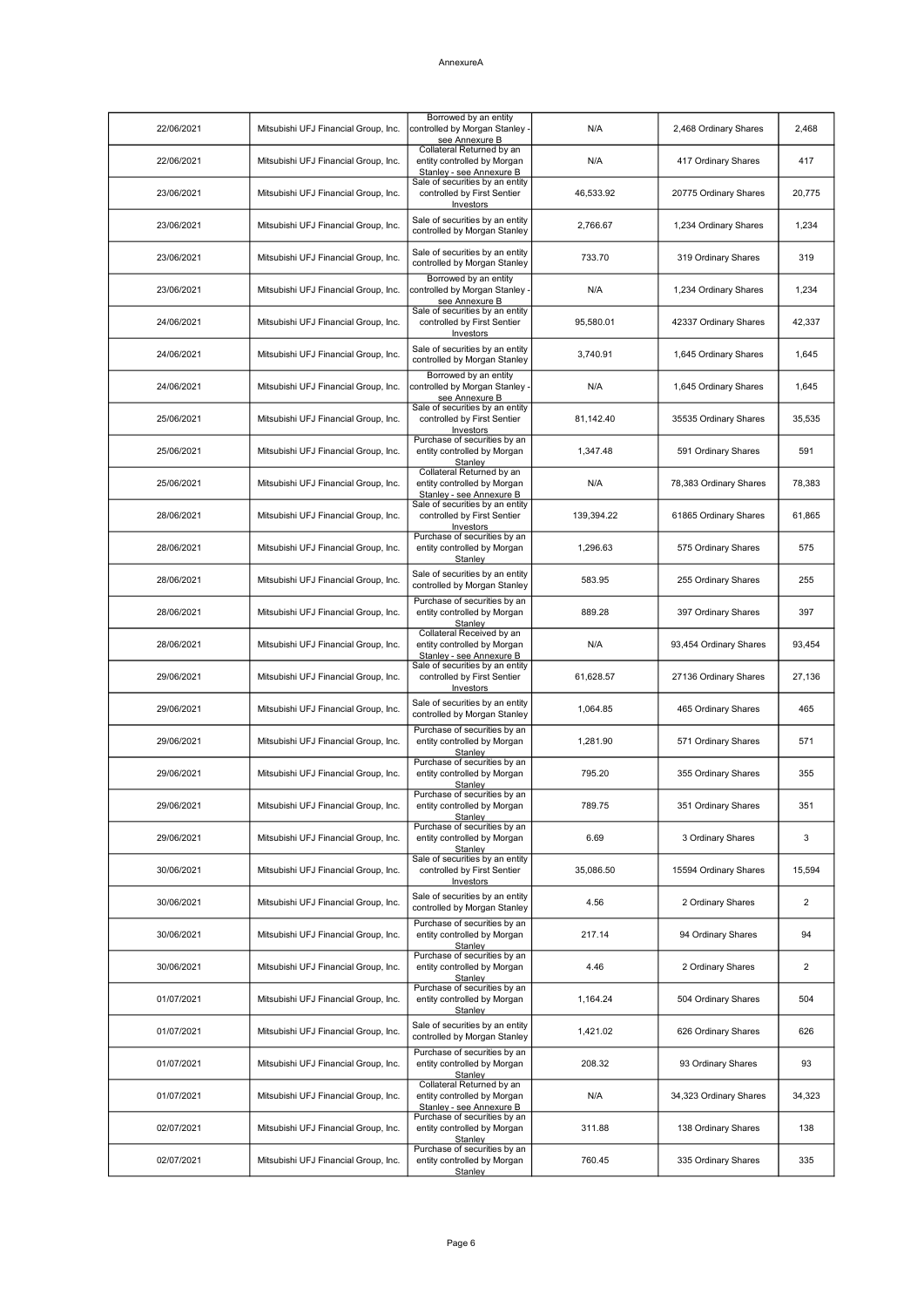AnnexureA

| | | | | | |
|---|---|---|---|---|---|
| 22/06/2021 | Mitsubishi UFJ Financial Group, Inc. | Borrowed by an entity controlled by Morgan Stanley - see Annexure B | N/A | 2,468 Ordinary Shares | 2,468 |
| 22/06/2021 | Mitsubishi UFJ Financial Group, Inc. | Collateral Returned by an entity controlled by Morgan Stanley - see Annexure B | N/A | 417 Ordinary Shares | 417 |
| 23/06/2021 | Mitsubishi UFJ Financial Group, Inc. | Sale of securities by an entity controlled by First Sentier Investors | 46,533.92 | 20775 Ordinary Shares | 20,775 |
| 23/06/2021 | Mitsubishi UFJ Financial Group, Inc. | Sale of securities by an entity controlled by Morgan Stanley | 2,766.67 | 1,234 Ordinary Shares | 1,234 |
| 23/06/2021 | Mitsubishi UFJ Financial Group, Inc. | Sale of securities by an entity controlled by Morgan Stanley | 733.70 | 319 Ordinary Shares | 319 |
| 23/06/2021 | Mitsubishi UFJ Financial Group, Inc. | Borrowed by an entity controlled by Morgan Stanley - see Annexure B | N/A | 1,234 Ordinary Shares | 1,234 |
| 24/06/2021 | Mitsubishi UFJ Financial Group, Inc. | Sale of securities by an entity controlled by First Sentier Investors | 95,580.01 | 42337 Ordinary Shares | 42,337 |
| 24/06/2021 | Mitsubishi UFJ Financial Group, Inc. | Sale of securities by an entity controlled by Morgan Stanley | 3,740.91 | 1,645 Ordinary Shares | 1,645 |
| 24/06/2021 | Mitsubishi UFJ Financial Group, Inc. | Borrowed by an entity controlled by Morgan Stanley - see Annexure B | N/A | 1,645 Ordinary Shares | 1,645 |
| 25/06/2021 | Mitsubishi UFJ Financial Group, Inc. | Sale of securities by an entity controlled by First Sentier Investors | 81,142.40 | 35535 Ordinary Shares | 35,535 |
| 25/06/2021 | Mitsubishi UFJ Financial Group, Inc. | Purchase of securities by an entity controlled by Morgan Stanley | 1,347.48 | 591 Ordinary Shares | 591 |
| 25/06/2021 | Mitsubishi UFJ Financial Group, Inc. | Collateral Returned by an entity controlled by Morgan Stanley - see Annexure B | N/A | 78,383 Ordinary Shares | 78,383 |
| 28/06/2021 | Mitsubishi UFJ Financial Group, Inc. | Sale of securities by an entity controlled by First Sentier Investors | 139,394.22 | 61865 Ordinary Shares | 61,865 |
| 28/06/2021 | Mitsubishi UFJ Financial Group, Inc. | Purchase of securities by an entity controlled by Morgan Stanley | 1,296.63 | 575 Ordinary Shares | 575 |
| 28/06/2021 | Mitsubishi UFJ Financial Group, Inc. | Sale of securities by an entity controlled by Morgan Stanley | 583.95 | 255 Ordinary Shares | 255 |
| 28/06/2021 | Mitsubishi UFJ Financial Group, Inc. | Purchase of securities by an entity controlled by Morgan Stanley | 889.28 | 397 Ordinary Shares | 397 |
| 28/06/2021 | Mitsubishi UFJ Financial Group, Inc. | Collateral Received by an entity controlled by Morgan Stanley - see Annexure B | N/A | 93,454 Ordinary Shares | 93,454 |
| 29/06/2021 | Mitsubishi UFJ Financial Group, Inc. | Sale of securities by an entity controlled by First Sentier Investors | 61,628.57 | 27136 Ordinary Shares | 27,136 |
| 29/06/2021 | Mitsubishi UFJ Financial Group, Inc. | Sale of securities by an entity controlled by Morgan Stanley | 1,064.85 | 465 Ordinary Shares | 465 |
| 29/06/2021 | Mitsubishi UFJ Financial Group, Inc. | Purchase of securities by an entity controlled by Morgan Stanley | 1,281.90 | 571 Ordinary Shares | 571 |
| 29/06/2021 | Mitsubishi UFJ Financial Group, Inc. | Purchase of securities by an entity controlled by Morgan Stanley | 795.20 | 355 Ordinary Shares | 355 |
| 29/06/2021 | Mitsubishi UFJ Financial Group, Inc. | Purchase of securities by an entity controlled by Morgan Stanley | 789.75 | 351 Ordinary Shares | 351 |
| 29/06/2021 | Mitsubishi UFJ Financial Group, Inc. | Purchase of securities by an entity controlled by Morgan Stanley | 6.69 | 3 Ordinary Shares | 3 |
| 30/06/2021 | Mitsubishi UFJ Financial Group, Inc. | Sale of securities by an entity controlled by First Sentier Investors | 35,086.50 | 15594 Ordinary Shares | 15,594 |
| 30/06/2021 | Mitsubishi UFJ Financial Group, Inc. | Sale of securities by an entity controlled by Morgan Stanley | 4.56 | 2 Ordinary Shares | 2 |
| 30/06/2021 | Mitsubishi UFJ Financial Group, Inc. | Purchase of securities by an entity controlled by Morgan Stanley | 217.14 | 94 Ordinary Shares | 94 |
| 30/06/2021 | Mitsubishi UFJ Financial Group, Inc. | Purchase of securities by an entity controlled by Morgan Stanley | 4.46 | 2 Ordinary Shares | 2 |
| 01/07/2021 | Mitsubishi UFJ Financial Group, Inc. | Purchase of securities by an entity controlled by Morgan Stanley | 1,164.24 | 504 Ordinary Shares | 504 |
| 01/07/2021 | Mitsubishi UFJ Financial Group, Inc. | Sale of securities by an entity controlled by Morgan Stanley | 1,421.02 | 626 Ordinary Shares | 626 |
| 01/07/2021 | Mitsubishi UFJ Financial Group, Inc. | Purchase of securities by an entity controlled by Morgan Stanley | 208.32 | 93 Ordinary Shares | 93 |
| 01/07/2021 | Mitsubishi UFJ Financial Group, Inc. | Collateral Returned by an entity controlled by Morgan Stanley - see Annexure B | N/A | 34,323 Ordinary Shares | 34,323 |
| 02/07/2021 | Mitsubishi UFJ Financial Group, Inc. | Purchase of securities by an entity controlled by Morgan Stanley | 311.88 | 138 Ordinary Shares | 138 |
| 02/07/2021 | Mitsubishi UFJ Financial Group, Inc. | Purchase of securities by an entity controlled by Morgan Stanley | 760.45 | 335 Ordinary Shares | 335 |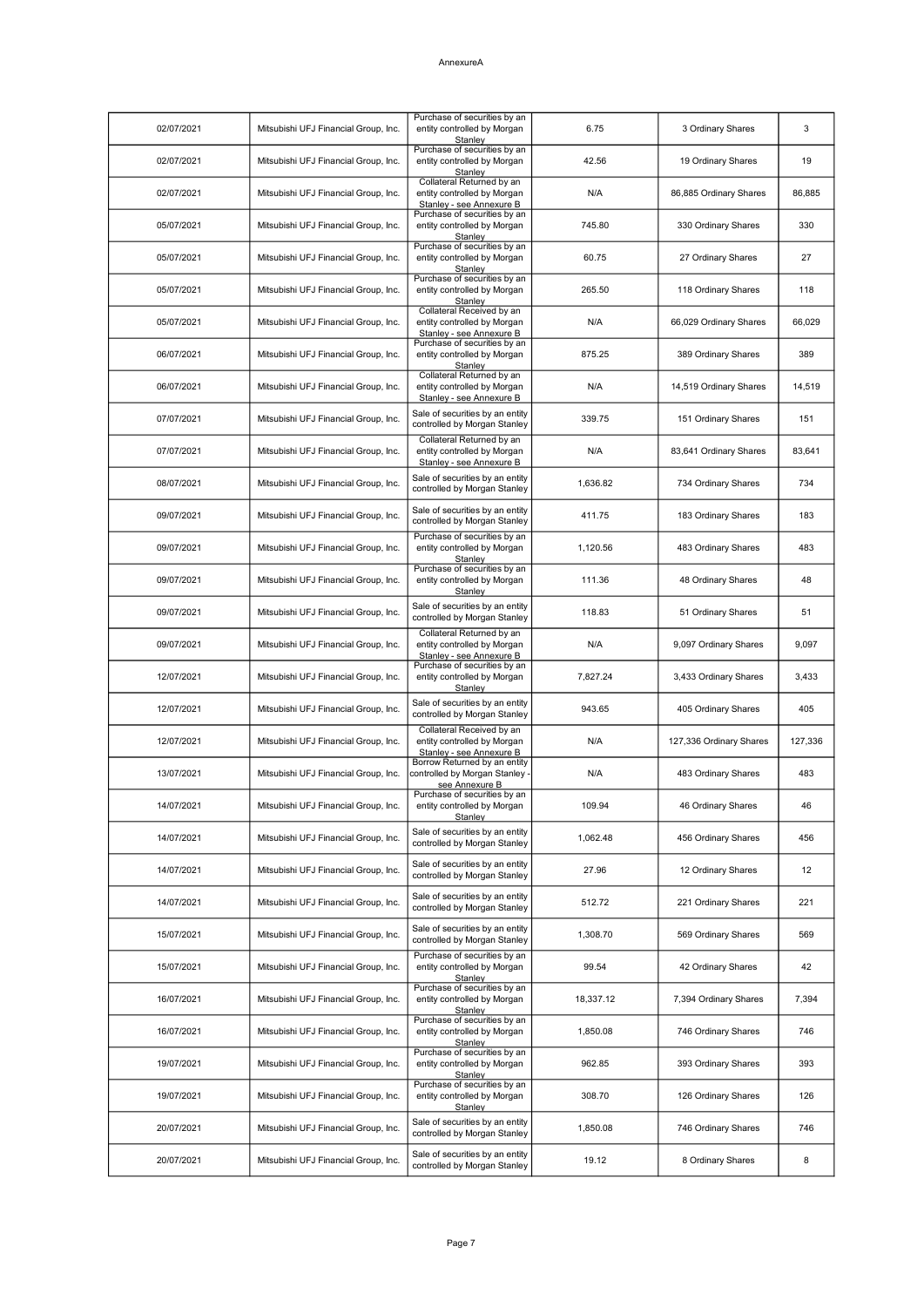AnnexureA

| | | | | | |
|---|---|---|---|---|---|
| 02/07/2021 | Mitsubishi UFJ Financial Group, Inc. | Purchase of securities by an entity controlled by Morgan Stanley | 6.75 | 3 Ordinary Shares | 3 |
| 02/07/2021 | Mitsubishi UFJ Financial Group, Inc. | Purchase of securities by an entity controlled by Morgan Stanley | 42.56 | 19 Ordinary Shares | 19 |
| 02/07/2021 | Mitsubishi UFJ Financial Group, Inc. | Collateral Returned by an entity controlled by Morgan Stanley - see Annexure B | N/A | 86,885 Ordinary Shares | 86,885 |
| 05/07/2021 | Mitsubishi UFJ Financial Group, Inc. | Purchase of securities by an entity controlled by Morgan Stanley | 745.80 | 330 Ordinary Shares | 330 |
| 05/07/2021 | Mitsubishi UFJ Financial Group, Inc. | Purchase of securities by an entity controlled by Morgan Stanley | 60.75 | 27 Ordinary Shares | 27 |
| 05/07/2021 | Mitsubishi UFJ Financial Group, Inc. | Purchase of securities by an entity controlled by Morgan Stanley | 265.50 | 118 Ordinary Shares | 118 |
| 05/07/2021 | Mitsubishi UFJ Financial Group, Inc. | Collateral Received by an entity controlled by Morgan Stanley - see Annexure B | N/A | 66,029 Ordinary Shares | 66,029 |
| 06/07/2021 | Mitsubishi UFJ Financial Group, Inc. | Purchase of securities by an entity controlled by Morgan Stanley | 875.25 | 389 Ordinary Shares | 389 |
| 06/07/2021 | Mitsubishi UFJ Financial Group, Inc. | Collateral Returned by an entity controlled by Morgan Stanley - see Annexure B | N/A | 14,519 Ordinary Shares | 14,519 |
| 07/07/2021 | Mitsubishi UFJ Financial Group, Inc. | Sale of securities by an entity controlled by Morgan Stanley | 339.75 | 151 Ordinary Shares | 151 |
| 07/07/2021 | Mitsubishi UFJ Financial Group, Inc. | Collateral Returned by an entity controlled by Morgan Stanley - see Annexure B | N/A | 83,641 Ordinary Shares | 83,641 |
| 08/07/2021 | Mitsubishi UFJ Financial Group, Inc. | Sale of securities by an entity controlled by Morgan Stanley | 1,636.82 | 734 Ordinary Shares | 734 |
| 09/07/2021 | Mitsubishi UFJ Financial Group, Inc. | Sale of securities by an entity controlled by Morgan Stanley | 411.75 | 183 Ordinary Shares | 183 |
| 09/07/2021 | Mitsubishi UFJ Financial Group, Inc. | Purchase of securities by an entity controlled by Morgan Stanley | 1,120.56 | 483 Ordinary Shares | 483 |
| 09/07/2021 | Mitsubishi UFJ Financial Group, Inc. | Purchase of securities by an entity controlled by Morgan Stanley | 111.36 | 48 Ordinary Shares | 48 |
| 09/07/2021 | Mitsubishi UFJ Financial Group, Inc. | Sale of securities by an entity controlled by Morgan Stanley | 118.83 | 51 Ordinary Shares | 51 |
| 09/07/2021 | Mitsubishi UFJ Financial Group, Inc. | Collateral Returned by an entity controlled by Morgan Stanley - see Annexure B | N/A | 9,097 Ordinary Shares | 9,097 |
| 12/07/2021 | Mitsubishi UFJ Financial Group, Inc. | Purchase of securities by an entity controlled by Morgan Stanley | 7,827.24 | 3,433 Ordinary Shares | 3,433 |
| 12/07/2021 | Mitsubishi UFJ Financial Group, Inc. | Sale of securities by an entity controlled by Morgan Stanley | 943.65 | 405 Ordinary Shares | 405 |
| 12/07/2021 | Mitsubishi UFJ Financial Group, Inc. | Collateral Received by an entity controlled by Morgan Stanley - see Annexure B | N/A | 127,336 Ordinary Shares | 127,336 |
| 13/07/2021 | Mitsubishi UFJ Financial Group, Inc. | Borrow Returned by an entity controlled by Morgan Stanley - see Annexure B | N/A | 483 Ordinary Shares | 483 |
| 14/07/2021 | Mitsubishi UFJ Financial Group, Inc. | Purchase of securities by an entity controlled by Morgan Stanley | 109.94 | 46 Ordinary Shares | 46 |
| 14/07/2021 | Mitsubishi UFJ Financial Group, Inc. | Sale of securities by an entity controlled by Morgan Stanley | 1,062.48 | 456 Ordinary Shares | 456 |
| 14/07/2021 | Mitsubishi UFJ Financial Group, Inc. | Sale of securities by an entity controlled by Morgan Stanley | 27.96 | 12 Ordinary Shares | 12 |
| 14/07/2021 | Mitsubishi UFJ Financial Group, Inc. | Sale of securities by an entity controlled by Morgan Stanley | 512.72 | 221 Ordinary Shares | 221 |
| 15/07/2021 | Mitsubishi UFJ Financial Group, Inc. | Sale of securities by an entity controlled by Morgan Stanley | 1,308.70 | 569 Ordinary Shares | 569 |
| 15/07/2021 | Mitsubishi UFJ Financial Group, Inc. | Purchase of securities by an entity controlled by Morgan Stanley | 99.54 | 42 Ordinary Shares | 42 |
| 16/07/2021 | Mitsubishi UFJ Financial Group, Inc. | Purchase of securities by an entity controlled by Morgan Stanley | 18,337.12 | 7,394 Ordinary Shares | 7,394 |
| 16/07/2021 | Mitsubishi UFJ Financial Group, Inc. | Purchase of securities by an entity controlled by Morgan Stanley | 1,850.08 | 746 Ordinary Shares | 746 |
| 19/07/2021 | Mitsubishi UFJ Financial Group, Inc. | Purchase of securities by an entity controlled by Morgan Stanley | 962.85 | 393 Ordinary Shares | 393 |
| 19/07/2021 | Mitsubishi UFJ Financial Group, Inc. | Purchase of securities by an entity controlled by Morgan Stanley | 308.70 | 126 Ordinary Shares | 126 |
| 20/07/2021 | Mitsubishi UFJ Financial Group, Inc. | Sale of securities by an entity controlled by Morgan Stanley | 1,850.08 | 746 Ordinary Shares | 746 |
| 20/07/2021 | Mitsubishi UFJ Financial Group, Inc. | Sale of securities by an entity controlled by Morgan Stanley | 19.12 | 8 Ordinary Shares | 8 |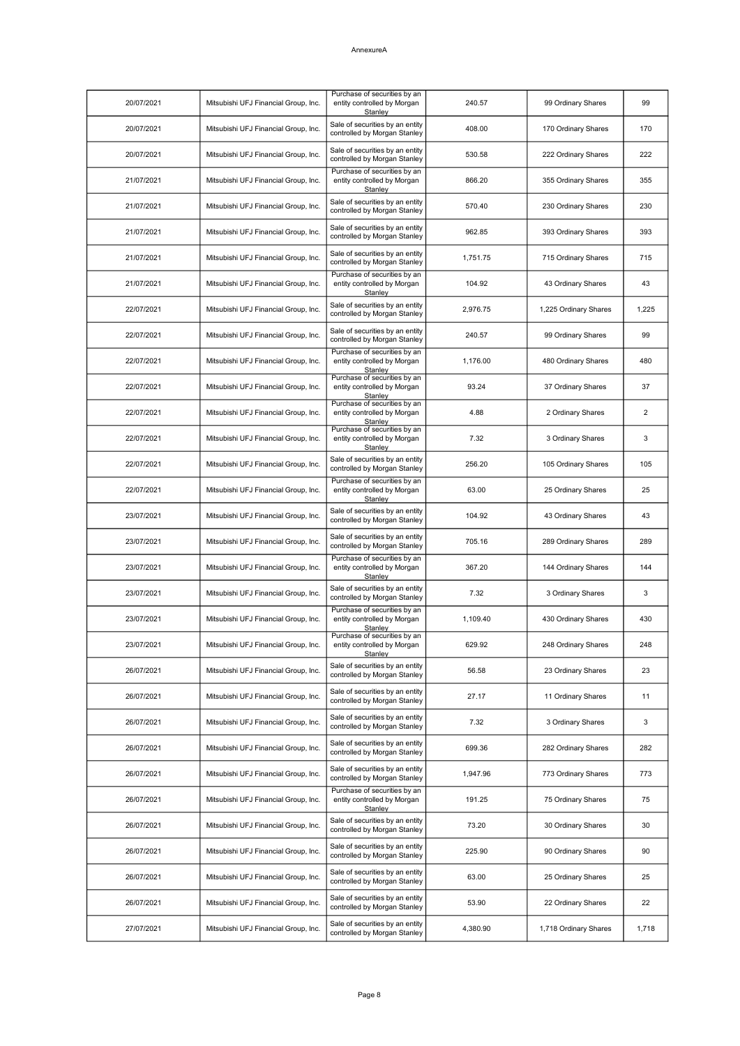AnnexureA

| 20/07/2021 | Mitsubishi UFJ Financial Group, Inc. | Purchase of securities by an entity controlled by Morgan Stanley | 240.57 | 99 Ordinary Shares | 99 |
|---|---|---|---|---|---|
| 20/07/2021 | Mitsubishi UFJ Financial Group, Inc. | Sale of securities by an entity controlled by Morgan Stanley | 408.00 | 170 Ordinary Shares | 170 |
| 20/07/2021 | Mitsubishi UFJ Financial Group, Inc. | Sale of securities by an entity controlled by Morgan Stanley | 530.58 | 222 Ordinary Shares | 222 |
| 21/07/2021 | Mitsubishi UFJ Financial Group, Inc. | Purchase of securities by an entity controlled by Morgan Stanley | 866.20 | 355 Ordinary Shares | 355 |
| 21/07/2021 | Mitsubishi UFJ Financial Group, Inc. | Sale of securities by an entity controlled by Morgan Stanley | 570.40 | 230 Ordinary Shares | 230 |
| 21/07/2021 | Mitsubishi UFJ Financial Group, Inc. | Sale of securities by an entity controlled by Morgan Stanley | 962.85 | 393 Ordinary Shares | 393 |
| 21/07/2021 | Mitsubishi UFJ Financial Group, Inc. | Sale of securities by an entity controlled by Morgan Stanley | 1,751.75 | 715 Ordinary Shares | 715 |
| 21/07/2021 | Mitsubishi UFJ Financial Group, Inc. | Purchase of securities by an entity controlled by Morgan Stanley | 104.92 | 43 Ordinary Shares | 43 |
| 22/07/2021 | Mitsubishi UFJ Financial Group, Inc. | Sale of securities by an entity controlled by Morgan Stanley | 2,976.75 | 1,225 Ordinary Shares | 1,225 |
| 22/07/2021 | Mitsubishi UFJ Financial Group, Inc. | Sale of securities by an entity controlled by Morgan Stanley | 240.57 | 99 Ordinary Shares | 99 |
| 22/07/2021 | Mitsubishi UFJ Financial Group, Inc. | Purchase of securities by an entity controlled by Morgan Stanley | 1,176.00 | 480 Ordinary Shares | 480 |
| 22/07/2021 | Mitsubishi UFJ Financial Group, Inc. | Purchase of securities by an entity controlled by Morgan Stanley | 93.24 | 37 Ordinary Shares | 37 |
| 22/07/2021 | Mitsubishi UFJ Financial Group, Inc. | Purchase of securities by an entity controlled by Morgan Stanley | 4.88 | 2 Ordinary Shares | 2 |
| 22/07/2021 | Mitsubishi UFJ Financial Group, Inc. | Purchase of securities by an entity controlled by Morgan Stanley | 7.32 | 3 Ordinary Shares | 3 |
| 22/07/2021 | Mitsubishi UFJ Financial Group, Inc. | Sale of securities by an entity controlled by Morgan Stanley | 256.20 | 105 Ordinary Shares | 105 |
| 22/07/2021 | Mitsubishi UFJ Financial Group, Inc. | Purchase of securities by an entity controlled by Morgan Stanley | 63.00 | 25 Ordinary Shares | 25 |
| 23/07/2021 | Mitsubishi UFJ Financial Group, Inc. | Sale of securities by an entity controlled by Morgan Stanley | 104.92 | 43 Ordinary Shares | 43 |
| 23/07/2021 | Mitsubishi UFJ Financial Group, Inc. | Sale of securities by an entity controlled by Morgan Stanley | 705.16 | 289 Ordinary Shares | 289 |
| 23/07/2021 | Mitsubishi UFJ Financial Group, Inc. | Purchase of securities by an entity controlled by Morgan Stanley | 367.20 | 144 Ordinary Shares | 144 |
| 23/07/2021 | Mitsubishi UFJ Financial Group, Inc. | Sale of securities by an entity controlled by Morgan Stanley | 7.32 | 3 Ordinary Shares | 3 |
| 23/07/2021 | Mitsubishi UFJ Financial Group, Inc. | Purchase of securities by an entity controlled by Morgan Stanley | 1,109.40 | 430 Ordinary Shares | 430 |
| 23/07/2021 | Mitsubishi UFJ Financial Group, Inc. | Purchase of securities by an entity controlled by Morgan Stanley | 629.92 | 248 Ordinary Shares | 248 |
| 26/07/2021 | Mitsubishi UFJ Financial Group, Inc. | Sale of securities by an entity controlled by Morgan Stanley | 56.58 | 23 Ordinary Shares | 23 |
| 26/07/2021 | Mitsubishi UFJ Financial Group, Inc. | Sale of securities by an entity controlled by Morgan Stanley | 27.17 | 11 Ordinary Shares | 11 |
| 26/07/2021 | Mitsubishi UFJ Financial Group, Inc. | Sale of securities by an entity controlled by Morgan Stanley | 7.32 | 3 Ordinary Shares | 3 |
| 26/07/2021 | Mitsubishi UFJ Financial Group, Inc. | Sale of securities by an entity controlled by Morgan Stanley | 699.36 | 282 Ordinary Shares | 282 |
| 26/07/2021 | Mitsubishi UFJ Financial Group, Inc. | Sale of securities by an entity controlled by Morgan Stanley | 1,947.96 | 773 Ordinary Shares | 773 |
| 26/07/2021 | Mitsubishi UFJ Financial Group, Inc. | Purchase of securities by an entity controlled by Morgan Stanley | 191.25 | 75 Ordinary Shares | 75 |
| 26/07/2021 | Mitsubishi UFJ Financial Group, Inc. | Sale of securities by an entity controlled by Morgan Stanley | 73.20 | 30 Ordinary Shares | 30 |
| 26/07/2021 | Mitsubishi UFJ Financial Group, Inc. | Sale of securities by an entity controlled by Morgan Stanley | 225.90 | 90 Ordinary Shares | 90 |
| 26/07/2021 | Mitsubishi UFJ Financial Group, Inc. | Sale of securities by an entity controlled by Morgan Stanley | 63.00 | 25 Ordinary Shares | 25 |
| 26/07/2021 | Mitsubishi UFJ Financial Group, Inc. | Sale of securities by an entity controlled by Morgan Stanley | 53.90 | 22 Ordinary Shares | 22 |
| 27/07/2021 | Mitsubishi UFJ Financial Group, Inc. | Sale of securities by an entity controlled by Morgan Stanley | 4,380.90 | 1,718 Ordinary Shares | 1,718 |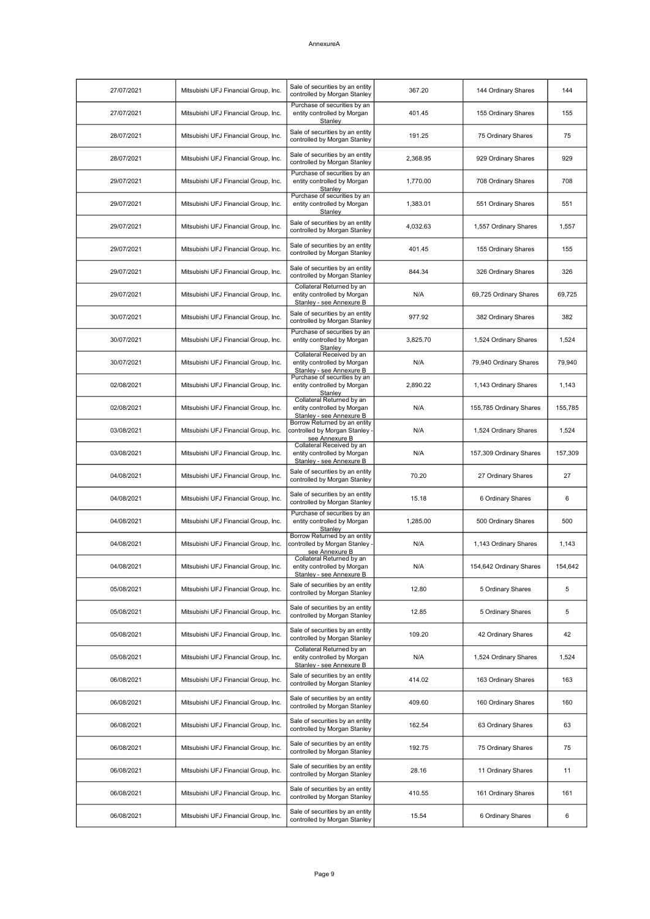AnnexureA

| 27/07/2021 | Mitsubishi UFJ Financial Group, Inc. | Sale of securities by an entity controlled by Morgan Stanley | 367.20 | 144 Ordinary Shares | 144 |
|---|---|---|---|---|---|
| 27/07/2021 | Mitsubishi UFJ Financial Group, Inc. | Purchase of securities by an entity controlled by Morgan Stanley | 401.45 | 155 Ordinary Shares | 155 |
| 28/07/2021 | Mitsubishi UFJ Financial Group, Inc. | Sale of securities by an entity controlled by Morgan Stanley | 191.25 | 75 Ordinary Shares | 75 |
| 28/07/2021 | Mitsubishi UFJ Financial Group, Inc. | Sale of securities by an entity controlled by Morgan Stanley | 2,368.95 | 929 Ordinary Shares | 929 |
| 29/07/2021 | Mitsubishi UFJ Financial Group, Inc. | Purchase of securities by an entity controlled by Morgan Stanley | 1,770.00 | 708 Ordinary Shares | 708 |
| 29/07/2021 | Mitsubishi UFJ Financial Group, Inc. | Purchase of securities by an entity controlled by Morgan Stanley | 1,383.01 | 551 Ordinary Shares | 551 |
| 29/07/2021 | Mitsubishi UFJ Financial Group, Inc. | Sale of securities by an entity controlled by Morgan Stanley | 4,032.63 | 1,557 Ordinary Shares | 1,557 |
| 29/07/2021 | Mitsubishi UFJ Financial Group, Inc. | Sale of securities by an entity controlled by Morgan Stanley | 401.45 | 155 Ordinary Shares | 155 |
| 29/07/2021 | Mitsubishi UFJ Financial Group, Inc. | Sale of securities by an entity controlled by Morgan Stanley | 844.34 | 326 Ordinary Shares | 326 |
| 29/07/2021 | Mitsubishi UFJ Financial Group, Inc. | Collateral Returned by an entity controlled by Morgan Stanley - see Annexure B | N/A | 69,725 Ordinary Shares | 69,725 |
| 30/07/2021 | Mitsubishi UFJ Financial Group, Inc. | Sale of securities by an entity controlled by Morgan Stanley | 977.92 | 382 Ordinary Shares | 382 |
| 30/07/2021 | Mitsubishi UFJ Financial Group, Inc. | Purchase of securities by an entity controlled by Morgan Stanley | 3,825.70 | 1,524 Ordinary Shares | 1,524 |
| 30/07/2021 | Mitsubishi UFJ Financial Group, Inc. | Collateral Received by an entity controlled by Morgan Stanley - see Annexure B | N/A | 79,940 Ordinary Shares | 79,940 |
| 02/08/2021 | Mitsubishi UFJ Financial Group, Inc. | Purchase of securities by an entity controlled by Morgan Stanley | 2,890.22 | 1,143 Ordinary Shares | 1,143 |
| 02/08/2021 | Mitsubishi UFJ Financial Group, Inc. | Collateral Returned by an entity controlled by Morgan Stanley - see Annexure B | N/A | 155,785 Ordinary Shares | 155,785 |
| 03/08/2021 | Mitsubishi UFJ Financial Group, Inc. | Borrow Returned by an entity controlled by Morgan Stanley - see Annexure B | N/A | 1,524 Ordinary Shares | 1,524 |
| 03/08/2021 | Mitsubishi UFJ Financial Group, Inc. | Collateral Received by an entity controlled by Morgan Stanley - see Annexure B | N/A | 157,309 Ordinary Shares | 157,309 |
| 04/08/2021 | Mitsubishi UFJ Financial Group, Inc. | Sale of securities by an entity controlled by Morgan Stanley | 70.20 | 27 Ordinary Shares | 27 |
| 04/08/2021 | Mitsubishi UFJ Financial Group, Inc. | Sale of securities by an entity controlled by Morgan Stanley | 15.18 | 6 Ordinary Shares | 6 |
| 04/08/2021 | Mitsubishi UFJ Financial Group, Inc. | Purchase of securities by an entity controlled by Morgan Stanley | 1,285.00 | 500 Ordinary Shares | 500 |
| 04/08/2021 | Mitsubishi UFJ Financial Group, Inc. | Borrow Returned by an entity controlled by Morgan Stanley - see Annexure B | N/A | 1,143 Ordinary Shares | 1,143 |
| 04/08/2021 | Mitsubishi UFJ Financial Group, Inc. | Collateral Returned by an entity controlled by Morgan Stanley - see Annexure B | N/A | 154,642 Ordinary Shares | 154,642 |
| 05/08/2021 | Mitsubishi UFJ Financial Group, Inc. | Sale of securities by an entity controlled by Morgan Stanley | 12.80 | 5 Ordinary Shares | 5 |
| 05/08/2021 | Mitsubishi UFJ Financial Group, Inc. | Sale of securities by an entity controlled by Morgan Stanley | 12.85 | 5 Ordinary Shares | 5 |
| 05/08/2021 | Mitsubishi UFJ Financial Group, Inc. | Sale of securities by an entity controlled by Morgan Stanley | 109.20 | 42 Ordinary Shares | 42 |
| 05/08/2021 | Mitsubishi UFJ Financial Group, Inc. | Collateral Returned by an entity controlled by Morgan Stanley - see Annexure B | N/A | 1,524 Ordinary Shares | 1,524 |
| 06/08/2021 | Mitsubishi UFJ Financial Group, Inc. | Sale of securities by an entity controlled by Morgan Stanley | 414.02 | 163 Ordinary Shares | 163 |
| 06/08/2021 | Mitsubishi UFJ Financial Group, Inc. | Sale of securities by an entity controlled by Morgan Stanley | 409.60 | 160 Ordinary Shares | 160 |
| 06/08/2021 | Mitsubishi UFJ Financial Group, Inc. | Sale of securities by an entity controlled by Morgan Stanley | 162.54 | 63 Ordinary Shares | 63 |
| 06/08/2021 | Mitsubishi UFJ Financial Group, Inc. | Sale of securities by an entity controlled by Morgan Stanley | 192.75 | 75 Ordinary Shares | 75 |
| 06/08/2021 | Mitsubishi UFJ Financial Group, Inc. | Sale of securities by an entity controlled by Morgan Stanley | 28.16 | 11 Ordinary Shares | 11 |
| 06/08/2021 | Mitsubishi UFJ Financial Group, Inc. | Sale of securities by an entity controlled by Morgan Stanley | 410.55 | 161 Ordinary Shares | 161 |
| 06/08/2021 | Mitsubishi UFJ Financial Group, Inc. | Sale of securities by an entity controlled by Morgan Stanley | 15.54 | 6 Ordinary Shares | 6 |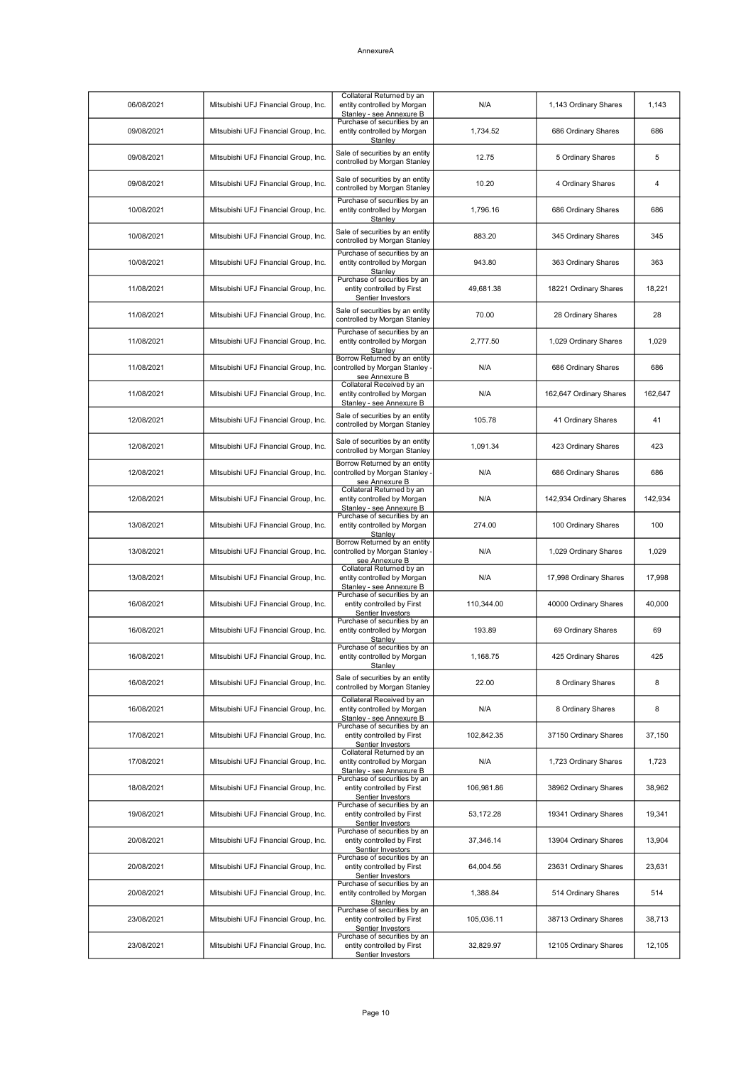AnnexureA

| | | | | | |
|---|---|---|---|---|---|
| 06/08/2021 | Mitsubishi UFJ Financial Group, Inc. | Collateral Returned by an entity controlled by Morgan Stanley - see Annexure B | N/A | 1,143 Ordinary Shares | 1,143 |
| 09/08/2021 | Mitsubishi UFJ Financial Group, Inc. | Purchase of securities by an entity controlled by Morgan Stanley | 1,734.52 | 686 Ordinary Shares | 686 |
| 09/08/2021 | Mitsubishi UFJ Financial Group, Inc. | Sale of securities by an entity controlled by Morgan Stanley | 12.75 | 5 Ordinary Shares | 5 |
| 09/08/2021 | Mitsubishi UFJ Financial Group, Inc. | Sale of securities by an entity controlled by Morgan Stanley | 10.20 | 4 Ordinary Shares | 4 |
| 10/08/2021 | Mitsubishi UFJ Financial Group, Inc. | Purchase of securities by an entity controlled by Morgan Stanley | 1,796.16 | 686 Ordinary Shares | 686 |
| 10/08/2021 | Mitsubishi UFJ Financial Group, Inc. | Sale of securities by an entity controlled by Morgan Stanley | 883.20 | 345 Ordinary Shares | 345 |
| 10/08/2021 | Mitsubishi UFJ Financial Group, Inc. | Purchase of securities by an entity controlled by Morgan Stanley | 943.80 | 363 Ordinary Shares | 363 |
| 11/08/2021 | Mitsubishi UFJ Financial Group, Inc. | Purchase of securities by an entity controlled by First Sentier Investors | 49,681.38 | 18221 Ordinary Shares | 18,221 |
| 11/08/2021 | Mitsubishi UFJ Financial Group, Inc. | Sale of securities by an entity controlled by Morgan Stanley | 70.00 | 28 Ordinary Shares | 28 |
| 11/08/2021 | Mitsubishi UFJ Financial Group, Inc. | Purchase of securities by an entity controlled by Morgan Stanley | 2,777.50 | 1,029 Ordinary Shares | 1,029 |
| 11/08/2021 | Mitsubishi UFJ Financial Group, Inc. | Borrow Returned by an entity controlled by Morgan Stanley - see Annexure B | N/A | 686 Ordinary Shares | 686 |
| 11/08/2021 | Mitsubishi UFJ Financial Group, Inc. | Collateral Received by an entity controlled by Morgan Stanley - see Annexure B | N/A | 162,647 Ordinary Shares | 162,647 |
| 12/08/2021 | Mitsubishi UFJ Financial Group, Inc. | Sale of securities by an entity controlled by Morgan Stanley | 105.78 | 41 Ordinary Shares | 41 |
| 12/08/2021 | Mitsubishi UFJ Financial Group, Inc. | Sale of securities by an entity controlled by Morgan Stanley | 1,091.34 | 423 Ordinary Shares | 423 |
| 12/08/2021 | Mitsubishi UFJ Financial Group, Inc. | Borrow Returned by an entity controlled by Morgan Stanley - see Annexure B | N/A | 686 Ordinary Shares | 686 |
| 12/08/2021 | Mitsubishi UFJ Financial Group, Inc. | Collateral Returned by an entity controlled by Morgan Stanley - see Annexure B | N/A | 142,934 Ordinary Shares | 142,934 |
| 13/08/2021 | Mitsubishi UFJ Financial Group, Inc. | Purchase of securities by an entity controlled by Morgan Stanley | 274.00 | 100 Ordinary Shares | 100 |
| 13/08/2021 | Mitsubishi UFJ Financial Group, Inc. | Borrow Returned by an entity controlled by Morgan Stanley - see Annexure B | N/A | 1,029 Ordinary Shares | 1,029 |
| 13/08/2021 | Mitsubishi UFJ Financial Group, Inc. | Collateral Returned by an entity controlled by Morgan Stanley - see Annexure B | N/A | 17,998 Ordinary Shares | 17,998 |
| 16/08/2021 | Mitsubishi UFJ Financial Group, Inc. | Purchase of securities by an entity controlled by First Sentier Investors | 110,344.00 | 40000 Ordinary Shares | 40,000 |
| 16/08/2021 | Mitsubishi UFJ Financial Group, Inc. | Purchase of securities by an entity controlled by Morgan Stanley | 193.89 | 69 Ordinary Shares | 69 |
| 16/08/2021 | Mitsubishi UFJ Financial Group, Inc. | Purchase of securities by an entity controlled by Morgan Stanley | 1,168.75 | 425 Ordinary Shares | 425 |
| 16/08/2021 | Mitsubishi UFJ Financial Group, Inc. | Sale of securities by an entity controlled by Morgan Stanley | 22.00 | 8 Ordinary Shares | 8 |
| 16/08/2021 | Mitsubishi UFJ Financial Group, Inc. | Collateral Received by an entity controlled by Morgan Stanley - see Annexure B | N/A | 8 Ordinary Shares | 8 |
| 17/08/2021 | Mitsubishi UFJ Financial Group, Inc. | Purchase of securities by an entity controlled by First Sentier Investors | 102,842.35 | 37150 Ordinary Shares | 37,150 |
| 17/08/2021 | Mitsubishi UFJ Financial Group, Inc. | Collateral Returned by an entity controlled by Morgan Stanley - see Annexure B | N/A | 1,723 Ordinary Shares | 1,723 |
| 18/08/2021 | Mitsubishi UFJ Financial Group, Inc. | Purchase of securities by an entity controlled by First Sentier Investors | 106,981.86 | 38962 Ordinary Shares | 38,962 |
| 19/08/2021 | Mitsubishi UFJ Financial Group, Inc. | Purchase of securities by an entity controlled by First Sentier Investors | 53,172.28 | 19341 Ordinary Shares | 19,341 |
| 20/08/2021 | Mitsubishi UFJ Financial Group, Inc. | Purchase of securities by an entity controlled by First Sentier Investors | 37,346.14 | 13904 Ordinary Shares | 13,904 |
| 20/08/2021 | Mitsubishi UFJ Financial Group, Inc. | Purchase of securities by an entity controlled by First Sentier Investors | 64,004.56 | 23631 Ordinary Shares | 23,631 |
| 20/08/2021 | Mitsubishi UFJ Financial Group, Inc. | Purchase of securities by an entity controlled by Morgan Stanley | 1,388.84 | 514 Ordinary Shares | 514 |
| 23/08/2021 | Mitsubishi UFJ Financial Group, Inc. | Purchase of securities by an entity controlled by First Sentier Investors | 105,036.11 | 38713 Ordinary Shares | 38,713 |
| 23/08/2021 | Mitsubishi UFJ Financial Group, Inc. | Purchase of securities by an entity controlled by First Sentier Investors | 32,829.97 | 12105 Ordinary Shares | 12,105 |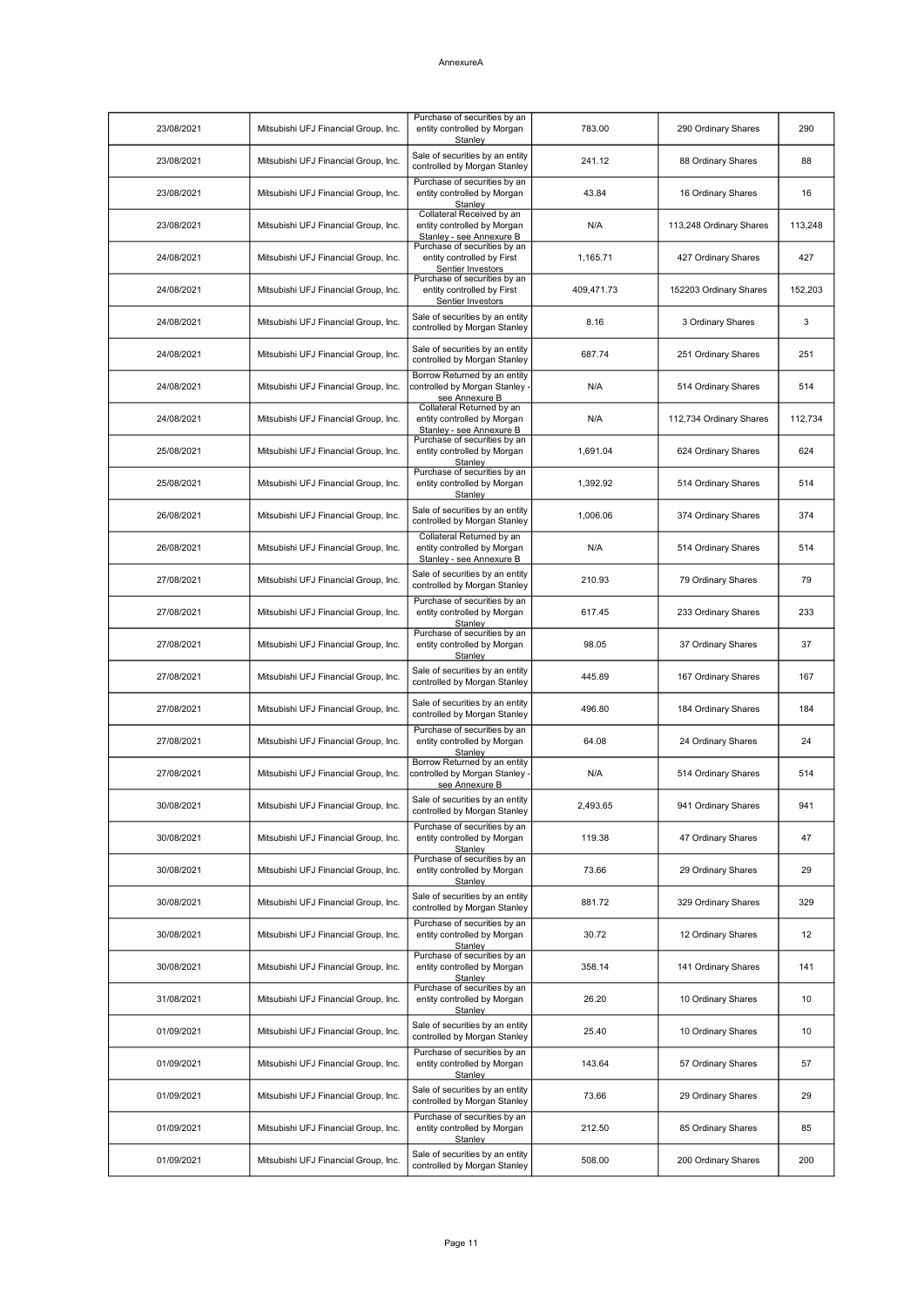AnnexureA

| | | | | | |
|---|---|---|---|---|---|
| 23/08/2021 | Mitsubishi UFJ Financial Group, Inc. | Purchase of securities by an entity controlled by Morgan Stanley | 783.00 | 290 Ordinary Shares | 290 |
| 23/08/2021 | Mitsubishi UFJ Financial Group, Inc. | Sale of securities by an entity controlled by Morgan Stanley | 241.12 | 88 Ordinary Shares | 88 |
| 23/08/2021 | Mitsubishi UFJ Financial Group, Inc. | Purchase of securities by an entity controlled by Morgan Stanley | 43.84 | 16 Ordinary Shares | 16 |
| 23/08/2021 | Mitsubishi UFJ Financial Group, Inc. | Collateral Received by an entity controlled by Morgan Stanley - see Annexure B | N/A | 113,248 Ordinary Shares | 113,248 |
| 24/08/2021 | Mitsubishi UFJ Financial Group, Inc. | Purchase of securities by an entity controlled by First Sentier Investors | 1,165.71 | 427 Ordinary Shares | 427 |
| 24/08/2021 | Mitsubishi UFJ Financial Group, Inc. | Purchase of securities by an entity controlled by First Sentier Investors | 409,471.73 | 152203 Ordinary Shares | 152,203 |
| 24/08/2021 | Mitsubishi UFJ Financial Group, Inc. | Sale of securities by an entity controlled by Morgan Stanley | 8.16 | 3 Ordinary Shares | 3 |
| 24/08/2021 | Mitsubishi UFJ Financial Group, Inc. | Sale of securities by an entity controlled by Morgan Stanley | 687.74 | 251 Ordinary Shares | 251 |
| 24/08/2021 | Mitsubishi UFJ Financial Group, Inc. | Borrow Returned by an entity controlled by Morgan Stanley - see Annexure B | N/A | 514 Ordinary Shares | 514 |
| 24/08/2021 | Mitsubishi UFJ Financial Group, Inc. | Collateral Returned by an entity controlled by Morgan Stanley - see Annexure B | N/A | 112,734 Ordinary Shares | 112,734 |
| 25/08/2021 | Mitsubishi UFJ Financial Group, Inc. | Purchase of securities by an entity controlled by Morgan Stanley | 1,691.04 | 624 Ordinary Shares | 624 |
| 25/08/2021 | Mitsubishi UFJ Financial Group, Inc. | Purchase of securities by an entity controlled by Morgan Stanley | 1,392.92 | 514 Ordinary Shares | 514 |
| 26/08/2021 | Mitsubishi UFJ Financial Group, Inc. | Sale of securities by an entity controlled by Morgan Stanley | 1,006.06 | 374 Ordinary Shares | 374 |
| 26/08/2021 | Mitsubishi UFJ Financial Group, Inc. | Collateral Returned by an entity controlled by Morgan Stanley - see Annexure B | N/A | 514 Ordinary Shares | 514 |
| 27/08/2021 | Mitsubishi UFJ Financial Group, Inc. | Sale of securities by an entity controlled by Morgan Stanley | 210.93 | 79 Ordinary Shares | 79 |
| 27/08/2021 | Mitsubishi UFJ Financial Group, Inc. | Purchase of securities by an entity controlled by Morgan Stanley | 617.45 | 233 Ordinary Shares | 233 |
| 27/08/2021 | Mitsubishi UFJ Financial Group, Inc. | Purchase of securities by an entity controlled by Morgan Stanley | 98.05 | 37 Ordinary Shares | 37 |
| 27/08/2021 | Mitsubishi UFJ Financial Group, Inc. | Sale of securities by an entity controlled by Morgan Stanley | 445.89 | 167 Ordinary Shares | 167 |
| 27/08/2021 | Mitsubishi UFJ Financial Group, Inc. | Sale of securities by an entity controlled by Morgan Stanley | 496.80 | 184 Ordinary Shares | 184 |
| 27/08/2021 | Mitsubishi UFJ Financial Group, Inc. | Purchase of securities by an entity controlled by Morgan Stanley | 64.08 | 24 Ordinary Shares | 24 |
| 27/08/2021 | Mitsubishi UFJ Financial Group, Inc. | Borrow Returned by an entity controlled by Morgan Stanley - see Annexure B | N/A | 514 Ordinary Shares | 514 |
| 30/08/2021 | Mitsubishi UFJ Financial Group, Inc. | Sale of securities by an entity controlled by Morgan Stanley | 2,493.65 | 941 Ordinary Shares | 941 |
| 30/08/2021 | Mitsubishi UFJ Financial Group, Inc. | Purchase of securities by an entity controlled by Morgan Stanley | 119.38 | 47 Ordinary Shares | 47 |
| 30/08/2021 | Mitsubishi UFJ Financial Group, Inc. | Purchase of securities by an entity controlled by Morgan Stanley | 73.66 | 29 Ordinary Shares | 29 |
| 30/08/2021 | Mitsubishi UFJ Financial Group, Inc. | Sale of securities by an entity controlled by Morgan Stanley | 881.72 | 329 Ordinary Shares | 329 |
| 30/08/2021 | Mitsubishi UFJ Financial Group, Inc. | Purchase of securities by an entity controlled by Morgan Stanley | 30.72 | 12 Ordinary Shares | 12 |
| 30/08/2021 | Mitsubishi UFJ Financial Group, Inc. | Purchase of securities by an entity controlled by Morgan Stanley | 358.14 | 141 Ordinary Shares | 141 |
| 31/08/2021 | Mitsubishi UFJ Financial Group, Inc. | Purchase of securities by an entity controlled by Morgan Stanley | 26.20 | 10 Ordinary Shares | 10 |
| 01/09/2021 | Mitsubishi UFJ Financial Group, Inc. | Sale of securities by an entity controlled by Morgan Stanley | 25.40 | 10 Ordinary Shares | 10 |
| 01/09/2021 | Mitsubishi UFJ Financial Group, Inc. | Purchase of securities by an entity controlled by Morgan Stanley | 143.64 | 57 Ordinary Shares | 57 |
| 01/09/2021 | Mitsubishi UFJ Financial Group, Inc. | Sale of securities by an entity controlled by Morgan Stanley | 73.66 | 29 Ordinary Shares | 29 |
| 01/09/2021 | Mitsubishi UFJ Financial Group, Inc. | Purchase of securities by an entity controlled by Morgan Stanley | 212.50 | 85 Ordinary Shares | 85 |
| 01/09/2021 | Mitsubishi UFJ Financial Group, Inc. | Sale of securities by an entity controlled by Morgan Stanley | 508.00 | 200 Ordinary Shares | 200 |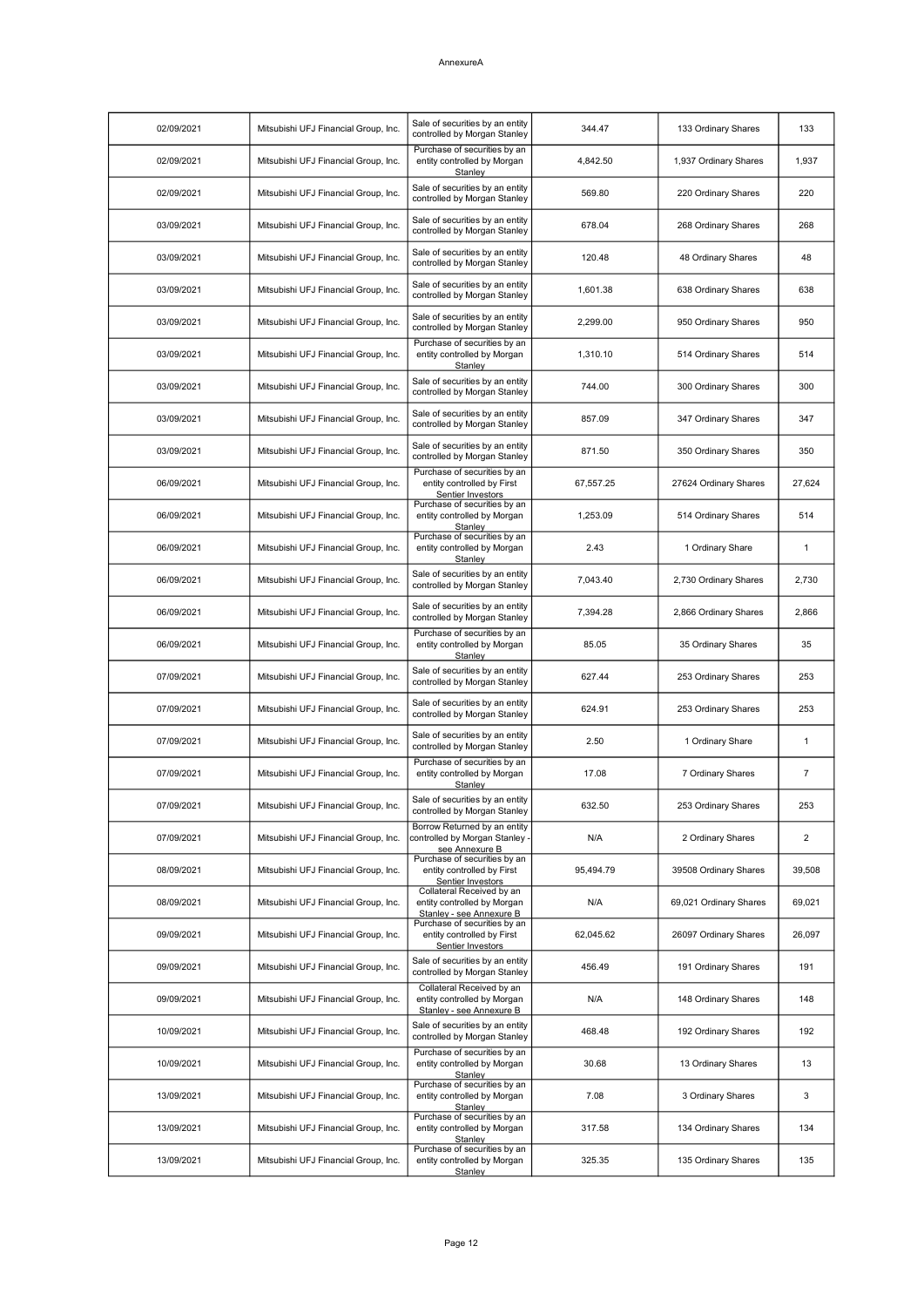AnnexureA

| | | | | | |
|---|---|---|---|---|---|
| 02/09/2021 | Mitsubishi UFJ Financial Group, Inc. | Sale of securities by an entity controlled by Morgan Stanley | 344.47 | 133 Ordinary Shares | 133 |
| 02/09/2021 | Mitsubishi UFJ Financial Group, Inc. | Purchase of securities by an entity controlled by Morgan Stanley | 4,842.50 | 1,937 Ordinary Shares | 1,937 |
| 02/09/2021 | Mitsubishi UFJ Financial Group, Inc. | Sale of securities by an entity controlled by Morgan Stanley | 569.80 | 220 Ordinary Shares | 220 |
| 03/09/2021 | Mitsubishi UFJ Financial Group, Inc. | Sale of securities by an entity controlled by Morgan Stanley | 678.04 | 268 Ordinary Shares | 268 |
| 03/09/2021 | Mitsubishi UFJ Financial Group, Inc. | Sale of securities by an entity controlled by Morgan Stanley | 120.48 | 48 Ordinary Shares | 48 |
| 03/09/2021 | Mitsubishi UFJ Financial Group, Inc. | Sale of securities by an entity controlled by Morgan Stanley | 1,601.38 | 638 Ordinary Shares | 638 |
| 03/09/2021 | Mitsubishi UFJ Financial Group, Inc. | Sale of securities by an entity controlled by Morgan Stanley | 2,299.00 | 950 Ordinary Shares | 950 |
| 03/09/2021 | Mitsubishi UFJ Financial Group, Inc. | Purchase of securities by an entity controlled by Morgan Stanley | 1,310.10 | 514 Ordinary Shares | 514 |
| 03/09/2021 | Mitsubishi UFJ Financial Group, Inc. | Sale of securities by an entity controlled by Morgan Stanley | 744.00 | 300 Ordinary Shares | 300 |
| 03/09/2021 | Mitsubishi UFJ Financial Group, Inc. | Sale of securities by an entity controlled by Morgan Stanley | 857.09 | 347 Ordinary Shares | 347 |
| 03/09/2021 | Mitsubishi UFJ Financial Group, Inc. | Sale of securities by an entity controlled by Morgan Stanley | 871.50 | 350 Ordinary Shares | 350 |
| 06/09/2021 | Mitsubishi UFJ Financial Group, Inc. | Purchase of securities by an entity controlled by First Sentier Investors | 67,557.25 | 27624 Ordinary Shares | 27,624 |
| 06/09/2021 | Mitsubishi UFJ Financial Group, Inc. | Purchase of securities by an entity controlled by Morgan Stanley | 1,253.09 | 514 Ordinary Shares | 514 |
| 06/09/2021 | Mitsubishi UFJ Financial Group, Inc. | Purchase of securities by an entity controlled by Morgan Stanley | 2.43 | 1 Ordinary Share | 1 |
| 06/09/2021 | Mitsubishi UFJ Financial Group, Inc. | Sale of securities by an entity controlled by Morgan Stanley | 7,043.40 | 2,730 Ordinary Shares | 2,730 |
| 06/09/2021 | Mitsubishi UFJ Financial Group, Inc. | Sale of securities by an entity controlled by Morgan Stanley | 7,394.28 | 2,866 Ordinary Shares | 2,866 |
| 06/09/2021 | Mitsubishi UFJ Financial Group, Inc. | Purchase of securities by an entity controlled by Morgan Stanley | 85.05 | 35 Ordinary Shares | 35 |
| 07/09/2021 | Mitsubishi UFJ Financial Group, Inc. | Sale of securities by an entity controlled by Morgan Stanley | 627.44 | 253 Ordinary Shares | 253 |
| 07/09/2021 | Mitsubishi UFJ Financial Group, Inc. | Sale of securities by an entity controlled by Morgan Stanley | 624.91 | 253 Ordinary Shares | 253 |
| 07/09/2021 | Mitsubishi UFJ Financial Group, Inc. | Sale of securities by an entity controlled by Morgan Stanley | 2.50 | 1 Ordinary Share | 1 |
| 07/09/2021 | Mitsubishi UFJ Financial Group, Inc. | Purchase of securities by an entity controlled by Morgan Stanley | 17.08 | 7 Ordinary Shares | 7 |
| 07/09/2021 | Mitsubishi UFJ Financial Group, Inc. | Sale of securities by an entity controlled by Morgan Stanley | 632.50 | 253 Ordinary Shares | 253 |
| 07/09/2021 | Mitsubishi UFJ Financial Group, Inc. | Borrow Returned by an entity controlled by Morgan Stanley - see Annexure B | N/A | 2 Ordinary Shares | 2 |
| 08/09/2021 | Mitsubishi UFJ Financial Group, Inc. | Purchase of securities by an entity controlled by First Sentier Investors | 95,494.79 | 39508 Ordinary Shares | 39,508 |
| 08/09/2021 | Mitsubishi UFJ Financial Group, Inc. | Collateral Received by an entity controlled by Morgan Stanley - see Annexure B | N/A | 69,021 Ordinary Shares | 69,021 |
| 09/09/2021 | Mitsubishi UFJ Financial Group, Inc. | Purchase of securities by an entity controlled by First Sentier Investors | 62,045.62 | 26097 Ordinary Shares | 26,097 |
| 09/09/2021 | Mitsubishi UFJ Financial Group, Inc. | Sale of securities by an entity controlled by Morgan Stanley | 456.49 | 191 Ordinary Shares | 191 |
| 09/09/2021 | Mitsubishi UFJ Financial Group, Inc. | Collateral Received by an entity controlled by Morgan Stanley - see Annexure B | N/A | 148 Ordinary Shares | 148 |
| 10/09/2021 | Mitsubishi UFJ Financial Group, Inc. | Sale of securities by an entity controlled by Morgan Stanley | 468.48 | 192 Ordinary Shares | 192 |
| 10/09/2021 | Mitsubishi UFJ Financial Group, Inc. | Purchase of securities by an entity controlled by Morgan Stanley | 30.68 | 13 Ordinary Shares | 13 |
| 13/09/2021 | Mitsubishi UFJ Financial Group, Inc. | Purchase of securities by an entity controlled by Morgan Stanley | 7.08 | 3 Ordinary Shares | 3 |
| 13/09/2021 | Mitsubishi UFJ Financial Group, Inc. | Purchase of securities by an entity controlled by Morgan Stanley | 317.58 | 134 Ordinary Shares | 134 |
| 13/09/2021 | Mitsubishi UFJ Financial Group, Inc. | Purchase of securities by an entity controlled by Morgan Stanley | 325.35 | 135 Ordinary Shares | 135 |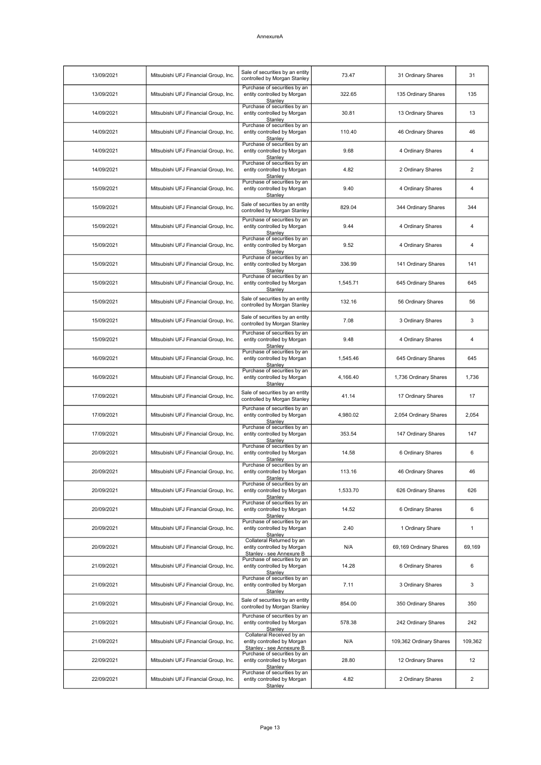AnnexureA

| | | | | | |
|---|---|---|---|---|---|
| 13/09/2021 | Mitsubishi UFJ Financial Group, Inc. | Sale of securities by an entity controlled by Morgan Stanley | 73.47 | 31 Ordinary Shares | 31 |
| 13/09/2021 | Mitsubishi UFJ Financial Group, Inc. | Purchase of securities by an entity controlled by Morgan Stanley | 322.65 | 135 Ordinary Shares | 135 |
| 14/09/2021 | Mitsubishi UFJ Financial Group, Inc. | Purchase of securities by an entity controlled by Morgan Stanley | 30.81 | 13 Ordinary Shares | 13 |
| 14/09/2021 | Mitsubishi UFJ Financial Group, Inc. | Purchase of securities by an entity controlled by Morgan Stanley | 110.40 | 46 Ordinary Shares | 46 |
| 14/09/2021 | Mitsubishi UFJ Financial Group, Inc. | Purchase of securities by an entity controlled by Morgan Stanley | 9.68 | 4 Ordinary Shares | 4 |
| 14/09/2021 | Mitsubishi UFJ Financial Group, Inc. | Purchase of securities by an entity controlled by Morgan Stanley | 4.82 | 2 Ordinary Shares | 2 |
| 15/09/2021 | Mitsubishi UFJ Financial Group, Inc. | Purchase of securities by an entity controlled by Morgan Stanley | 9.40 | 4 Ordinary Shares | 4 |
| 15/09/2021 | Mitsubishi UFJ Financial Group, Inc. | Sale of securities by an entity controlled by Morgan Stanley | 829.04 | 344 Ordinary Shares | 344 |
| 15/09/2021 | Mitsubishi UFJ Financial Group, Inc. | Purchase of securities by an entity controlled by Morgan Stanley | 9.44 | 4 Ordinary Shares | 4 |
| 15/09/2021 | Mitsubishi UFJ Financial Group, Inc. | Purchase of securities by an entity controlled by Morgan Stanley | 9.52 | 4 Ordinary Shares | 4 |
| 15/09/2021 | Mitsubishi UFJ Financial Group, Inc. | Purchase of securities by an entity controlled by Morgan Stanley | 336.99 | 141 Ordinary Shares | 141 |
| 15/09/2021 | Mitsubishi UFJ Financial Group, Inc. | Purchase of securities by an entity controlled by Morgan Stanley | 1,545.71 | 645 Ordinary Shares | 645 |
| 15/09/2021 | Mitsubishi UFJ Financial Group, Inc. | Sale of securities by an entity controlled by Morgan Stanley | 132.16 | 56 Ordinary Shares | 56 |
| 15/09/2021 | Mitsubishi UFJ Financial Group, Inc. | Sale of securities by an entity controlled by Morgan Stanley | 7.08 | 3 Ordinary Shares | 3 |
| 15/09/2021 | Mitsubishi UFJ Financial Group, Inc. | Purchase of securities by an entity controlled by Morgan Stanley | 9.48 | 4 Ordinary Shares | 4 |
| 16/09/2021 | Mitsubishi UFJ Financial Group, Inc. | Purchase of securities by an entity controlled by Morgan Stanley | 1,545.46 | 645 Ordinary Shares | 645 |
| 16/09/2021 | Mitsubishi UFJ Financial Group, Inc. | Purchase of securities by an entity controlled by Morgan Stanley | 4,166.40 | 1,736 Ordinary Shares | 1,736 |
| 17/09/2021 | Mitsubishi UFJ Financial Group, Inc. | Sale of securities by an entity controlled by Morgan Stanley | 41.14 | 17 Ordinary Shares | 17 |
| 17/09/2021 | Mitsubishi UFJ Financial Group, Inc. | Purchase of securities by an entity controlled by Morgan Stanley | 4,980.02 | 2,054 Ordinary Shares | 2,054 |
| 17/09/2021 | Mitsubishi UFJ Financial Group, Inc. | Purchase of securities by an entity controlled by Morgan Stanley | 353.54 | 147 Ordinary Shares | 147 |
| 20/09/2021 | Mitsubishi UFJ Financial Group, Inc. | Purchase of securities by an entity controlled by Morgan Stanley | 14.58 | 6 Ordinary Shares | 6 |
| 20/09/2021 | Mitsubishi UFJ Financial Group, Inc. | Purchase of securities by an entity controlled by Morgan Stanley | 113.16 | 46 Ordinary Shares | 46 |
| 20/09/2021 | Mitsubishi UFJ Financial Group, Inc. | Purchase of securities by an entity controlled by Morgan Stanley | 1,533.70 | 626 Ordinary Shares | 626 |
| 20/09/2021 | Mitsubishi UFJ Financial Group, Inc. | Purchase of securities by an entity controlled by Morgan Stanley | 14.52 | 6 Ordinary Shares | 6 |
| 20/09/2021 | Mitsubishi UFJ Financial Group, Inc. | Purchase of securities by an entity controlled by Morgan Stanley | 2.40 | 1 Ordinary Share | 1 |
| 20/09/2021 | Mitsubishi UFJ Financial Group, Inc. | Collateral Returned by an entity controlled by Morgan Stanley - see Annexure B | N/A | 69,169 Ordinary Shares | 69,169 |
| 21/09/2021 | Mitsubishi UFJ Financial Group, Inc. | Purchase of securities by an entity controlled by Morgan Stanley | 14.28 | 6 Ordinary Shares | 6 |
| 21/09/2021 | Mitsubishi UFJ Financial Group, Inc. | Purchase of securities by an entity controlled by Morgan Stanley | 7.11 | 3 Ordinary Shares | 3 |
| 21/09/2021 | Mitsubishi UFJ Financial Group, Inc. | Sale of securities by an entity controlled by Morgan Stanley | 854.00 | 350 Ordinary Shares | 350 |
| 21/09/2021 | Mitsubishi UFJ Financial Group, Inc. | Purchase of securities by an entity controlled by Morgan Stanley | 578.38 | 242 Ordinary Shares | 242 |
| 21/09/2021 | Mitsubishi UFJ Financial Group, Inc. | Collateral Received by an entity controlled by Morgan Stanley - see Annexure B | N/A | 109,362 Ordinary Shares | 109,362 |
| 22/09/2021 | Mitsubishi UFJ Financial Group, Inc. | Purchase of securities by an entity controlled by Morgan Stanley | 28.80 | 12 Ordinary Shares | 12 |
| 22/09/2021 | Mitsubishi UFJ Financial Group, Inc. | Purchase of securities by an entity controlled by Morgan Stanley | 4.82 | 2 Ordinary Shares | 2 |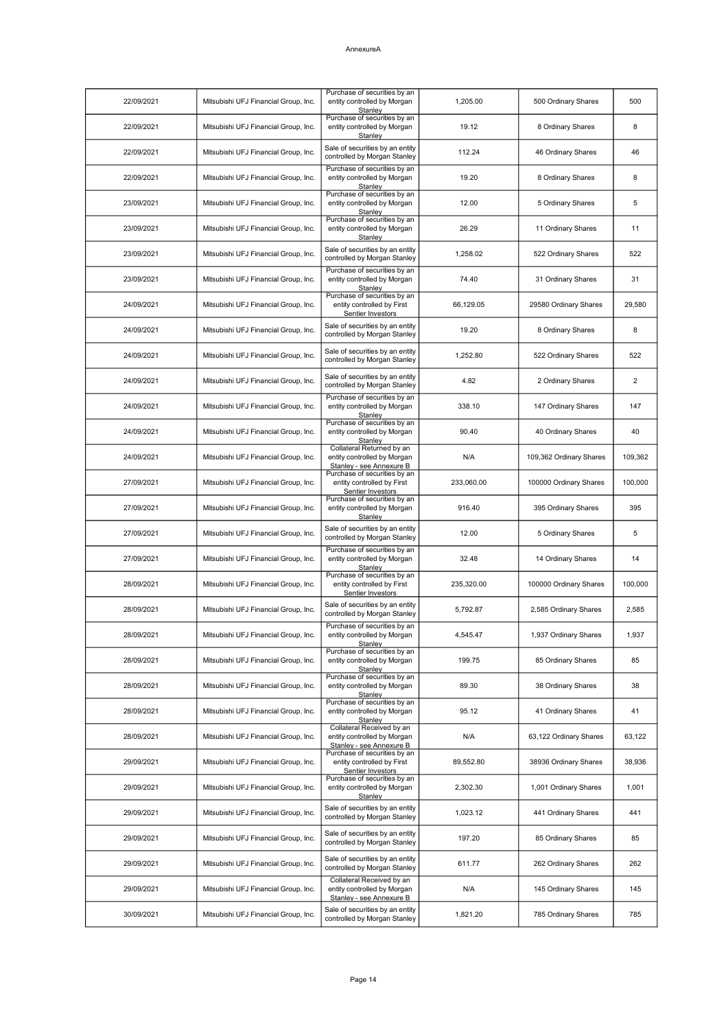AnnexureA

| | | | | | |
|---|---|---|---|---|---|
| 22/09/2021 | Mitsubishi UFJ Financial Group, Inc. | Purchase of securities by an entity controlled by Morgan Stanley | 1,205.00 | 500 Ordinary Shares | 500 |
| 22/09/2021 | Mitsubishi UFJ Financial Group, Inc. | Purchase of securities by an entity controlled by Morgan Stanley | 19.12 | 8 Ordinary Shares | 8 |
| 22/09/2021 | Mitsubishi UFJ Financial Group, Inc. | Sale of securities by an entity controlled by Morgan Stanley | 112.24 | 46 Ordinary Shares | 46 |
| 22/09/2021 | Mitsubishi UFJ Financial Group, Inc. | Purchase of securities by an entity controlled by Morgan Stanley | 19.20 | 8 Ordinary Shares | 8 |
| 23/09/2021 | Mitsubishi UFJ Financial Group, Inc. | Purchase of securities by an entity controlled by Morgan Stanley | 12.00 | 5 Ordinary Shares | 5 |
| 23/09/2021 | Mitsubishi UFJ Financial Group, Inc. | Purchase of securities by an entity controlled by Morgan Stanley | 26.29 | 11 Ordinary Shares | 11 |
| 23/09/2021 | Mitsubishi UFJ Financial Group, Inc. | Sale of securities by an entity controlled by Morgan Stanley | 1,258.02 | 522 Ordinary Shares | 522 |
| 23/09/2021 | Mitsubishi UFJ Financial Group, Inc. | Purchase of securities by an entity controlled by Morgan Stanley | 74.40 | 31 Ordinary Shares | 31 |
| 24/09/2021 | Mitsubishi UFJ Financial Group, Inc. | Purchase of securities by an entity controlled by First Sentier Investors | 66,129.05 | 29580 Ordinary Shares | 29,580 |
| 24/09/2021 | Mitsubishi UFJ Financial Group, Inc. | Sale of securities by an entity controlled by Morgan Stanley | 19.20 | 8 Ordinary Shares | 8 |
| 24/09/2021 | Mitsubishi UFJ Financial Group, Inc. | Sale of securities by an entity controlled by Morgan Stanley | 1,252.80 | 522 Ordinary Shares | 522 |
| 24/09/2021 | Mitsubishi UFJ Financial Group, Inc. | Sale of securities by an entity controlled by Morgan Stanley | 4.82 | 2 Ordinary Shares | 2 |
| 24/09/2021 | Mitsubishi UFJ Financial Group, Inc. | Purchase of securities by an entity controlled by Morgan Stanley | 338.10 | 147 Ordinary Shares | 147 |
| 24/09/2021 | Mitsubishi UFJ Financial Group, Inc. | Purchase of securities by an entity controlled by Morgan Stanley | 90.40 | 40 Ordinary Shares | 40 |
| 24/09/2021 | Mitsubishi UFJ Financial Group, Inc. | Collateral Returned by an entity controlled by Morgan Stanley - see Annexure B | N/A | 109,362 Ordinary Shares | 109,362 |
| 27/09/2021 | Mitsubishi UFJ Financial Group, Inc. | Purchase of securities by an entity controlled by First Sentier Investors | 233,060.00 | 100000 Ordinary Shares | 100,000 |
| 27/09/2021 | Mitsubishi UFJ Financial Group, Inc. | Purchase of securities by an entity controlled by Morgan Stanley | 916.40 | 395 Ordinary Shares | 395 |
| 27/09/2021 | Mitsubishi UFJ Financial Group, Inc. | Sale of securities by an entity controlled by Morgan Stanley | 12.00 | 5 Ordinary Shares | 5 |
| 27/09/2021 | Mitsubishi UFJ Financial Group, Inc. | Purchase of securities by an entity controlled by Morgan Stanley | 32.48 | 14 Ordinary Shares | 14 |
| 28/09/2021 | Mitsubishi UFJ Financial Group, Inc. | Purchase of securities by an entity controlled by First Sentier Investors | 235,320.00 | 100000 Ordinary Shares | 100,000 |
| 28/09/2021 | Mitsubishi UFJ Financial Group, Inc. | Sale of securities by an entity controlled by Morgan Stanley | 5,792.87 | 2,585 Ordinary Shares | 2,585 |
| 28/09/2021 | Mitsubishi UFJ Financial Group, Inc. | Purchase of securities by an entity controlled by Morgan Stanley | 4,545.47 | 1,937 Ordinary Shares | 1,937 |
| 28/09/2021 | Mitsubishi UFJ Financial Group, Inc. | Purchase of securities by an entity controlled by Morgan Stanley | 199.75 | 85 Ordinary Shares | 85 |
| 28/09/2021 | Mitsubishi UFJ Financial Group, Inc. | Purchase of securities by an entity controlled by Morgan Stanley | 89.30 | 38 Ordinary Shares | 38 |
| 28/09/2021 | Mitsubishi UFJ Financial Group, Inc. | Purchase of securities by an entity controlled by Morgan Stanley | 95.12 | 41 Ordinary Shares | 41 |
| 28/09/2021 | Mitsubishi UFJ Financial Group, Inc. | Collateral Received by an entity controlled by Morgan Stanley - see Annexure B | N/A | 63,122 Ordinary Shares | 63,122 |
| 29/09/2021 | Mitsubishi UFJ Financial Group, Inc. | Purchase of securities by an entity controlled by First Sentier Investors | 89,552.80 | 38936 Ordinary Shares | 38,936 |
| 29/09/2021 | Mitsubishi UFJ Financial Group, Inc. | Purchase of securities by an entity controlled by Morgan Stanley | 2,302.30 | 1,001 Ordinary Shares | 1,001 |
| 29/09/2021 | Mitsubishi UFJ Financial Group, Inc. | Sale of securities by an entity controlled by Morgan Stanley | 1,023.12 | 441 Ordinary Shares | 441 |
| 29/09/2021 | Mitsubishi UFJ Financial Group, Inc. | Sale of securities by an entity controlled by Morgan Stanley | 197.20 | 85 Ordinary Shares | 85 |
| 29/09/2021 | Mitsubishi UFJ Financial Group, Inc. | Sale of securities by an entity controlled by Morgan Stanley | 611.77 | 262 Ordinary Shares | 262 |
| 29/09/2021 | Mitsubishi UFJ Financial Group, Inc. | Collateral Received by an entity controlled by Morgan Stanley - see Annexure B | N/A | 145 Ordinary Shares | 145 |
| 30/09/2021 | Mitsubishi UFJ Financial Group, Inc. | Sale of securities by an entity controlled by Morgan Stanley | 1,821.20 | 785 Ordinary Shares | 785 |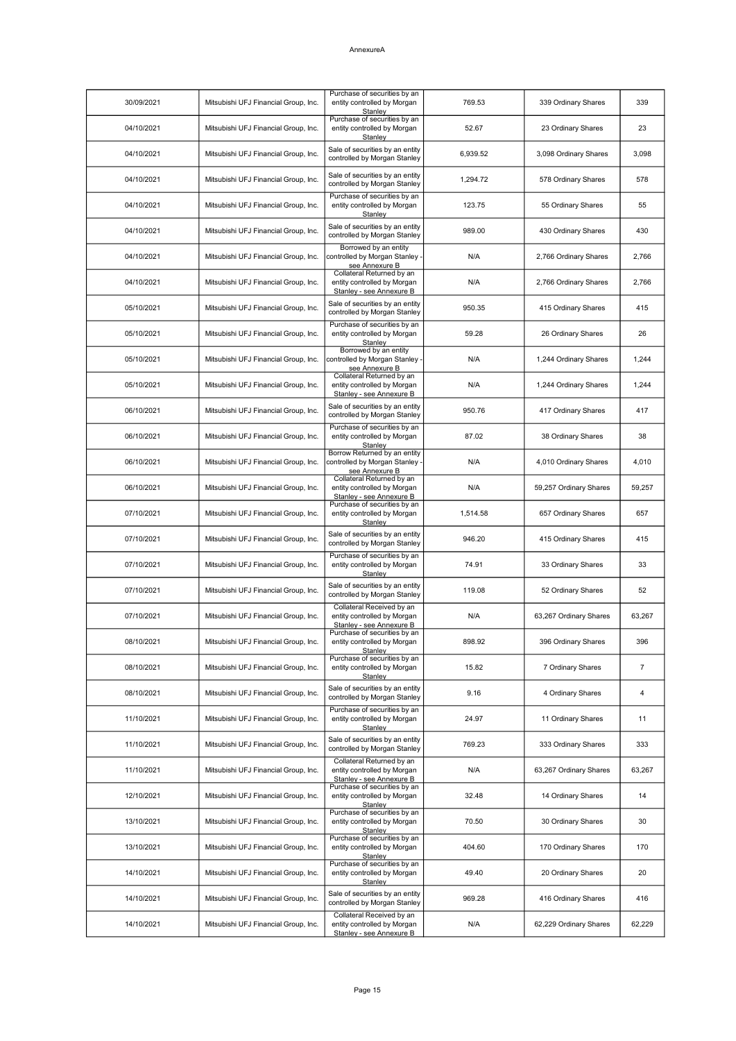AnnexureA

| 30/09/2021 | Mitsubishi UFJ Financial Group, Inc. | Purchase of securities by an entity controlled by Morgan Stanley | 769.53 | 339 Ordinary Shares | 339 |
|---|---|---|---|---|---|
| 04/10/2021 | Mitsubishi UFJ Financial Group, Inc. | Purchase of securities by an entity controlled by Morgan Stanley | 52.67 | 23 Ordinary Shares | 23 |
| 04/10/2021 | Mitsubishi UFJ Financial Group, Inc. | Sale of securities by an entity controlled by Morgan Stanley | 6,939.52 | 3,098 Ordinary Shares | 3,098 |
| 04/10/2021 | Mitsubishi UFJ Financial Group, Inc. | Sale of securities by an entity controlled by Morgan Stanley | 1,294.72 | 578 Ordinary Shares | 578 |
| 04/10/2021 | Mitsubishi UFJ Financial Group, Inc. | Purchase of securities by an entity controlled by Morgan Stanley | 123.75 | 55 Ordinary Shares | 55 |
| 04/10/2021 | Mitsubishi UFJ Financial Group, Inc. | Sale of securities by an entity controlled by Morgan Stanley | 989.00 | 430 Ordinary Shares | 430 |
| 04/10/2021 | Mitsubishi UFJ Financial Group, Inc. | Borrowed by an entity controlled by Morgan Stanley - see Annexure B | N/A | 2,766 Ordinary Shares | 2,766 |
| 04/10/2021 | Mitsubishi UFJ Financial Group, Inc. | Collateral Returned by an entity controlled by Morgan Stanley - see Annexure B | N/A | 2,766 Ordinary Shares | 2,766 |
| 05/10/2021 | Mitsubishi UFJ Financial Group, Inc. | Sale of securities by an entity controlled by Morgan Stanley | 950.35 | 415 Ordinary Shares | 415 |
| 05/10/2021 | Mitsubishi UFJ Financial Group, Inc. | Purchase of securities by an entity controlled by Morgan Stanley | 59.28 | 26 Ordinary Shares | 26 |
| 05/10/2021 | Mitsubishi UFJ Financial Group, Inc. | Borrowed by an entity controlled by Morgan Stanley - see Annexure B | N/A | 1,244 Ordinary Shares | 1,244 |
| 05/10/2021 | Mitsubishi UFJ Financial Group, Inc. | Collateral Returned by an entity controlled by Morgan Stanley - see Annexure B | N/A | 1,244 Ordinary Shares | 1,244 |
| 06/10/2021 | Mitsubishi UFJ Financial Group, Inc. | Sale of securities by an entity controlled by Morgan Stanley | 950.76 | 417 Ordinary Shares | 417 |
| 06/10/2021 | Mitsubishi UFJ Financial Group, Inc. | Purchase of securities by an entity controlled by Morgan Stanley | 87.02 | 38 Ordinary Shares | 38 |
| 06/10/2021 | Mitsubishi UFJ Financial Group, Inc. | Borrow Returned by an entity controlled by Morgan Stanley - see Annexure B | N/A | 4,010 Ordinary Shares | 4,010 |
| 06/10/2021 | Mitsubishi UFJ Financial Group, Inc. | Collateral Returned by an entity controlled by Morgan Stanley - see Annexure B | N/A | 59,257 Ordinary Shares | 59,257 |
| 07/10/2021 | Mitsubishi UFJ Financial Group, Inc. | Purchase of securities by an entity controlled by Morgan Stanley | 1,514.58 | 657 Ordinary Shares | 657 |
| 07/10/2021 | Mitsubishi UFJ Financial Group, Inc. | Sale of securities by an entity controlled by Morgan Stanley | 946.20 | 415 Ordinary Shares | 415 |
| 07/10/2021 | Mitsubishi UFJ Financial Group, Inc. | Purchase of securities by an entity controlled by Morgan Stanley | 74.91 | 33 Ordinary Shares | 33 |
| 07/10/2021 | Mitsubishi UFJ Financial Group, Inc. | Sale of securities by an entity controlled by Morgan Stanley | 119.08 | 52 Ordinary Shares | 52 |
| 07/10/2021 | Mitsubishi UFJ Financial Group, Inc. | Collateral Received by an entity controlled by Morgan Stanley - see Annexure B | N/A | 63,267 Ordinary Shares | 63,267 |
| 08/10/2021 | Mitsubishi UFJ Financial Group, Inc. | Purchase of securities by an entity controlled by Morgan Stanley | 898.92 | 396 Ordinary Shares | 396 |
| 08/10/2021 | Mitsubishi UFJ Financial Group, Inc. | Purchase of securities by an entity controlled by Morgan Stanley | 15.82 | 7 Ordinary Shares | 7 |
| 08/10/2021 | Mitsubishi UFJ Financial Group, Inc. | Sale of securities by an entity controlled by Morgan Stanley | 9.16 | 4 Ordinary Shares | 4 |
| 11/10/2021 | Mitsubishi UFJ Financial Group, Inc. | Purchase of securities by an entity controlled by Morgan Stanley | 24.97 | 11 Ordinary Shares | 11 |
| 11/10/2021 | Mitsubishi UFJ Financial Group, Inc. | Sale of securities by an entity controlled by Morgan Stanley | 769.23 | 333 Ordinary Shares | 333 |
| 11/10/2021 | Mitsubishi UFJ Financial Group, Inc. | Collateral Returned by an entity controlled by Morgan Stanley - see Annexure B | N/A | 63,267 Ordinary Shares | 63,267 |
| 12/10/2021 | Mitsubishi UFJ Financial Group, Inc. | Purchase of securities by an entity controlled by Morgan Stanley | 32.48 | 14 Ordinary Shares | 14 |
| 13/10/2021 | Mitsubishi UFJ Financial Group, Inc. | Purchase of securities by an entity controlled by Morgan Stanley | 70.50 | 30 Ordinary Shares | 30 |
| 13/10/2021 | Mitsubishi UFJ Financial Group, Inc. | Purchase of securities by an entity controlled by Morgan Stanley | 404.60 | 170 Ordinary Shares | 170 |
| 14/10/2021 | Mitsubishi UFJ Financial Group, Inc. | Purchase of securities by an entity controlled by Morgan Stanley | 49.40 | 20 Ordinary Shares | 20 |
| 14/10/2021 | Mitsubishi UFJ Financial Group, Inc. | Sale of securities by an entity controlled by Morgan Stanley | 969.28 | 416 Ordinary Shares | 416 |
| 14/10/2021 | Mitsubishi UFJ Financial Group, Inc. | Collateral Received by an entity controlled by Morgan Stanley - see Annexure B | N/A | 62,229 Ordinary Shares | 62,229 |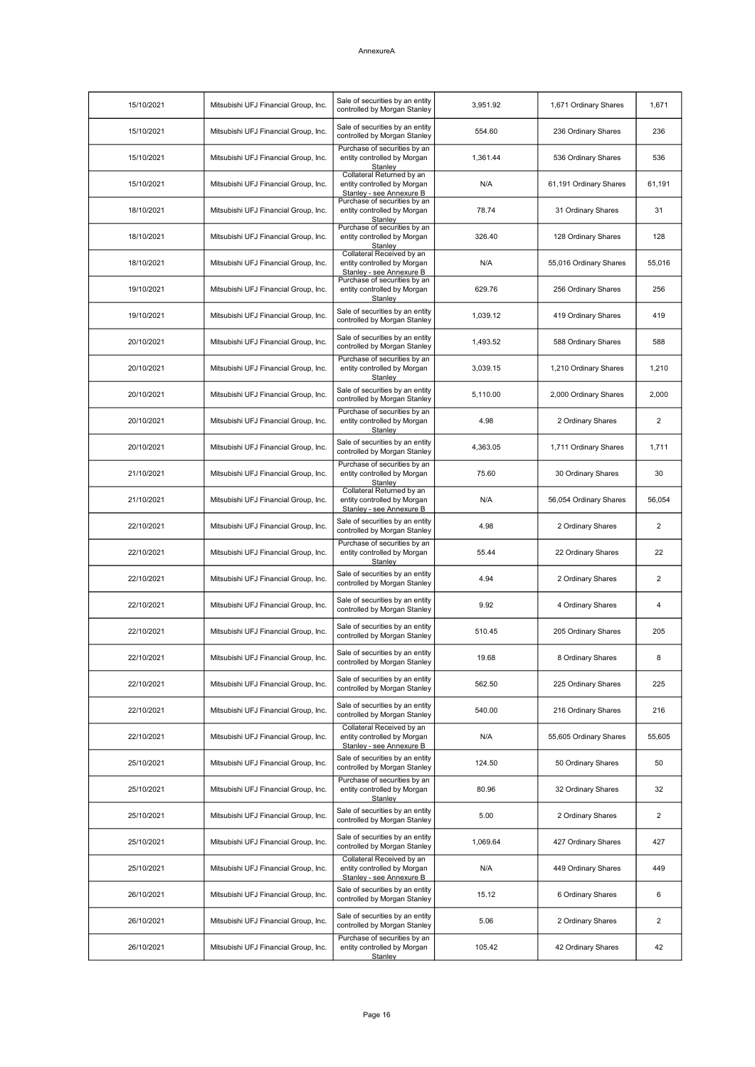AnnexureA

| 15/10/2021 | Mitsubishi UFJ Financial Group, Inc. | Sale of securities by an entity controlled by Morgan Stanley | 3,951.92 | 1,671 Ordinary Shares | 1,671 |
|---|---|---|---|---|---|
| 15/10/2021 | Mitsubishi UFJ Financial Group, Inc. | Sale of securities by an entity controlled by Morgan Stanley | 554.60 | 236 Ordinary Shares | 236 |
| 15/10/2021 | Mitsubishi UFJ Financial Group, Inc. | Purchase of securities by an entity controlled by Morgan Stanley | 1,361.44 | 536 Ordinary Shares | 536 |
| 15/10/2021 | Mitsubishi UFJ Financial Group, Inc. | Collateral Returned by an entity controlled by Morgan Stanley - see Annexure B | N/A | 61,191 Ordinary Shares | 61,191 |
| 18/10/2021 | Mitsubishi UFJ Financial Group, Inc. | Purchase of securities by an entity controlled by Morgan Stanley | 78.74 | 31 Ordinary Shares | 31 |
| 18/10/2021 | Mitsubishi UFJ Financial Group, Inc. | Purchase of securities by an entity controlled by Morgan Stanley | 326.40 | 128 Ordinary Shares | 128 |
| 18/10/2021 | Mitsubishi UFJ Financial Group, Inc. | Collateral Received by an entity controlled by Morgan Stanley - see Annexure B | N/A | 55,016 Ordinary Shares | 55,016 |
| 19/10/2021 | Mitsubishi UFJ Financial Group, Inc. | Purchase of securities by an entity controlled by Morgan Stanley | 629.76 | 256 Ordinary Shares | 256 |
| 19/10/2021 | Mitsubishi UFJ Financial Group, Inc. | Sale of securities by an entity controlled by Morgan Stanley | 1,039.12 | 419 Ordinary Shares | 419 |
| 20/10/2021 | Mitsubishi UFJ Financial Group, Inc. | Sale of securities by an entity controlled by Morgan Stanley | 1,493.52 | 588 Ordinary Shares | 588 |
| 20/10/2021 | Mitsubishi UFJ Financial Group, Inc. | Purchase of securities by an entity controlled by Morgan Stanley | 3,039.15 | 1,210 Ordinary Shares | 1,210 |
| 20/10/2021 | Mitsubishi UFJ Financial Group, Inc. | Sale of securities by an entity controlled by Morgan Stanley | 5,110.00 | 2,000 Ordinary Shares | 2,000 |
| 20/10/2021 | Mitsubishi UFJ Financial Group, Inc. | Purchase of securities by an entity controlled by Morgan Stanley | 4.98 | 2 Ordinary Shares | 2 |
| 20/10/2021 | Mitsubishi UFJ Financial Group, Inc. | Sale of securities by an entity controlled by Morgan Stanley | 4,363.05 | 1,711 Ordinary Shares | 1,711 |
| 21/10/2021 | Mitsubishi UFJ Financial Group, Inc. | Purchase of securities by an entity controlled by Morgan Stanley | 75.60 | 30 Ordinary Shares | 30 |
| 21/10/2021 | Mitsubishi UFJ Financial Group, Inc. | Collateral Returned by an entity controlled by Morgan Stanley - see Annexure B | N/A | 56,054 Ordinary Shares | 56,054 |
| 22/10/2021 | Mitsubishi UFJ Financial Group, Inc. | Sale of securities by an entity controlled by Morgan Stanley | 4.98 | 2 Ordinary Shares | 2 |
| 22/10/2021 | Mitsubishi UFJ Financial Group, Inc. | Purchase of securities by an entity controlled by Morgan Stanley | 55.44 | 22 Ordinary Shares | 22 |
| 22/10/2021 | Mitsubishi UFJ Financial Group, Inc. | Sale of securities by an entity controlled by Morgan Stanley | 4.94 | 2 Ordinary Shares | 2 |
| 22/10/2021 | Mitsubishi UFJ Financial Group, Inc. | Sale of securities by an entity controlled by Morgan Stanley | 9.92 | 4 Ordinary Shares | 4 |
| 22/10/2021 | Mitsubishi UFJ Financial Group, Inc. | Sale of securities by an entity controlled by Morgan Stanley | 510.45 | 205 Ordinary Shares | 205 |
| 22/10/2021 | Mitsubishi UFJ Financial Group, Inc. | Sale of securities by an entity controlled by Morgan Stanley | 19.68 | 8 Ordinary Shares | 8 |
| 22/10/2021 | Mitsubishi UFJ Financial Group, Inc. | Sale of securities by an entity controlled by Morgan Stanley | 562.50 | 225 Ordinary Shares | 225 |
| 22/10/2021 | Mitsubishi UFJ Financial Group, Inc. | Sale of securities by an entity controlled by Morgan Stanley | 540.00 | 216 Ordinary Shares | 216 |
| 22/10/2021 | Mitsubishi UFJ Financial Group, Inc. | Collateral Received by an entity controlled by Morgan Stanley - see Annexure B | N/A | 55,605 Ordinary Shares | 55,605 |
| 25/10/2021 | Mitsubishi UFJ Financial Group, Inc. | Sale of securities by an entity controlled by Morgan Stanley | 124.50 | 50 Ordinary Shares | 50 |
| 25/10/2021 | Mitsubishi UFJ Financial Group, Inc. | Purchase of securities by an entity controlled by Morgan Stanley | 80.96 | 32 Ordinary Shares | 32 |
| 25/10/2021 | Mitsubishi UFJ Financial Group, Inc. | Sale of securities by an entity controlled by Morgan Stanley | 5.00 | 2 Ordinary Shares | 2 |
| 25/10/2021 | Mitsubishi UFJ Financial Group, Inc. | Sale of securities by an entity controlled by Morgan Stanley | 1,069.64 | 427 Ordinary Shares | 427 |
| 25/10/2021 | Mitsubishi UFJ Financial Group, Inc. | Collateral Received by an entity controlled by Morgan Stanley - see Annexure B | N/A | 449 Ordinary Shares | 449 |
| 26/10/2021 | Mitsubishi UFJ Financial Group, Inc. | Sale of securities by an entity controlled by Morgan Stanley | 15.12 | 6 Ordinary Shares | 6 |
| 26/10/2021 | Mitsubishi UFJ Financial Group, Inc. | Sale of securities by an entity controlled by Morgan Stanley | 5.06 | 2 Ordinary Shares | 2 |
| 26/10/2021 | Mitsubishi UFJ Financial Group, Inc. | Purchase of securities by an entity controlled by Morgan Stanley | 105.42 | 42 Ordinary Shares | 42 |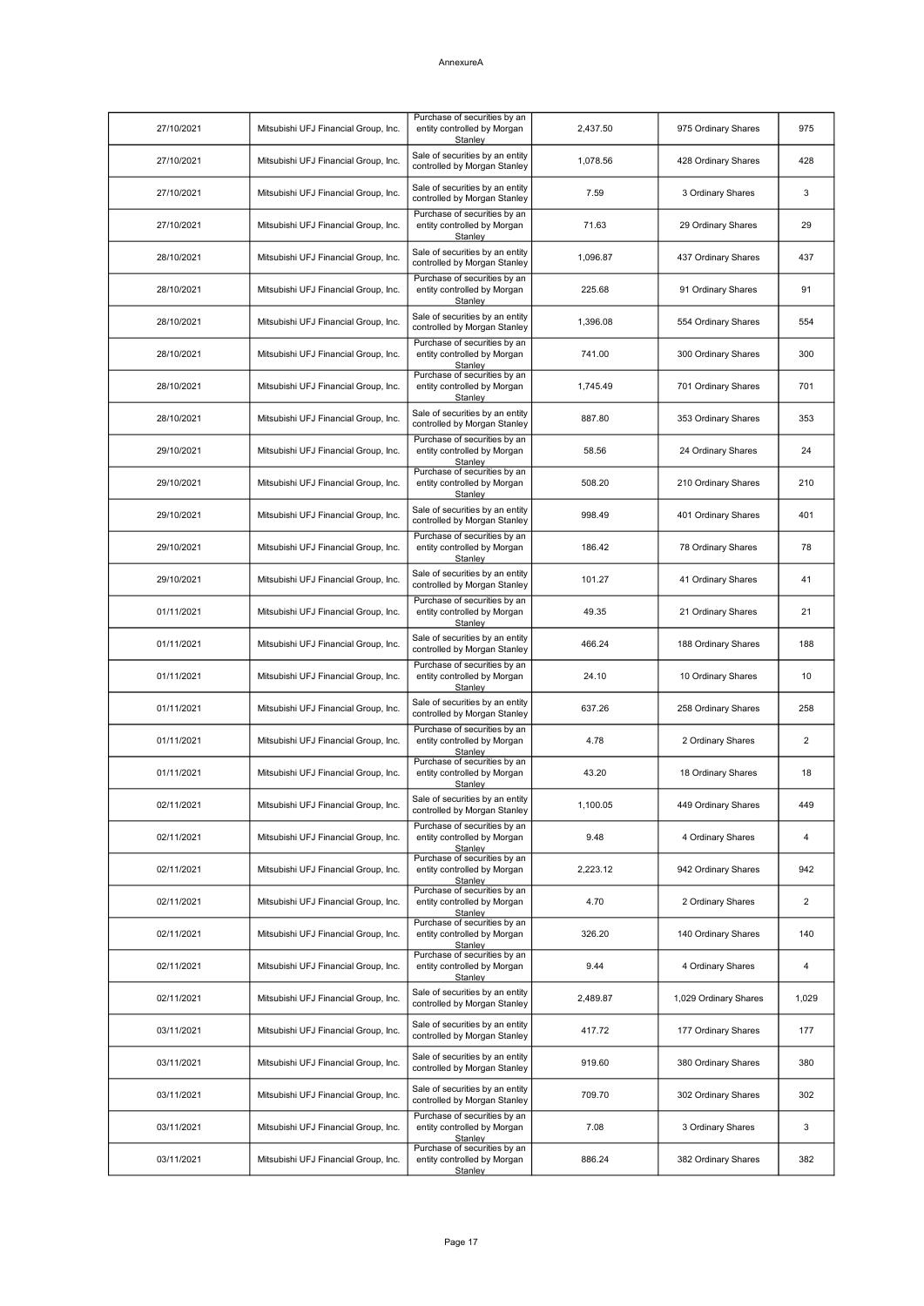AnnexureA

| | | | | | |
|---|---|---|---|---|---|
| 27/10/2021 | Mitsubishi UFJ Financial Group, Inc. | Purchase of securities by an entity controlled by Morgan Stanley | 2,437.50 | 975 Ordinary Shares | 975 |
| 27/10/2021 | Mitsubishi UFJ Financial Group, Inc. | Sale of securities by an entity controlled by Morgan Stanley | 1,078.56 | 428 Ordinary Shares | 428 |
| 27/10/2021 | Mitsubishi UFJ Financial Group, Inc. | Sale of securities by an entity controlled by Morgan Stanley | 7.59 | 3 Ordinary Shares | 3 |
| 27/10/2021 | Mitsubishi UFJ Financial Group, Inc. | Purchase of securities by an entity controlled by Morgan Stanley | 71.63 | 29 Ordinary Shares | 29 |
| 28/10/2021 | Mitsubishi UFJ Financial Group, Inc. | Sale of securities by an entity controlled by Morgan Stanley | 1,096.87 | 437 Ordinary Shares | 437 |
| 28/10/2021 | Mitsubishi UFJ Financial Group, Inc. | Purchase of securities by an entity controlled by Morgan Stanley | 225.68 | 91 Ordinary Shares | 91 |
| 28/10/2021 | Mitsubishi UFJ Financial Group, Inc. | Sale of securities by an entity controlled by Morgan Stanley | 1,396.08 | 554 Ordinary Shares | 554 |
| 28/10/2021 | Mitsubishi UFJ Financial Group, Inc. | Purchase of securities by an entity controlled by Morgan Stanley | 741.00 | 300 Ordinary Shares | 300 |
| 28/10/2021 | Mitsubishi UFJ Financial Group, Inc. | Purchase of securities by an entity controlled by Morgan Stanley | 1,745.49 | 701 Ordinary Shares | 701 |
| 28/10/2021 | Mitsubishi UFJ Financial Group, Inc. | Sale of securities by an entity controlled by Morgan Stanley | 887.80 | 353 Ordinary Shares | 353 |
| 29/10/2021 | Mitsubishi UFJ Financial Group, Inc. | Purchase of securities by an entity controlled by Morgan Stanley | 58.56 | 24 Ordinary Shares | 24 |
| 29/10/2021 | Mitsubishi UFJ Financial Group, Inc. | Purchase of securities by an entity controlled by Morgan Stanley | 508.20 | 210 Ordinary Shares | 210 |
| 29/10/2021 | Mitsubishi UFJ Financial Group, Inc. | Sale of securities by an entity controlled by Morgan Stanley | 998.49 | 401 Ordinary Shares | 401 |
| 29/10/2021 | Mitsubishi UFJ Financial Group, Inc. | Purchase of securities by an entity controlled by Morgan Stanley | 186.42 | 78 Ordinary Shares | 78 |
| 29/10/2021 | Mitsubishi UFJ Financial Group, Inc. | Sale of securities by an entity controlled by Morgan Stanley | 101.27 | 41 Ordinary Shares | 41 |
| 01/11/2021 | Mitsubishi UFJ Financial Group, Inc. | Purchase of securities by an entity controlled by Morgan Stanley | 49.35 | 21 Ordinary Shares | 21 |
| 01/11/2021 | Mitsubishi UFJ Financial Group, Inc. | Sale of securities by an entity controlled by Morgan Stanley | 466.24 | 188 Ordinary Shares | 188 |
| 01/11/2021 | Mitsubishi UFJ Financial Group, Inc. | Purchase of securities by an entity controlled by Morgan Stanley | 24.10 | 10 Ordinary Shares | 10 |
| 01/11/2021 | Mitsubishi UFJ Financial Group, Inc. | Sale of securities by an entity controlled by Morgan Stanley | 637.26 | 258 Ordinary Shares | 258 |
| 01/11/2021 | Mitsubishi UFJ Financial Group, Inc. | Purchase of securities by an entity controlled by Morgan Stanley | 4.78 | 2 Ordinary Shares | 2 |
| 01/11/2021 | Mitsubishi UFJ Financial Group, Inc. | Purchase of securities by an entity controlled by Morgan Stanley | 43.20 | 18 Ordinary Shares | 18 |
| 02/11/2021 | Mitsubishi UFJ Financial Group, Inc. | Sale of securities by an entity controlled by Morgan Stanley | 1,100.05 | 449 Ordinary Shares | 449 |
| 02/11/2021 | Mitsubishi UFJ Financial Group, Inc. | Purchase of securities by an entity controlled by Morgan Stanley | 9.48 | 4 Ordinary Shares | 4 |
| 02/11/2021 | Mitsubishi UFJ Financial Group, Inc. | Purchase of securities by an entity controlled by Morgan Stanley | 2,223.12 | 942 Ordinary Shares | 942 |
| 02/11/2021 | Mitsubishi UFJ Financial Group, Inc. | Purchase of securities by an entity controlled by Morgan Stanley | 4.70 | 2 Ordinary Shares | 2 |
| 02/11/2021 | Mitsubishi UFJ Financial Group, Inc. | Purchase of securities by an entity controlled by Morgan Stanley | 326.20 | 140 Ordinary Shares | 140 |
| 02/11/2021 | Mitsubishi UFJ Financial Group, Inc. | Purchase of securities by an entity controlled by Morgan Stanley | 9.44 | 4 Ordinary Shares | 4 |
| 02/11/2021 | Mitsubishi UFJ Financial Group, Inc. | Sale of securities by an entity controlled by Morgan Stanley | 2,489.87 | 1,029 Ordinary Shares | 1,029 |
| 03/11/2021 | Mitsubishi UFJ Financial Group, Inc. | Sale of securities by an entity controlled by Morgan Stanley | 417.72 | 177 Ordinary Shares | 177 |
| 03/11/2021 | Mitsubishi UFJ Financial Group, Inc. | Sale of securities by an entity controlled by Morgan Stanley | 919.60 | 380 Ordinary Shares | 380 |
| 03/11/2021 | Mitsubishi UFJ Financial Group, Inc. | Sale of securities by an entity controlled by Morgan Stanley | 709.70 | 302 Ordinary Shares | 302 |
| 03/11/2021 | Mitsubishi UFJ Financial Group, Inc. | Purchase of securities by an entity controlled by Morgan Stanley | 7.08 | 3 Ordinary Shares | 3 |
| 03/11/2021 | Mitsubishi UFJ Financial Group, Inc. | Purchase of securities by an entity controlled by Morgan Stanley | 886.24 | 382 Ordinary Shares | 382 |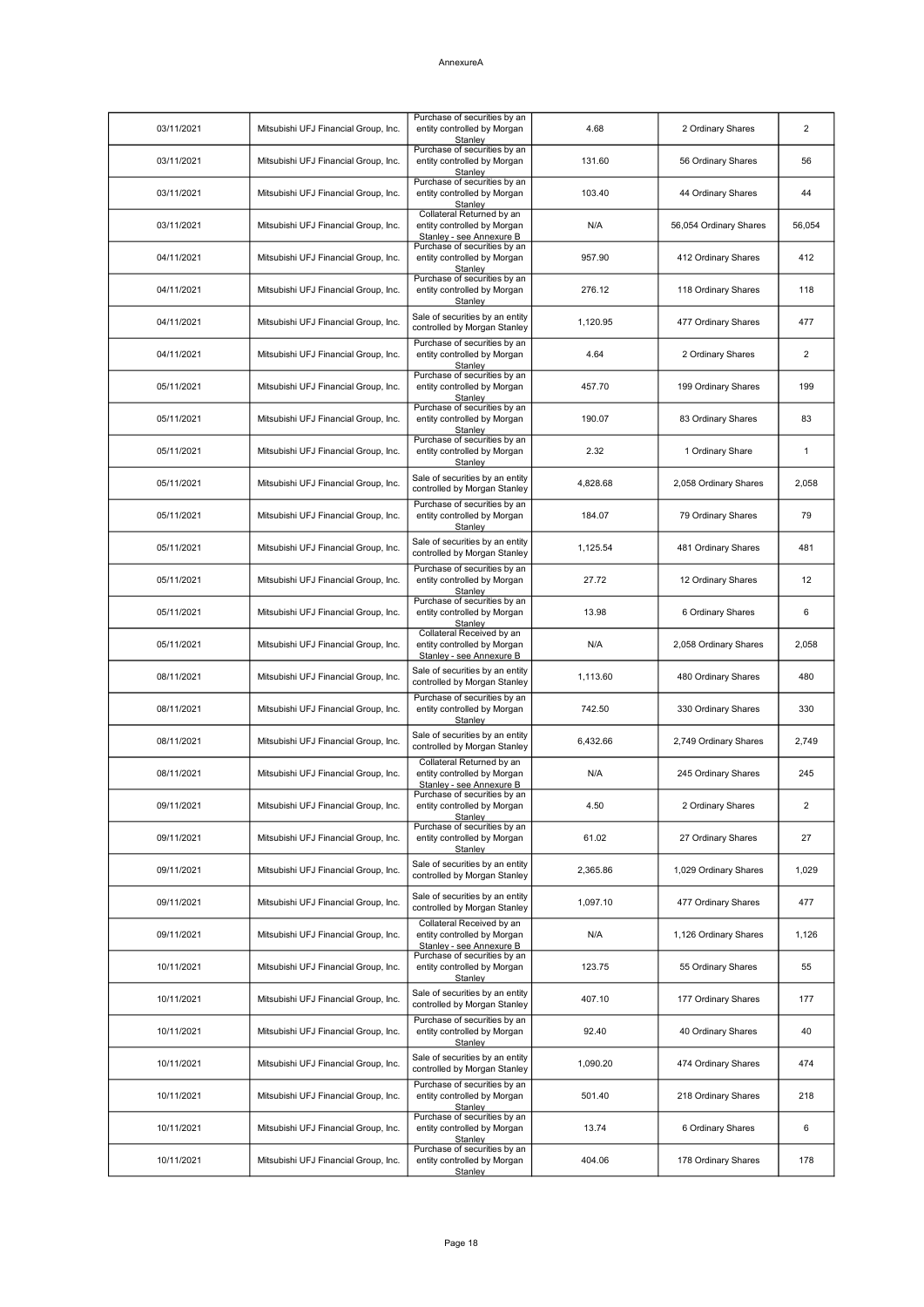AnnexureA

| 03/11/2021 | Mitsubishi UFJ Financial Group, Inc. | Purchase of securities by an entity controlled by Morgan Stanley | 4.68 | 2 Ordinary Shares | 2 |
|---|---|---|---|---|---|
| 03/11/2021 | Mitsubishi UFJ Financial Group, Inc. | Purchase of securities by an entity controlled by Morgan Stanley | 131.60 | 56 Ordinary Shares | 56 |
| 03/11/2021 | Mitsubishi UFJ Financial Group, Inc. | Purchase of securities by an entity controlled by Morgan Stanley | 103.40 | 44 Ordinary Shares | 44 |
| 03/11/2021 | Mitsubishi UFJ Financial Group, Inc. | Collateral Returned by an entity controlled by Morgan Stanley - see Annexure B | N/A | 56,054 Ordinary Shares | 56,054 |
| 04/11/2021 | Mitsubishi UFJ Financial Group, Inc. | Purchase of securities by an entity controlled by Morgan Stanley | 957.90 | 412 Ordinary Shares | 412 |
| 04/11/2021 | Mitsubishi UFJ Financial Group, Inc. | Purchase of securities by an entity controlled by Morgan Stanley | 276.12 | 118 Ordinary Shares | 118 |
| 04/11/2021 | Mitsubishi UFJ Financial Group, Inc. | Sale of securities by an entity controlled by Morgan Stanley | 1,120.95 | 477 Ordinary Shares | 477 |
| 04/11/2021 | Mitsubishi UFJ Financial Group, Inc. | Purchase of securities by an entity controlled by Morgan Stanley | 4.64 | 2 Ordinary Shares | 2 |
| 05/11/2021 | Mitsubishi UFJ Financial Group, Inc. | Purchase of securities by an entity controlled by Morgan Stanley | 457.70 | 199 Ordinary Shares | 199 |
| 05/11/2021 | Mitsubishi UFJ Financial Group, Inc. | Purchase of securities by an entity controlled by Morgan Stanley | 190.07 | 83 Ordinary Shares | 83 |
| 05/11/2021 | Mitsubishi UFJ Financial Group, Inc. | Purchase of securities by an entity controlled by Morgan Stanley | 2.32 | 1 Ordinary Share | 1 |
| 05/11/2021 | Mitsubishi UFJ Financial Group, Inc. | Sale of securities by an entity controlled by Morgan Stanley | 4,828.68 | 2,058 Ordinary Shares | 2,058 |
| 05/11/2021 | Mitsubishi UFJ Financial Group, Inc. | Purchase of securities by an entity controlled by Morgan Stanley | 184.07 | 79 Ordinary Shares | 79 |
| 05/11/2021 | Mitsubishi UFJ Financial Group, Inc. | Sale of securities by an entity controlled by Morgan Stanley | 1,125.54 | 481 Ordinary Shares | 481 |
| 05/11/2021 | Mitsubishi UFJ Financial Group, Inc. | Purchase of securities by an entity controlled by Morgan Stanley | 27.72 | 12 Ordinary Shares | 12 |
| 05/11/2021 | Mitsubishi UFJ Financial Group, Inc. | Purchase of securities by an entity controlled by Morgan Stanley | 13.98 | 6 Ordinary Shares | 6 |
| 05/11/2021 | Mitsubishi UFJ Financial Group, Inc. | Collateral Received by an entity controlled by Morgan Stanley - see Annexure B | N/A | 2,058 Ordinary Shares | 2,058 |
| 08/11/2021 | Mitsubishi UFJ Financial Group, Inc. | Sale of securities by an entity controlled by Morgan Stanley | 1,113.60 | 480 Ordinary Shares | 480 |
| 08/11/2021 | Mitsubishi UFJ Financial Group, Inc. | Purchase of securities by an entity controlled by Morgan Stanley | 742.50 | 330 Ordinary Shares | 330 |
| 08/11/2021 | Mitsubishi UFJ Financial Group, Inc. | Sale of securities by an entity controlled by Morgan Stanley | 6,432.66 | 2,749 Ordinary Shares | 2,749 |
| 08/11/2021 | Mitsubishi UFJ Financial Group, Inc. | Collateral Returned by an entity controlled by Morgan Stanley - see Annexure B | N/A | 245 Ordinary Shares | 245 |
| 09/11/2021 | Mitsubishi UFJ Financial Group, Inc. | Purchase of securities by an entity controlled by Morgan Stanley | 4.50 | 2 Ordinary Shares | 2 |
| 09/11/2021 | Mitsubishi UFJ Financial Group, Inc. | Purchase of securities by an entity controlled by Morgan Stanley | 61.02 | 27 Ordinary Shares | 27 |
| 09/11/2021 | Mitsubishi UFJ Financial Group, Inc. | Sale of securities by an entity controlled by Morgan Stanley | 2,365.86 | 1,029 Ordinary Shares | 1,029 |
| 09/11/2021 | Mitsubishi UFJ Financial Group, Inc. | Sale of securities by an entity controlled by Morgan Stanley | 1,097.10 | 477 Ordinary Shares | 477 |
| 09/11/2021 | Mitsubishi UFJ Financial Group, Inc. | Collateral Received by an entity controlled by Morgan Stanley - see Annexure B | N/A | 1,126 Ordinary Shares | 1,126 |
| 10/11/2021 | Mitsubishi UFJ Financial Group, Inc. | Purchase of securities by an entity controlled by Morgan Stanley | 123.75 | 55 Ordinary Shares | 55 |
| 10/11/2021 | Mitsubishi UFJ Financial Group, Inc. | Sale of securities by an entity controlled by Morgan Stanley | 407.10 | 177 Ordinary Shares | 177 |
| 10/11/2021 | Mitsubishi UFJ Financial Group, Inc. | Purchase of securities by an entity controlled by Morgan Stanley | 92.40 | 40 Ordinary Shares | 40 |
| 10/11/2021 | Mitsubishi UFJ Financial Group, Inc. | Sale of securities by an entity controlled by Morgan Stanley | 1,090.20 | 474 Ordinary Shares | 474 |
| 10/11/2021 | Mitsubishi UFJ Financial Group, Inc. | Purchase of securities by an entity controlled by Morgan Stanley | 501.40 | 218 Ordinary Shares | 218 |
| 10/11/2021 | Mitsubishi UFJ Financial Group, Inc. | Purchase of securities by an entity controlled by Morgan Stanley | 13.74 | 6 Ordinary Shares | 6 |
| 10/11/2021 | Mitsubishi UFJ Financial Group, Inc. | Purchase of securities by an entity controlled by Morgan Stanley | 404.06 | 178 Ordinary Shares | 178 |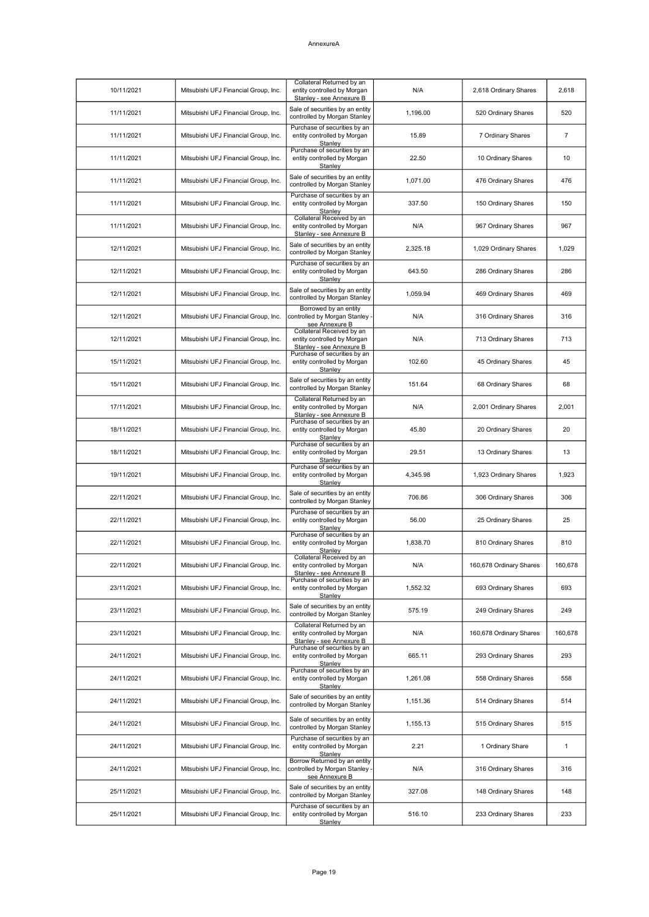AnnexureA

| 10/11/2021 | Mitsubishi UFJ Financial Group, Inc. | Collateral Returned by an entity controlled by Morgan Stanley - see Annexure B | N/A | 2,618 Ordinary Shares | 2,618 |
|---|---|---|---|---|---|
| 11/11/2021 | Mitsubishi UFJ Financial Group, Inc. | Sale of securities by an entity controlled by Morgan Stanley | 1,196.00 | 520 Ordinary Shares | 520 |
| 11/11/2021 | Mitsubishi UFJ Financial Group, Inc. | Purchase of securities by an entity controlled by Morgan Stanley | 15.89 | 7 Ordinary Shares | 7 |
| 11/11/2021 | Mitsubishi UFJ Financial Group, Inc. | Purchase of securities by an entity controlled by Morgan Stanley | 22.50 | 10 Ordinary Shares | 10 |
| 11/11/2021 | Mitsubishi UFJ Financial Group, Inc. | Sale of securities by an entity controlled by Morgan Stanley | 1,071.00 | 476 Ordinary Shares | 476 |
| 11/11/2021 | Mitsubishi UFJ Financial Group, Inc. | Purchase of securities by an entity controlled by Morgan Stanley | 337.50 | 150 Ordinary Shares | 150 |
| 11/11/2021 | Mitsubishi UFJ Financial Group, Inc. | Collateral Received by an entity controlled by Morgan Stanley - see Annexure B | N/A | 967 Ordinary Shares | 967 |
| 12/11/2021 | Mitsubishi UFJ Financial Group, Inc. | Sale of securities by an entity controlled by Morgan Stanley | 2,325.18 | 1,029 Ordinary Shares | 1,029 |
| 12/11/2021 | Mitsubishi UFJ Financial Group, Inc. | Purchase of securities by an entity controlled by Morgan Stanley | 643.50 | 286 Ordinary Shares | 286 |
| 12/11/2021 | Mitsubishi UFJ Financial Group, Inc. | Sale of securities by an entity controlled by Morgan Stanley | 1,059.94 | 469 Ordinary Shares | 469 |
| 12/11/2021 | Mitsubishi UFJ Financial Group, Inc. | Borrowed by an entity controlled by Morgan Stanley - see Annexure B | N/A | 316 Ordinary Shares | 316 |
| 12/11/2021 | Mitsubishi UFJ Financial Group, Inc. | Collateral Received by an entity controlled by Morgan Stanley - see Annexure B | N/A | 713 Ordinary Shares | 713 |
| 15/11/2021 | Mitsubishi UFJ Financial Group, Inc. | Purchase of securities by an entity controlled by Morgan Stanley | 102.60 | 45 Ordinary Shares | 45 |
| 15/11/2021 | Mitsubishi UFJ Financial Group, Inc. | Sale of securities by an entity controlled by Morgan Stanley | 151.64 | 68 Ordinary Shares | 68 |
| 17/11/2021 | Mitsubishi UFJ Financial Group, Inc. | Collateral Returned by an entity controlled by Morgan Stanley - see Annexure B | N/A | 2,001 Ordinary Shares | 2,001 |
| 18/11/2021 | Mitsubishi UFJ Financial Group, Inc. | Purchase of securities by an entity controlled by Morgan Stanley | 45.80 | 20 Ordinary Shares | 20 |
| 18/11/2021 | Mitsubishi UFJ Financial Group, Inc. | Purchase of securities by an entity controlled by Morgan Stanley | 29.51 | 13 Ordinary Shares | 13 |
| 19/11/2021 | Mitsubishi UFJ Financial Group, Inc. | Purchase of securities by an entity controlled by Morgan Stanley | 4,345.98 | 1,923 Ordinary Shares | 1,923 |
| 22/11/2021 | Mitsubishi UFJ Financial Group, Inc. | Sale of securities by an entity controlled by Morgan Stanley | 706.86 | 306 Ordinary Shares | 306 |
| 22/11/2021 | Mitsubishi UFJ Financial Group, Inc. | Purchase of securities by an entity controlled by Morgan Stanley | 56.00 | 25 Ordinary Shares | 25 |
| 22/11/2021 | Mitsubishi UFJ Financial Group, Inc. | Purchase of securities by an entity controlled by Morgan Stanley | 1,838.70 | 810 Ordinary Shares | 810 |
| 22/11/2021 | Mitsubishi UFJ Financial Group, Inc. | Collateral Received by an entity controlled by Morgan Stanley - see Annexure B | N/A | 160,678 Ordinary Shares | 160,678 |
| 23/11/2021 | Mitsubishi UFJ Financial Group, Inc. | Purchase of securities by an entity controlled by Morgan Stanley | 1,552.32 | 693 Ordinary Shares | 693 |
| 23/11/2021 | Mitsubishi UFJ Financial Group, Inc. | Sale of securities by an entity controlled by Morgan Stanley | 575.19 | 249 Ordinary Shares | 249 |
| 23/11/2021 | Mitsubishi UFJ Financial Group, Inc. | Collateral Returned by an entity controlled by Morgan Stanley - see Annexure B | N/A | 160,678 Ordinary Shares | 160,678 |
| 24/11/2021 | Mitsubishi UFJ Financial Group, Inc. | Purchase of securities by an entity controlled by Morgan Stanley | 665.11 | 293 Ordinary Shares | 293 |
| 24/11/2021 | Mitsubishi UFJ Financial Group, Inc. | Purchase of securities by an entity controlled by Morgan Stanley | 1,261.08 | 558 Ordinary Shares | 558 |
| 24/11/2021 | Mitsubishi UFJ Financial Group, Inc. | Sale of securities by an entity controlled by Morgan Stanley | 1,151.36 | 514 Ordinary Shares | 514 |
| 24/11/2021 | Mitsubishi UFJ Financial Group, Inc. | Sale of securities by an entity controlled by Morgan Stanley | 1,155.13 | 515 Ordinary Shares | 515 |
| 24/11/2021 | Mitsubishi UFJ Financial Group, Inc. | Purchase of securities by an entity controlled by Morgan Stanley | 2.21 | 1 Ordinary Share | 1 |
| 24/11/2021 | Mitsubishi UFJ Financial Group, Inc. | Borrow Returned by an entity controlled by Morgan Stanley - see Annexure B | N/A | 316 Ordinary Shares | 316 |
| 25/11/2021 | Mitsubishi UFJ Financial Group, Inc. | Sale of securities by an entity controlled by Morgan Stanley | 327.08 | 148 Ordinary Shares | 148 |
| 25/11/2021 | Mitsubishi UFJ Financial Group, Inc. | Purchase of securities by an entity controlled by Morgan Stanley | 516.10 | 233 Ordinary Shares | 233 |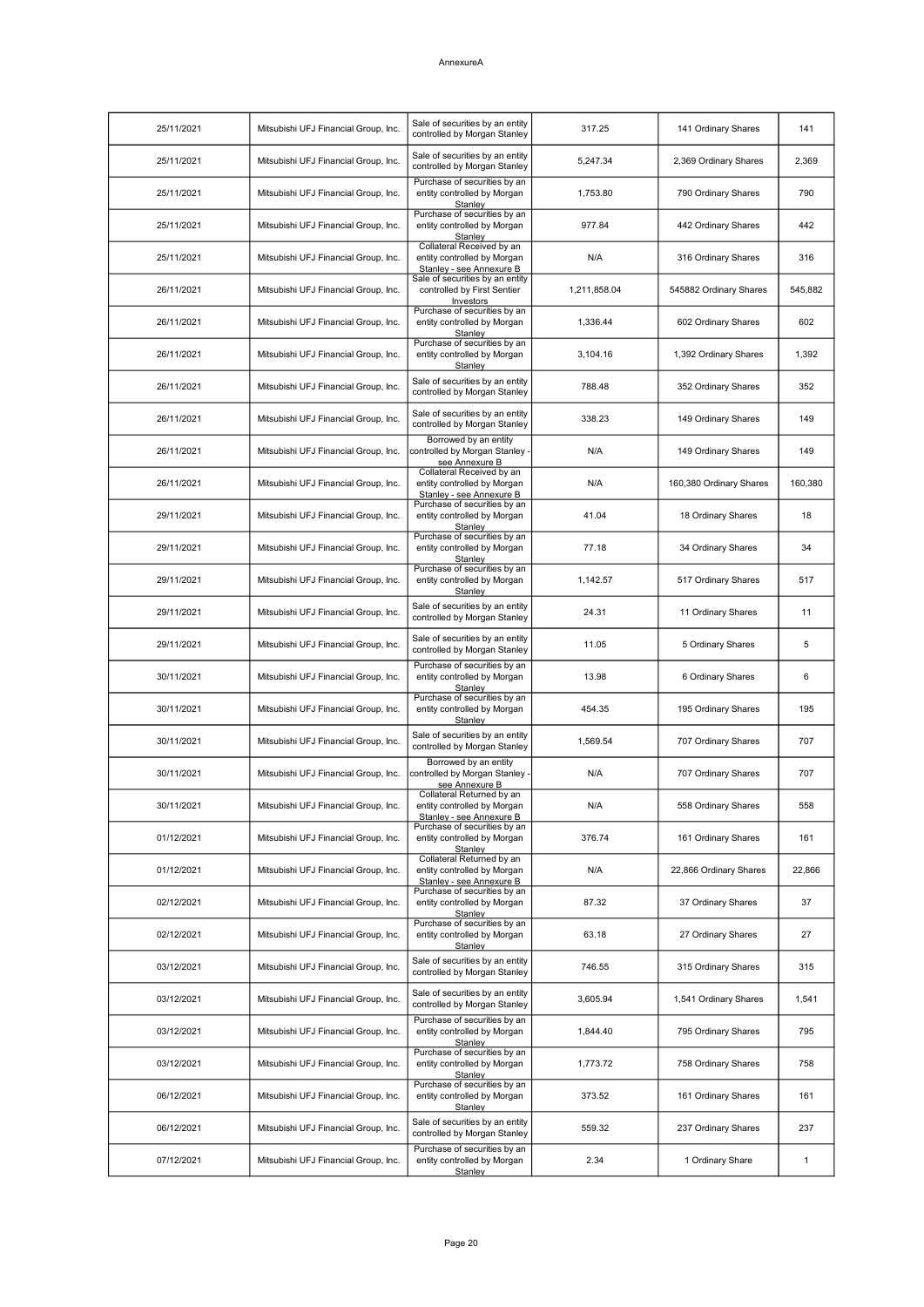AnnexureA

| 25/11/2021 | Mitsubishi UFJ Financial Group, Inc. | Sale of securities by an entity controlled by Morgan Stanley | 317.25 | 141 Ordinary Shares | 141 |
|---|---|---|---|---|---|
| 25/11/2021 | Mitsubishi UFJ Financial Group, Inc. | Sale of securities by an entity controlled by Morgan Stanley | 5,247.34 | 2,369 Ordinary Shares | 2,369 |
| 25/11/2021 | Mitsubishi UFJ Financial Group, Inc. | Purchase of securities by an entity controlled by Morgan Stanley | 1,753.80 | 790 Ordinary Shares | 790 |
| 25/11/2021 | Mitsubishi UFJ Financial Group, Inc. | Purchase of securities by an entity controlled by Morgan Stanley | 977.84 | 442 Ordinary Shares | 442 |
| 25/11/2021 | Mitsubishi UFJ Financial Group, Inc. | Collateral Received by an entity controlled by Morgan Stanley - see Annexure B | N/A | 316 Ordinary Shares | 316 |
| 26/11/2021 | Mitsubishi UFJ Financial Group, Inc. | Sale of securities by an entity controlled by First Sentier Investors | 1,211,858.04 | 545882 Ordinary Shares | 545,882 |
| 26/11/2021 | Mitsubishi UFJ Financial Group, Inc. | Purchase of securities by an entity controlled by Morgan Stanley | 1,336.44 | 602 Ordinary Shares | 602 |
| 26/11/2021 | Mitsubishi UFJ Financial Group, Inc. | Purchase of securities by an entity controlled by Morgan Stanley | 3,104.16 | 1,392 Ordinary Shares | 1,392 |
| 26/11/2021 | Mitsubishi UFJ Financial Group, Inc. | Sale of securities by an entity controlled by Morgan Stanley | 788.48 | 352 Ordinary Shares | 352 |
| 26/11/2021 | Mitsubishi UFJ Financial Group, Inc. | Sale of securities by an entity controlled by Morgan Stanley | 338.23 | 149 Ordinary Shares | 149 |
| 26/11/2021 | Mitsubishi UFJ Financial Group, Inc. | Borrowed by an entity controlled by Morgan Stanley - see Annexure B | N/A | 149 Ordinary Shares | 149 |
| 26/11/2021 | Mitsubishi UFJ Financial Group, Inc. | Collateral Received by an entity controlled by Morgan Stanley - see Annexure B | N/A | 160,380 Ordinary Shares | 160,380 |
| 29/11/2021 | Mitsubishi UFJ Financial Group, Inc. | Purchase of securities by an entity controlled by Morgan Stanley | 41.04 | 18 Ordinary Shares | 18 |
| 29/11/2021 | Mitsubishi UFJ Financial Group, Inc. | Purchase of securities by an entity controlled by Morgan Stanley | 77.18 | 34 Ordinary Shares | 34 |
| 29/11/2021 | Mitsubishi UFJ Financial Group, Inc. | Purchase of securities by an entity controlled by Morgan Stanley | 1,142.57 | 517 Ordinary Shares | 517 |
| 29/11/2021 | Mitsubishi UFJ Financial Group, Inc. | Sale of securities by an entity controlled by Morgan Stanley | 24.31 | 11 Ordinary Shares | 11 |
| 29/11/2021 | Mitsubishi UFJ Financial Group, Inc. | Sale of securities by an entity controlled by Morgan Stanley | 11.05 | 5 Ordinary Shares | 5 |
| 30/11/2021 | Mitsubishi UFJ Financial Group, Inc. | Purchase of securities by an entity controlled by Morgan Stanley | 13.98 | 6 Ordinary Shares | 6 |
| 30/11/2021 | Mitsubishi UFJ Financial Group, Inc. | Purchase of securities by an entity controlled by Morgan Stanley | 454.35 | 195 Ordinary Shares | 195 |
| 30/11/2021 | Mitsubishi UFJ Financial Group, Inc. | Sale of securities by an entity controlled by Morgan Stanley | 1,569.54 | 707 Ordinary Shares | 707 |
| 30/11/2021 | Mitsubishi UFJ Financial Group, Inc. | Borrowed by an entity controlled by Morgan Stanley - see Annexure B | N/A | 707 Ordinary Shares | 707 |
| 30/11/2021 | Mitsubishi UFJ Financial Group, Inc. | Collateral Returned by an entity controlled by Morgan Stanley - see Annexure B | N/A | 558 Ordinary Shares | 558 |
| 01/12/2021 | Mitsubishi UFJ Financial Group, Inc. | Purchase of securities by an entity controlled by Morgan Stanley | 376.74 | 161 Ordinary Shares | 161 |
| 01/12/2021 | Mitsubishi UFJ Financial Group, Inc. | Collateral Returned by an entity controlled by Morgan Stanley - see Annexure B | N/A | 22,866 Ordinary Shares | 22,866 |
| 02/12/2021 | Mitsubishi UFJ Financial Group, Inc. | Purchase of securities by an entity controlled by Morgan Stanley | 87.32 | 37 Ordinary Shares | 37 |
| 02/12/2021 | Mitsubishi UFJ Financial Group, Inc. | Purchase of securities by an entity controlled by Morgan Stanley | 63.18 | 27 Ordinary Shares | 27 |
| 03/12/2021 | Mitsubishi UFJ Financial Group, Inc. | Sale of securities by an entity controlled by Morgan Stanley | 746.55 | 315 Ordinary Shares | 315 |
| 03/12/2021 | Mitsubishi UFJ Financial Group, Inc. | Sale of securities by an entity controlled by Morgan Stanley | 3,605.94 | 1,541 Ordinary Shares | 1,541 |
| 03/12/2021 | Mitsubishi UFJ Financial Group, Inc. | Purchase of securities by an entity controlled by Morgan Stanley | 1,844.40 | 795 Ordinary Shares | 795 |
| 03/12/2021 | Mitsubishi UFJ Financial Group, Inc. | Purchase of securities by an entity controlled by Morgan Stanley | 1,773.72 | 758 Ordinary Shares | 758 |
| 06/12/2021 | Mitsubishi UFJ Financial Group, Inc. | Purchase of securities by an entity controlled by Morgan Stanley | 373.52 | 161 Ordinary Shares | 161 |
| 06/12/2021 | Mitsubishi UFJ Financial Group, Inc. | Sale of securities by an entity controlled by Morgan Stanley | 559.32 | 237 Ordinary Shares | 237 |
| 07/12/2021 | Mitsubishi UFJ Financial Group, Inc. | Purchase of securities by an entity controlled by Morgan Stanley | 2.34 | 1 Ordinary Share | 1 |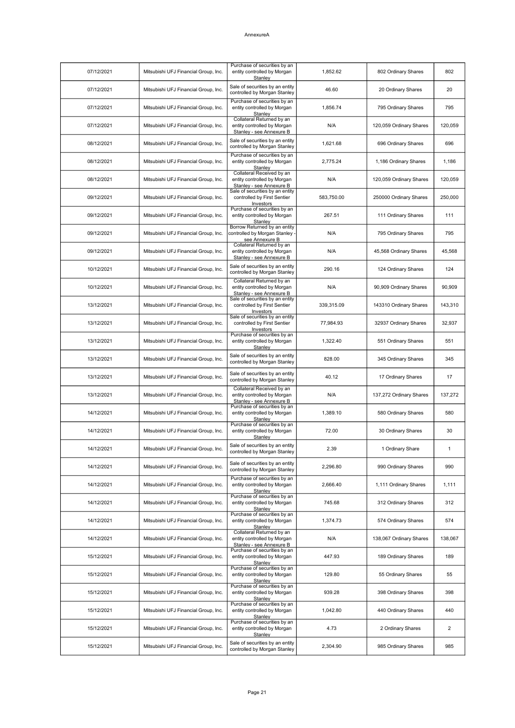| | | | | | |
|---|---|---|---|---|---|
| 07/12/2021 | Mitsubishi UFJ Financial Group, Inc. | Purchase of securities by an entity controlled by Morgan Stanley | 1,852.62 | 802 Ordinary Shares | 802 |
| 07/12/2021 | Mitsubishi UFJ Financial Group, Inc. | Sale of securities by an entity controlled by Morgan Stanley | 46.60 | 20 Ordinary Shares | 20 |
| 07/12/2021 | Mitsubishi UFJ Financial Group, Inc. | Purchase of securities by an entity controlled by Morgan Stanley | 1,856.74 | 795 Ordinary Shares | 795 |
| 07/12/2021 | Mitsubishi UFJ Financial Group, Inc. | Collateral Returned by an entity controlled by Morgan Stanley - see Annexure B | N/A | 120,059 Ordinary Shares | 120,059 |
| 08/12/2021 | Mitsubishi UFJ Financial Group, Inc. | Sale of securities by an entity controlled by Morgan Stanley | 1,621.68 | 696 Ordinary Shares | 696 |
| 08/12/2021 | Mitsubishi UFJ Financial Group, Inc. | Purchase of securities by an entity controlled by Morgan Stanley | 2,775.24 | 1,186 Ordinary Shares | 1,186 |
| 08/12/2021 | Mitsubishi UFJ Financial Group, Inc. | Collateral Received by an entity controlled by Morgan Stanley - see Annexure B | N/A | 120,059 Ordinary Shares | 120,059 |
| 09/12/2021 | Mitsubishi UFJ Financial Group, Inc. | Sale of securities by an entity controlled by First Sentier Investors | 583,750.00 | 250000 Ordinary Shares | 250,000 |
| 09/12/2021 | Mitsubishi UFJ Financial Group, Inc. | Purchase of securities by an entity controlled by Morgan Stanley | 267.51 | 111 Ordinary Shares | 111 |
| 09/12/2021 | Mitsubishi UFJ Financial Group, Inc. | Borrow Returned by an entity controlled by Morgan Stanley - see Annexure B | N/A | 795 Ordinary Shares | 795 |
| 09/12/2021 | Mitsubishi UFJ Financial Group, Inc. | Collateral Returned by an entity controlled by Morgan Stanley - see Annexure B | N/A | 45,568 Ordinary Shares | 45,568 |
| 10/12/2021 | Mitsubishi UFJ Financial Group, Inc. | Sale of securities by an entity controlled by Morgan Stanley | 290.16 | 124 Ordinary Shares | 124 |
| 10/12/2021 | Mitsubishi UFJ Financial Group, Inc. | Collateral Returned by an entity controlled by Morgan Stanley - see Annexure B | N/A | 90,909 Ordinary Shares | 90,909 |
| 13/12/2021 | Mitsubishi UFJ Financial Group, Inc. | Sale of securities by an entity controlled by First Sentier Investors | 339,315.09 | 143310 Ordinary Shares | 143,310 |
| 13/12/2021 | Mitsubishi UFJ Financial Group, Inc. | Sale of securities by an entity controlled by First Sentier Investors | 77,984.93 | 32937 Ordinary Shares | 32,937 |
| 13/12/2021 | Mitsubishi UFJ Financial Group, Inc. | Purchase of securities by an entity controlled by Morgan Stanley | 1,322.40 | 551 Ordinary Shares | 551 |
| 13/12/2021 | Mitsubishi UFJ Financial Group, Inc. | Sale of securities by an entity controlled by Morgan Stanley | 828.00 | 345 Ordinary Shares | 345 |
| 13/12/2021 | Mitsubishi UFJ Financial Group, Inc. | Sale of securities by an entity controlled by Morgan Stanley | 40.12 | 17 Ordinary Shares | 17 |
| 13/12/2021 | Mitsubishi UFJ Financial Group, Inc. | Collateral Received by an entity controlled by Morgan Stanley - see Annexure B | N/A | 137,272 Ordinary Shares | 137,272 |
| 14/12/2021 | Mitsubishi UFJ Financial Group, Inc. | Purchase of securities by an entity controlled by Morgan Stanley | 1,389.10 | 580 Ordinary Shares | 580 |
| 14/12/2021 | Mitsubishi UFJ Financial Group, Inc. | Purchase of securities by an entity controlled by Morgan Stanley | 72.00 | 30 Ordinary Shares | 30 |
| 14/12/2021 | Mitsubishi UFJ Financial Group, Inc. | Sale of securities by an entity controlled by Morgan Stanley | 2.39 | 1 Ordinary Share | 1 |
| 14/12/2021 | Mitsubishi UFJ Financial Group, Inc. | Sale of securities by an entity controlled by Morgan Stanley | 2,296.80 | 990 Ordinary Shares | 990 |
| 14/12/2021 | Mitsubishi UFJ Financial Group, Inc. | Purchase of securities by an entity controlled by Morgan Stanley | 2,666.40 | 1,111 Ordinary Shares | 1,111 |
| 14/12/2021 | Mitsubishi UFJ Financial Group, Inc. | Purchase of securities by an entity controlled by Morgan Stanley | 745.68 | 312 Ordinary Shares | 312 |
| 14/12/2021 | Mitsubishi UFJ Financial Group, Inc. | Purchase of securities by an entity controlled by Morgan Stanley | 1,374.73 | 574 Ordinary Shares | 574 |
| 14/12/2021 | Mitsubishi UFJ Financial Group, Inc. | Collateral Returned by an entity controlled by Morgan Stanley - see Annexure B | N/A | 138,067 Ordinary Shares | 138,067 |
| 15/12/2021 | Mitsubishi UFJ Financial Group, Inc. | Purchase of securities by an entity controlled by Morgan Stanley | 447.93 | 189 Ordinary Shares | 189 |
| 15/12/2021 | Mitsubishi UFJ Financial Group, Inc. | Purchase of securities by an entity controlled by Morgan Stanley | 129.80 | 55 Ordinary Shares | 55 |
| 15/12/2021 | Mitsubishi UFJ Financial Group, Inc. | Purchase of securities by an entity controlled by Morgan Stanley | 939.28 | 398 Ordinary Shares | 398 |
| 15/12/2021 | Mitsubishi UFJ Financial Group, Inc. | Purchase of securities by an entity controlled by Morgan Stanley | 1,042.80 | 440 Ordinary Shares | 440 |
| 15/12/2021 | Mitsubishi UFJ Financial Group, Inc. | Purchase of securities by an entity controlled by Morgan Stanley | 4.73 | 2 Ordinary Shares | 2 |
| 15/12/2021 | Mitsubishi UFJ Financial Group, Inc. | Sale of securities by an entity controlled by Morgan Stanley | 2,304.90 | 985 Ordinary Shares | 985 |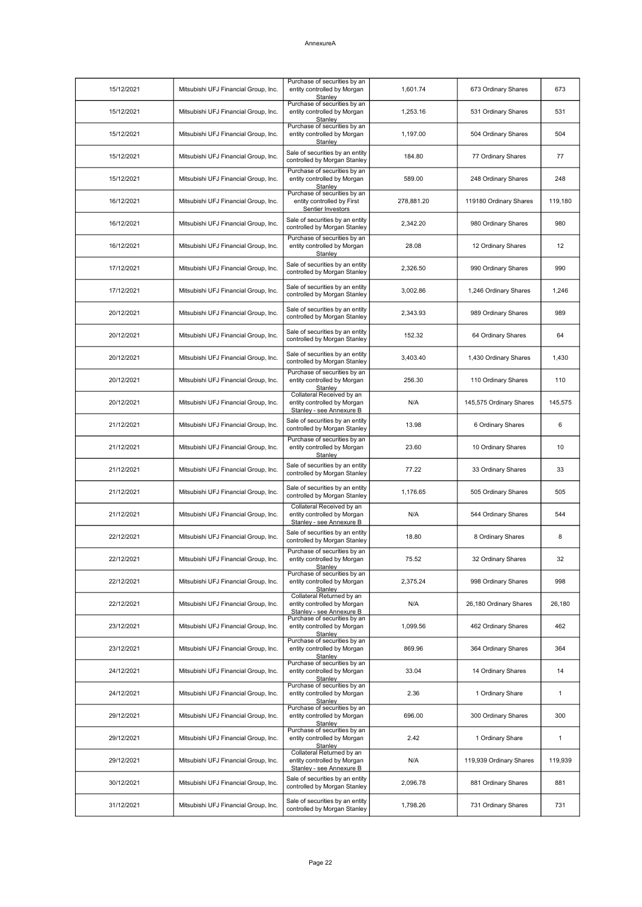| 15/12/2021 | Mitsubishi UFJ Financial Group, Inc. | Purchase of securities by an entity controlled by Morgan Stanley | 1,601.74 | 673 Ordinary Shares | 673 |
|---|---|---|---|---|---|
| 15/12/2021 | Mitsubishi UFJ Financial Group, Inc. | Purchase of securities by an entity controlled by Morgan Stanley | 1,253.16 | 531 Ordinary Shares | 531 |
| 15/12/2021 | Mitsubishi UFJ Financial Group, Inc. | Purchase of securities by an entity controlled by Morgan Stanley | 1,197.00 | 504 Ordinary Shares | 504 |
| 15/12/2021 | Mitsubishi UFJ Financial Group, Inc. | Sale of securities by an entity controlled by Morgan Stanley | 184.80 | 77 Ordinary Shares | 77 |
| 15/12/2021 | Mitsubishi UFJ Financial Group, Inc. | Purchase of securities by an entity controlled by Morgan Stanley | 589.00 | 248 Ordinary Shares | 248 |
| 16/12/2021 | Mitsubishi UFJ Financial Group, Inc. | Purchase of securities by an entity controlled by First Sentier Investors | 278,881.20 | 119180 Ordinary Shares | 119,180 |
| 16/12/2021 | Mitsubishi UFJ Financial Group, Inc. | Sale of securities by an entity controlled by Morgan Stanley | 2,342.20 | 980 Ordinary Shares | 980 |
| 16/12/2021 | Mitsubishi UFJ Financial Group, Inc. | Purchase of securities by an entity controlled by Morgan Stanley | 28.08 | 12 Ordinary Shares | 12 |
| 17/12/2021 | Mitsubishi UFJ Financial Group, Inc. | Sale of securities by an entity controlled by Morgan Stanley | 2,326.50 | 990 Ordinary Shares | 990 |
| 17/12/2021 | Mitsubishi UFJ Financial Group, Inc. | Sale of securities by an entity controlled by Morgan Stanley | 3,002.86 | 1,246 Ordinary Shares | 1,246 |
| 20/12/2021 | Mitsubishi UFJ Financial Group, Inc. | Sale of securities by an entity controlled by Morgan Stanley | 2,343.93 | 989 Ordinary Shares | 989 |
| 20/12/2021 | Mitsubishi UFJ Financial Group, Inc. | Sale of securities by an entity controlled by Morgan Stanley | 152.32 | 64 Ordinary Shares | 64 |
| 20/12/2021 | Mitsubishi UFJ Financial Group, Inc. | Sale of securities by an entity controlled by Morgan Stanley | 3,403.40 | 1,430 Ordinary Shares | 1,430 |
| 20/12/2021 | Mitsubishi UFJ Financial Group, Inc. | Purchase of securities by an entity controlled by Morgan Stanley | 256.30 | 110 Ordinary Shares | 110 |
| 20/12/2021 | Mitsubishi UFJ Financial Group, Inc. | Collateral Received by an entity controlled by Morgan Stanley - see Annexure B | N/A | 145,575 Ordinary Shares | 145,575 |
| 21/12/2021 | Mitsubishi UFJ Financial Group, Inc. | Sale of securities by an entity controlled by Morgan Stanley | 13.98 | 6 Ordinary Shares | 6 |
| 21/12/2021 | Mitsubishi UFJ Financial Group, Inc. | Purchase of securities by an entity controlled by Morgan Stanley | 23.60 | 10 Ordinary Shares | 10 |
| 21/12/2021 | Mitsubishi UFJ Financial Group, Inc. | Sale of securities by an entity controlled by Morgan Stanley | 77.22 | 33 Ordinary Shares | 33 |
| 21/12/2021 | Mitsubishi UFJ Financial Group, Inc. | Sale of securities by an entity controlled by Morgan Stanley | 1,176.65 | 505 Ordinary Shares | 505 |
| 21/12/2021 | Mitsubishi UFJ Financial Group, Inc. | Collateral Received by an entity controlled by Morgan Stanley - see Annexure B | N/A | 544 Ordinary Shares | 544 |
| 22/12/2021 | Mitsubishi UFJ Financial Group, Inc. | Sale of securities by an entity controlled by Morgan Stanley | 18.80 | 8 Ordinary Shares | 8 |
| 22/12/2021 | Mitsubishi UFJ Financial Group, Inc. | Purchase of securities by an entity controlled by Morgan Stanley | 75.52 | 32 Ordinary Shares | 32 |
| 22/12/2021 | Mitsubishi UFJ Financial Group, Inc. | Purchase of securities by an entity controlled by Morgan Stanley | 2,375.24 | 998 Ordinary Shares | 998 |
| 22/12/2021 | Mitsubishi UFJ Financial Group, Inc. | Collateral Returned by an entity controlled by Morgan Stanley - see Annexure B | N/A | 26,180 Ordinary Shares | 26,180 |
| 23/12/2021 | Mitsubishi UFJ Financial Group, Inc. | Purchase of securities by an entity controlled by Morgan Stanley | 1,099.56 | 462 Ordinary Shares | 462 |
| 23/12/2021 | Mitsubishi UFJ Financial Group, Inc. | Purchase of securities by an entity controlled by Morgan Stanley | 869.96 | 364 Ordinary Shares | 364 |
| 24/12/2021 | Mitsubishi UFJ Financial Group, Inc. | Purchase of securities by an entity controlled by Morgan Stanley | 33.04 | 14 Ordinary Shares | 14 |
| 24/12/2021 | Mitsubishi UFJ Financial Group, Inc. | Purchase of securities by an entity controlled by Morgan Stanley | 2.36 | 1 Ordinary Share | 1 |
| 29/12/2021 | Mitsubishi UFJ Financial Group, Inc. | Purchase of securities by an entity controlled by Morgan Stanley | 696.00 | 300 Ordinary Shares | 300 |
| 29/12/2021 | Mitsubishi UFJ Financial Group, Inc. | Purchase of securities by an entity controlled by Morgan Stanley | 2.42 | 1 Ordinary Share | 1 |
| 29/12/2021 | Mitsubishi UFJ Financial Group, Inc. | Collateral Returned by an entity controlled by Morgan Stanley - see Annexure B | N/A | 119,939 Ordinary Shares | 119,939 |
| 30/12/2021 | Mitsubishi UFJ Financial Group, Inc. | Sale of securities by an entity controlled by Morgan Stanley | 2,096.78 | 881 Ordinary Shares | 881 |
| 31/12/2021 | Mitsubishi UFJ Financial Group, Inc. | Sale of securities by an entity controlled by Morgan Stanley | 1,798.26 | 731 Ordinary Shares | 731 |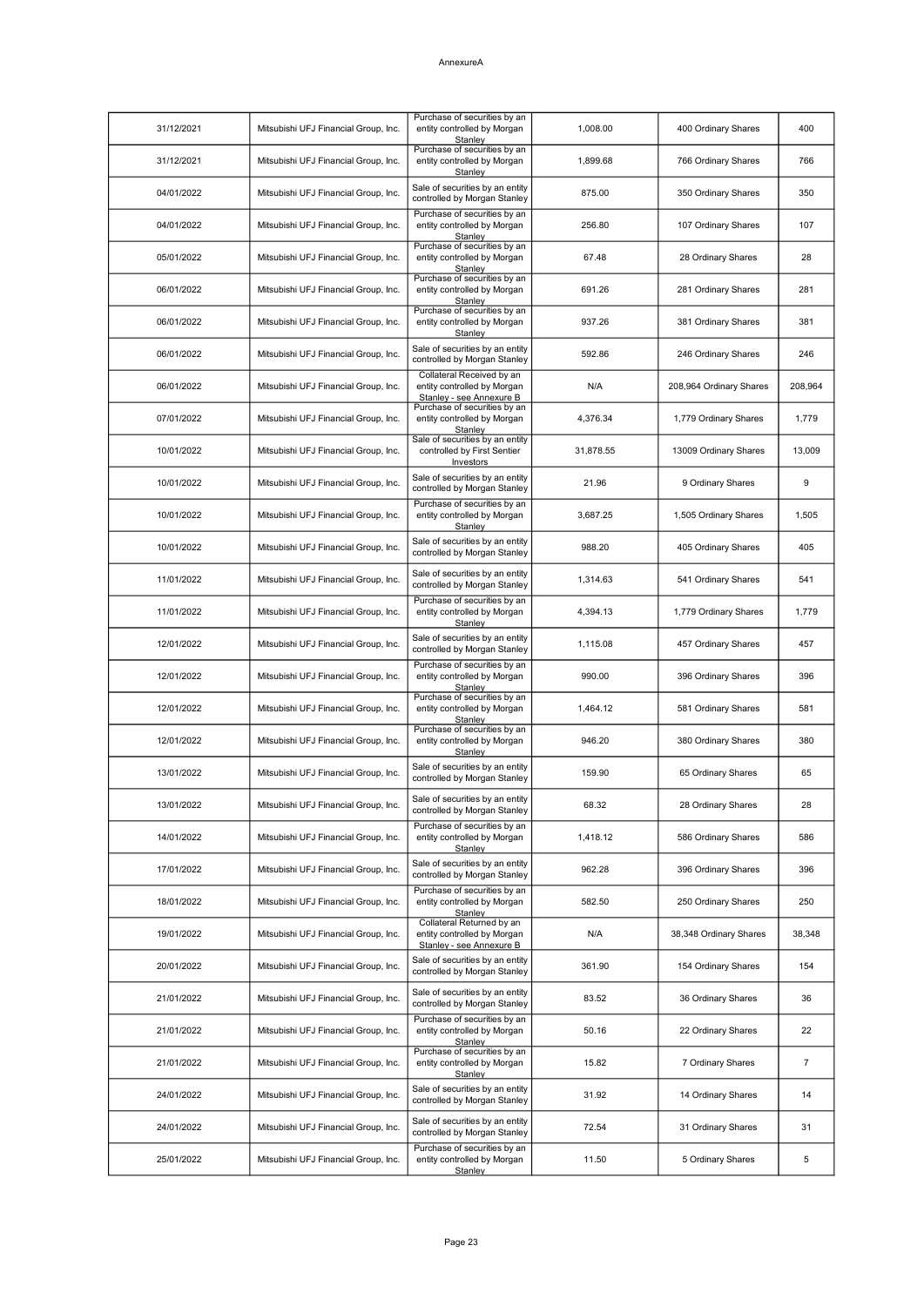AnnexureA

| | | | | | |
|---|---|---|---|---|---|
| 31/12/2021 | Mitsubishi UFJ Financial Group, Inc. | Purchase of securities by an entity controlled by Morgan Stanley | 1,008.00 | 400 Ordinary Shares | 400 |
| 31/12/2021 | Mitsubishi UFJ Financial Group, Inc. | Purchase of securities by an entity controlled by Morgan Stanley | 1,899.68 | 766 Ordinary Shares | 766 |
| 04/01/2022 | Mitsubishi UFJ Financial Group, Inc. | Sale of securities by an entity controlled by Morgan Stanley | 875.00 | 350 Ordinary Shares | 350 |
| 04/01/2022 | Mitsubishi UFJ Financial Group, Inc. | Purchase of securities by an entity controlled by Morgan Stanley | 256.80 | 107 Ordinary Shares | 107 |
| 05/01/2022 | Mitsubishi UFJ Financial Group, Inc. | Purchase of securities by an entity controlled by Morgan Stanley | 67.48 | 28 Ordinary Shares | 28 |
| 06/01/2022 | Mitsubishi UFJ Financial Group, Inc. | Purchase of securities by an entity controlled by Morgan Stanley | 691.26 | 281 Ordinary Shares | 281 |
| 06/01/2022 | Mitsubishi UFJ Financial Group, Inc. | Purchase of securities by an entity controlled by Morgan Stanley | 937.26 | 381 Ordinary Shares | 381 |
| 06/01/2022 | Mitsubishi UFJ Financial Group, Inc. | Sale of securities by an entity controlled by Morgan Stanley | 592.86 | 246 Ordinary Shares | 246 |
| 06/01/2022 | Mitsubishi UFJ Financial Group, Inc. | Collateral Received by an entity controlled by Morgan Stanley - see Annexure B | N/A | 208,964 Ordinary Shares | 208,964 |
| 07/01/2022 | Mitsubishi UFJ Financial Group, Inc. | Purchase of securities by an entity controlled by Morgan Stanley | 4,376.34 | 1,779 Ordinary Shares | 1,779 |
| 10/01/2022 | Mitsubishi UFJ Financial Group, Inc. | Sale of securities by an entity controlled by First Sentier Investors | 31,878.55 | 13009 Ordinary Shares | 13,009 |
| 10/01/2022 | Mitsubishi UFJ Financial Group, Inc. | Sale of securities by an entity controlled by Morgan Stanley | 21.96 | 9 Ordinary Shares | 9 |
| 10/01/2022 | Mitsubishi UFJ Financial Group, Inc. | Purchase of securities by an entity controlled by Morgan Stanley | 3,687.25 | 1,505 Ordinary Shares | 1,505 |
| 10/01/2022 | Mitsubishi UFJ Financial Group, Inc. | Sale of securities by an entity controlled by Morgan Stanley | 988.20 | 405 Ordinary Shares | 405 |
| 11/01/2022 | Mitsubishi UFJ Financial Group, Inc. | Sale of securities by an entity controlled by Morgan Stanley | 1,314.63 | 541 Ordinary Shares | 541 |
| 11/01/2022 | Mitsubishi UFJ Financial Group, Inc. | Purchase of securities by an entity controlled by Morgan Stanley | 4,394.13 | 1,779 Ordinary Shares | 1,779 |
| 12/01/2022 | Mitsubishi UFJ Financial Group, Inc. | Sale of securities by an entity controlled by Morgan Stanley | 1,115.08 | 457 Ordinary Shares | 457 |
| 12/01/2022 | Mitsubishi UFJ Financial Group, Inc. | Purchase of securities by an entity controlled by Morgan Stanley | 990.00 | 396 Ordinary Shares | 396 |
| 12/01/2022 | Mitsubishi UFJ Financial Group, Inc. | Purchase of securities by an entity controlled by Morgan Stanley | 1,464.12 | 581 Ordinary Shares | 581 |
| 12/01/2022 | Mitsubishi UFJ Financial Group, Inc. | Purchase of securities by an entity controlled by Morgan Stanley | 946.20 | 380 Ordinary Shares | 380 |
| 13/01/2022 | Mitsubishi UFJ Financial Group, Inc. | Sale of securities by an entity controlled by Morgan Stanley | 159.90 | 65 Ordinary Shares | 65 |
| 13/01/2022 | Mitsubishi UFJ Financial Group, Inc. | Sale of securities by an entity controlled by Morgan Stanley | 68.32 | 28 Ordinary Shares | 28 |
| 14/01/2022 | Mitsubishi UFJ Financial Group, Inc. | Purchase of securities by an entity controlled by Morgan Stanley | 1,418.12 | 586 Ordinary Shares | 586 |
| 17/01/2022 | Mitsubishi UFJ Financial Group, Inc. | Sale of securities by an entity controlled by Morgan Stanley | 962.28 | 396 Ordinary Shares | 396 |
| 18/01/2022 | Mitsubishi UFJ Financial Group, Inc. | Purchase of securities by an entity controlled by Morgan Stanley | 582.50 | 250 Ordinary Shares | 250 |
| 19/01/2022 | Mitsubishi UFJ Financial Group, Inc. | Collateral Returned by an entity controlled by Morgan Stanley - see Annexure B | N/A | 38,348 Ordinary Shares | 38,348 |
| 20/01/2022 | Mitsubishi UFJ Financial Group, Inc. | Sale of securities by an entity controlled by Morgan Stanley | 361.90 | 154 Ordinary Shares | 154 |
| 21/01/2022 | Mitsubishi UFJ Financial Group, Inc. | Sale of securities by an entity controlled by Morgan Stanley | 83.52 | 36 Ordinary Shares | 36 |
| 21/01/2022 | Mitsubishi UFJ Financial Group, Inc. | Purchase of securities by an entity controlled by Morgan Stanley | 50.16 | 22 Ordinary Shares | 22 |
| 21/01/2022 | Mitsubishi UFJ Financial Group, Inc. | Purchase of securities by an entity controlled by Morgan Stanley | 15.82 | 7 Ordinary Shares | 7 |
| 24/01/2022 | Mitsubishi UFJ Financial Group, Inc. | Sale of securities by an entity controlled by Morgan Stanley | 31.92 | 14 Ordinary Shares | 14 |
| 24/01/2022 | Mitsubishi UFJ Financial Group, Inc. | Sale of securities by an entity controlled by Morgan Stanley | 72.54 | 31 Ordinary Shares | 31 |
| 25/01/2022 | Mitsubishi UFJ Financial Group, Inc. | Purchase of securities by an entity controlled by Morgan Stanley | 11.50 | 5 Ordinary Shares | 5 |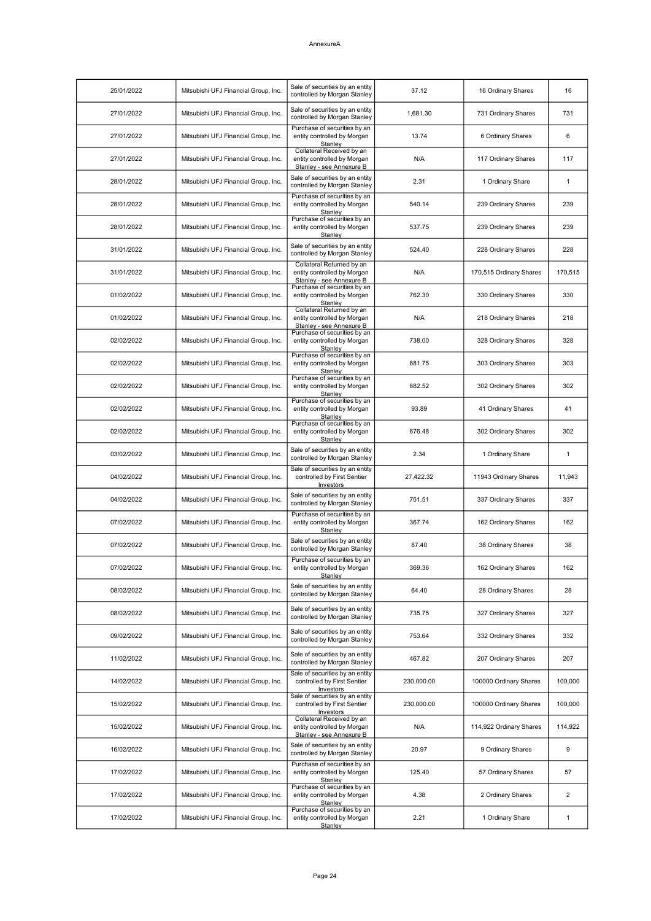AnnexureA

| | | | | | |
|---|---|---|---|---|---|
| 25/01/2022 | Mitsubishi UFJ Financial Group, Inc. | Sale of securities by an entity controlled by Morgan Stanley | 37.12 | 16 Ordinary Shares | 16 |
| 27/01/2022 | Mitsubishi UFJ Financial Group, Inc. | Sale of securities by an entity controlled by Morgan Stanley | 1,681.30 | 731 Ordinary Shares | 731 |
| 27/01/2022 | Mitsubishi UFJ Financial Group, Inc. | Purchase of securities by an entity controlled by Morgan Stanley | 13.74 | 6 Ordinary Shares | 6 |
| 27/01/2022 | Mitsubishi UFJ Financial Group, Inc. | Collateral Received by an entity controlled by Morgan Stanley - see Annexure B | N/A | 117 Ordinary Shares | 117 |
| 28/01/2022 | Mitsubishi UFJ Financial Group, Inc. | Sale of securities by an entity controlled by Morgan Stanley | 2.31 | 1 Ordinary Share | 1 |
| 28/01/2022 | Mitsubishi UFJ Financial Group, Inc. | Purchase of securities by an entity controlled by Morgan Stanley | 540.14 | 239 Ordinary Shares | 239 |
| 28/01/2022 | Mitsubishi UFJ Financial Group, Inc. | Purchase of securities by an entity controlled by Morgan Stanley | 537.75 | 239 Ordinary Shares | 239 |
| 31/01/2022 | Mitsubishi UFJ Financial Group, Inc. | Sale of securities by an entity controlled by Morgan Stanley | 524.40 | 228 Ordinary Shares | 228 |
| 31/01/2022 | Mitsubishi UFJ Financial Group, Inc. | Collateral Returned by an entity controlled by Morgan Stanley - see Annexure B | N/A | 170,515 Ordinary Shares | 170,515 |
| 01/02/2022 | Mitsubishi UFJ Financial Group, Inc. | Purchase of securities by an entity controlled by Morgan Stanley | 762.30 | 330 Ordinary Shares | 330 |
| 01/02/2022 | Mitsubishi UFJ Financial Group, Inc. | Collateral Returned by an entity controlled by Morgan Stanley - see Annexure B | N/A | 218 Ordinary Shares | 218 |
| 02/02/2022 | Mitsubishi UFJ Financial Group, Inc. | Purchase of securities by an entity controlled by Morgan Stanley | 738.00 | 328 Ordinary Shares | 328 |
| 02/02/2022 | Mitsubishi UFJ Financial Group, Inc. | Purchase of securities by an entity controlled by Morgan Stanley | 681.75 | 303 Ordinary Shares | 303 |
| 02/02/2022 | Mitsubishi UFJ Financial Group, Inc. | Purchase of securities by an entity controlled by Morgan Stanley | 682.52 | 302 Ordinary Shares | 302 |
| 02/02/2022 | Mitsubishi UFJ Financial Group, Inc. | Purchase of securities by an entity controlled by Morgan Stanley | 93.89 | 41 Ordinary Shares | 41 |
| 02/02/2022 | Mitsubishi UFJ Financial Group, Inc. | Purchase of securities by an entity controlled by Morgan Stanley | 676.48 | 302 Ordinary Shares | 302 |
| 03/02/2022 | Mitsubishi UFJ Financial Group, Inc. | Sale of securities by an entity controlled by Morgan Stanley | 2.34 | 1 Ordinary Share | 1 |
| 04/02/2022 | Mitsubishi UFJ Financial Group, Inc. | Sale of securities by an entity controlled by First Sentier Investors | 27,422.32 | 11943 Ordinary Shares | 11,943 |
| 04/02/2022 | Mitsubishi UFJ Financial Group, Inc. | Sale of securities by an entity controlled by Morgan Stanley | 751.51 | 337 Ordinary Shares | 337 |
| 07/02/2022 | Mitsubishi UFJ Financial Group, Inc. | Purchase of securities by an entity controlled by Morgan Stanley | 367.74 | 162 Ordinary Shares | 162 |
| 07/02/2022 | Mitsubishi UFJ Financial Group, Inc. | Sale of securities by an entity controlled by Morgan Stanley | 87.40 | 38 Ordinary Shares | 38 |
| 07/02/2022 | Mitsubishi UFJ Financial Group, Inc. | Purchase of securities by an entity controlled by Morgan Stanley | 369.36 | 162 Ordinary Shares | 162 |
| 08/02/2022 | Mitsubishi UFJ Financial Group, Inc. | Sale of securities by an entity controlled by Morgan Stanley | 64.40 | 28 Ordinary Shares | 28 |
| 08/02/2022 | Mitsubishi UFJ Financial Group, Inc. | Sale of securities by an entity controlled by Morgan Stanley | 735.75 | 327 Ordinary Shares | 327 |
| 09/02/2022 | Mitsubishi UFJ Financial Group, Inc. | Sale of securities by an entity controlled by Morgan Stanley | 753.64 | 332 Ordinary Shares | 332 |
| 11/02/2022 | Mitsubishi UFJ Financial Group, Inc. | Sale of securities by an entity controlled by Morgan Stanley | 467.82 | 207 Ordinary Shares | 207 |
| 14/02/2022 | Mitsubishi UFJ Financial Group, Inc. | Sale of securities by an entity controlled by First Sentier Investors | 230,000.00 | 100000 Ordinary Shares | 100,000 |
| 15/02/2022 | Mitsubishi UFJ Financial Group, Inc. | Sale of securities by an entity controlled by First Sentier Investors | 230,000.00 | 100000 Ordinary Shares | 100,000 |
| 15/02/2022 | Mitsubishi UFJ Financial Group, Inc. | Collateral Received by an entity controlled by Morgan Stanley - see Annexure B | N/A | 114,922 Ordinary Shares | 114,922 |
| 16/02/2022 | Mitsubishi UFJ Financial Group, Inc. | Sale of securities by an entity controlled by Morgan Stanley | 20.97 | 9 Ordinary Shares | 9 |
| 17/02/2022 | Mitsubishi UFJ Financial Group, Inc. | Purchase of securities by an entity controlled by Morgan Stanley | 125.40 | 57 Ordinary Shares | 57 |
| 17/02/2022 | Mitsubishi UFJ Financial Group, Inc. | Purchase of securities by an entity controlled by Morgan Stanley | 4.38 | 2 Ordinary Shares | 2 |
| 17/02/2022 | Mitsubishi UFJ Financial Group, Inc. | Purchase of securities by an entity controlled by Morgan Stanley | 2.21 | 1 Ordinary Share | 1 |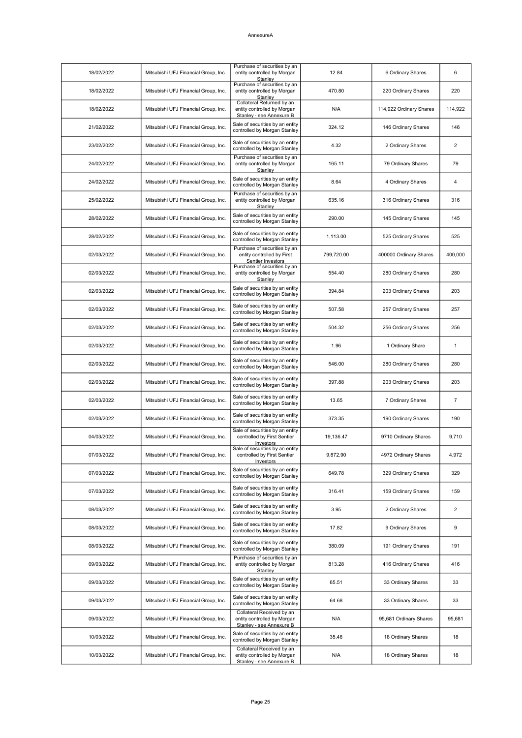AnnexureA

| | | | | | |
|---|---|---|---|---|---|
| 18/02/2022 | Mitsubishi UFJ Financial Group, Inc. | Purchase of securities by an entity controlled by Morgan Stanley | 12.84 | 6 Ordinary Shares | 6 |
| 18/02/2022 | Mitsubishi UFJ Financial Group, Inc. | Purchase of securities by an entity controlled by Morgan Stanley | 470.80 | 220 Ordinary Shares | 220 |
| 18/02/2022 | Mitsubishi UFJ Financial Group, Inc. | Collateral Returned by an entity controlled by Morgan Stanley - see Annexure B | N/A | 114,922 Ordinary Shares | 114,922 |
| 21/02/2022 | Mitsubishi UFJ Financial Group, Inc. | Sale of securities by an entity controlled by Morgan Stanley | 324.12 | 146 Ordinary Shares | 146 |
| 23/02/2022 | Mitsubishi UFJ Financial Group, Inc. | Sale of securities by an entity controlled by Morgan Stanley | 4.32 | 2 Ordinary Shares | 2 |
| 24/02/2022 | Mitsubishi UFJ Financial Group, Inc. | Purchase of securities by an entity controlled by Morgan Stanley | 165.11 | 79 Ordinary Shares | 79 |
| 24/02/2022 | Mitsubishi UFJ Financial Group, Inc. | Sale of securities by an entity controlled by Morgan Stanley | 8.64 | 4 Ordinary Shares | 4 |
| 25/02/2022 | Mitsubishi UFJ Financial Group, Inc. | Purchase of securities by an entity controlled by Morgan Stanley | 635.16 | 316 Ordinary Shares | 316 |
| 28/02/2022 | Mitsubishi UFJ Financial Group, Inc. | Sale of securities by an entity controlled by Morgan Stanley | 290.00 | 145 Ordinary Shares | 145 |
| 28/02/2022 | Mitsubishi UFJ Financial Group, Inc. | Sale of securities by an entity controlled by Morgan Stanley | 1,113.00 | 525 Ordinary Shares | 525 |
| 02/03/2022 | Mitsubishi UFJ Financial Group, Inc. | Purchase of securities by an entity controlled by First Sentier Investors | 799,720.00 | 400000 Ordinary Shares | 400,000 |
| 02/03/2022 | Mitsubishi UFJ Financial Group, Inc. | Purchase of securities by an entity controlled by Morgan Stanley | 554.40 | 280 Ordinary Shares | 280 |
| 02/03/2022 | Mitsubishi UFJ Financial Group, Inc. | Sale of securities by an entity controlled by Morgan Stanley | 394.84 | 203 Ordinary Shares | 203 |
| 02/03/2022 | Mitsubishi UFJ Financial Group, Inc. | Sale of securities by an entity controlled by Morgan Stanley | 507.58 | 257 Ordinary Shares | 257 |
| 02/03/2022 | Mitsubishi UFJ Financial Group, Inc. | Sale of securities by an entity controlled by Morgan Stanley | 504.32 | 256 Ordinary Shares | 256 |
| 02/03/2022 | Mitsubishi UFJ Financial Group, Inc. | Sale of securities by an entity controlled by Morgan Stanley | 1.96 | 1 Ordinary Share | 1 |
| 02/03/2022 | Mitsubishi UFJ Financial Group, Inc. | Sale of securities by an entity controlled by Morgan Stanley | 546.00 | 280 Ordinary Shares | 280 |
| 02/03/2022 | Mitsubishi UFJ Financial Group, Inc. | Sale of securities by an entity controlled by Morgan Stanley | 397.88 | 203 Ordinary Shares | 203 |
| 02/03/2022 | Mitsubishi UFJ Financial Group, Inc. | Sale of securities by an entity controlled by Morgan Stanley | 13.65 | 7 Ordinary Shares | 7 |
| 02/03/2022 | Mitsubishi UFJ Financial Group, Inc. | Sale of securities by an entity controlled by Morgan Stanley | 373.35 | 190 Ordinary Shares | 190 |
| 04/03/2022 | Mitsubishi UFJ Financial Group, Inc. | Sale of securities by an entity controlled by First Sentier Investors | 19,136.47 | 9710 Ordinary Shares | 9,710 |
| 07/03/2022 | Mitsubishi UFJ Financial Group, Inc. | Sale of securities by an entity controlled by First Sentier Investors | 9,872.90 | 4972 Ordinary Shares | 4,972 |
| 07/03/2022 | Mitsubishi UFJ Financial Group, Inc. | Sale of securities by an entity controlled by Morgan Stanley | 649.78 | 329 Ordinary Shares | 329 |
| 07/03/2022 | Mitsubishi UFJ Financial Group, Inc. | Sale of securities by an entity controlled by Morgan Stanley | 316.41 | 159 Ordinary Shares | 159 |
| 08/03/2022 | Mitsubishi UFJ Financial Group, Inc. | Sale of securities by an entity controlled by Morgan Stanley | 3.95 | 2 Ordinary Shares | 2 |
| 08/03/2022 | Mitsubishi UFJ Financial Group, Inc. | Sale of securities by an entity controlled by Morgan Stanley | 17.82 | 9 Ordinary Shares | 9 |
| 08/03/2022 | Mitsubishi UFJ Financial Group, Inc. | Sale of securities by an entity controlled by Morgan Stanley | 380.09 | 191 Ordinary Shares | 191 |
| 09/03/2022 | Mitsubishi UFJ Financial Group, Inc. | Purchase of securities by an entity controlled by Morgan Stanley | 813.28 | 416 Ordinary Shares | 416 |
| 09/03/2022 | Mitsubishi UFJ Financial Group, Inc. | Sale of securities by an entity controlled by Morgan Stanley | 65.51 | 33 Ordinary Shares | 33 |
| 09/03/2022 | Mitsubishi UFJ Financial Group, Inc. | Sale of securities by an entity controlled by Morgan Stanley | 64.68 | 33 Ordinary Shares | 33 |
| 09/03/2022 | Mitsubishi UFJ Financial Group, Inc. | Collateral Received by an entity controlled by Morgan Stanley - see Annexure B | N/A | 95,681 Ordinary Shares | 95,681 |
| 10/03/2022 | Mitsubishi UFJ Financial Group, Inc. | Sale of securities by an entity controlled by Morgan Stanley | 35.46 | 18 Ordinary Shares | 18 |
| 10/03/2022 | Mitsubishi UFJ Financial Group, Inc. | Collateral Received by an entity controlled by Morgan Stanley - see Annexure B | N/A | 18 Ordinary Shares | 18 |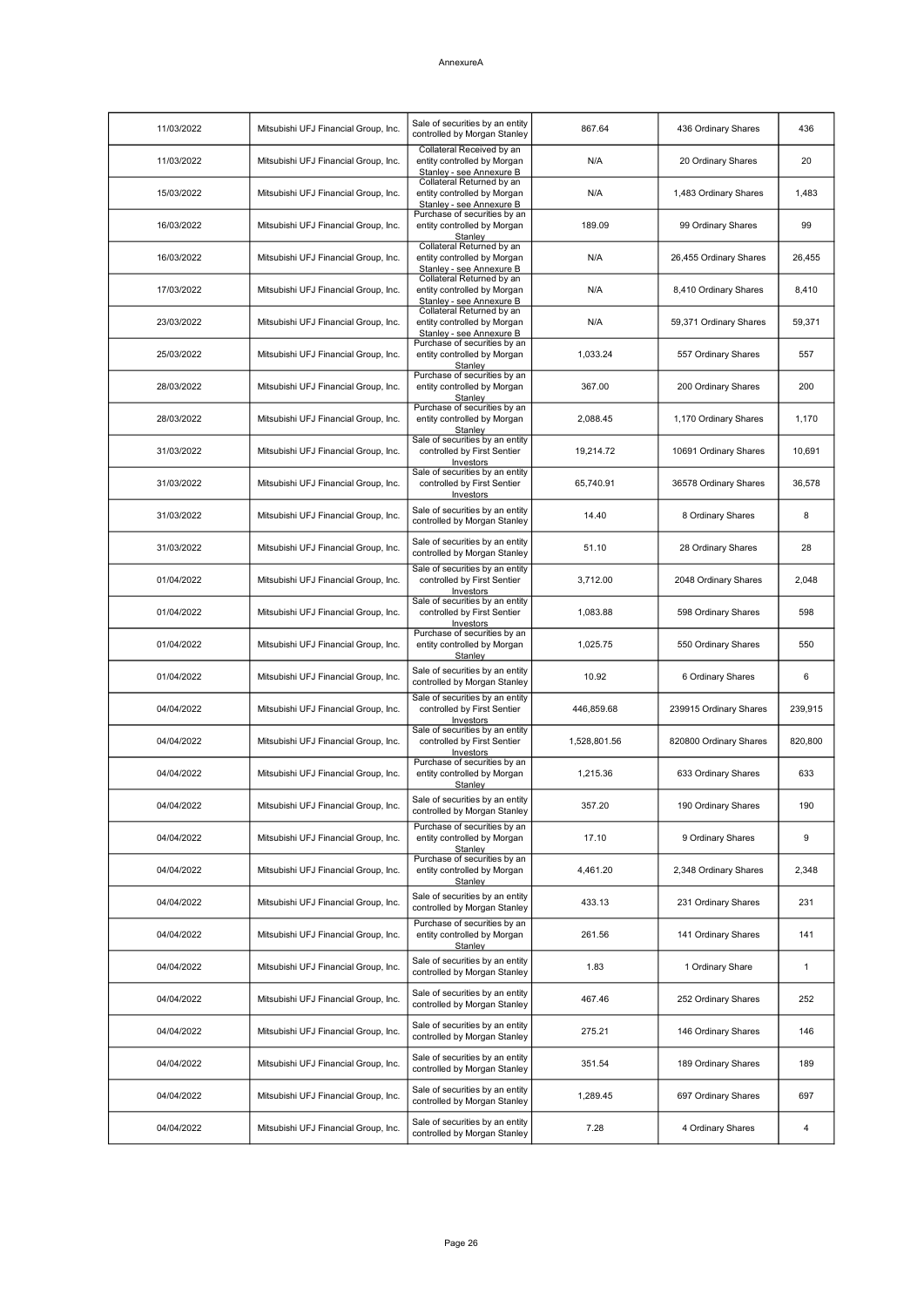AnnexureA

| 11/03/2022 | Mitsubishi UFJ Financial Group, Inc. | Sale of securities by an entity controlled by Morgan Stanley | 867.64 | 436 Ordinary Shares | 436 |
|---|---|---|---|---|---|
| 11/03/2022 | Mitsubishi UFJ Financial Group, Inc. | Collateral Received by an entity controlled by Morgan Stanley - see Annexure B | N/A | 20 Ordinary Shares | 20 |
| 15/03/2022 | Mitsubishi UFJ Financial Group, Inc. | Collateral Returned by an entity controlled by Morgan Stanley - see Annexure B | N/A | 1,483 Ordinary Shares | 1,483 |
| 16/03/2022 | Mitsubishi UFJ Financial Group, Inc. | Purchase of securities by an entity controlled by Morgan Stanley | 189.09 | 99 Ordinary Shares | 99 |
| 16/03/2022 | Mitsubishi UFJ Financial Group, Inc. | Collateral Returned by an entity controlled by Morgan Stanley - see Annexure B | N/A | 26,455 Ordinary Shares | 26,455 |
| 17/03/2022 | Mitsubishi UFJ Financial Group, Inc. | Collateral Returned by an entity controlled by Morgan Stanley - see Annexure B | N/A | 8,410 Ordinary Shares | 8,410 |
| 23/03/2022 | Mitsubishi UFJ Financial Group, Inc. | Collateral Returned by an entity controlled by Morgan Stanley - see Annexure B | N/A | 59,371 Ordinary Shares | 59,371 |
| 25/03/2022 | Mitsubishi UFJ Financial Group, Inc. | Purchase of securities by an entity controlled by Morgan Stanley | 1,033.24 | 557 Ordinary Shares | 557 |
| 28/03/2022 | Mitsubishi UFJ Financial Group, Inc. | Purchase of securities by an entity controlled by Morgan Stanley | 367.00 | 200 Ordinary Shares | 200 |
| 28/03/2022 | Mitsubishi UFJ Financial Group, Inc. | Purchase of securities by an entity controlled by Morgan Stanley | 2,088.45 | 1,170 Ordinary Shares | 1,170 |
| 31/03/2022 | Mitsubishi UFJ Financial Group, Inc. | Sale of securities by an entity controlled by First Sentier Investors | 19,214.72 | 10691 Ordinary Shares | 10,691 |
| 31/03/2022 | Mitsubishi UFJ Financial Group, Inc. | Sale of securities by an entity controlled by First Sentier Investors | 65,740.91 | 36578 Ordinary Shares | 36,578 |
| 31/03/2022 | Mitsubishi UFJ Financial Group, Inc. | Sale of securities by an entity controlled by Morgan Stanley | 14.40 | 8 Ordinary Shares | 8 |
| 31/03/2022 | Mitsubishi UFJ Financial Group, Inc. | Sale of securities by an entity controlled by Morgan Stanley | 51.10 | 28 Ordinary Shares | 28 |
| 01/04/2022 | Mitsubishi UFJ Financial Group, Inc. | Sale of securities by an entity controlled by First Sentier Investors | 3,712.00 | 2048 Ordinary Shares | 2,048 |
| 01/04/2022 | Mitsubishi UFJ Financial Group, Inc. | Sale of securities by an entity controlled by First Sentier Investors | 1,083.88 | 598 Ordinary Shares | 598 |
| 01/04/2022 | Mitsubishi UFJ Financial Group, Inc. | Purchase of securities by an entity controlled by Morgan Stanley | 1,025.75 | 550 Ordinary Shares | 550 |
| 01/04/2022 | Mitsubishi UFJ Financial Group, Inc. | Sale of securities by an entity controlled by Morgan Stanley | 10.92 | 6 Ordinary Shares | 6 |
| 04/04/2022 | Mitsubishi UFJ Financial Group, Inc. | Sale of securities by an entity controlled by First Sentier Investors | 446,859.68 | 239915 Ordinary Shares | 239,915 |
| 04/04/2022 | Mitsubishi UFJ Financial Group, Inc. | Sale of securities by an entity controlled by First Sentier Investors | 1,528,801.56 | 820800 Ordinary Shares | 820,800 |
| 04/04/2022 | Mitsubishi UFJ Financial Group, Inc. | Purchase of securities by an entity controlled by Morgan Stanley | 1,215.36 | 633 Ordinary Shares | 633 |
| 04/04/2022 | Mitsubishi UFJ Financial Group, Inc. | Sale of securities by an entity controlled by Morgan Stanley | 357.20 | 190 Ordinary Shares | 190 |
| 04/04/2022 | Mitsubishi UFJ Financial Group, Inc. | Purchase of securities by an entity controlled by Morgan Stanley | 17.10 | 9 Ordinary Shares | 9 |
| 04/04/2022 | Mitsubishi UFJ Financial Group, Inc. | Purchase of securities by an entity controlled by Morgan Stanley | 4,461.20 | 2,348 Ordinary Shares | 2,348 |
| 04/04/2022 | Mitsubishi UFJ Financial Group, Inc. | Sale of securities by an entity controlled by Morgan Stanley | 433.13 | 231 Ordinary Shares | 231 |
| 04/04/2022 | Mitsubishi UFJ Financial Group, Inc. | Purchase of securities by an entity controlled by Morgan Stanley | 261.56 | 141 Ordinary Shares | 141 |
| 04/04/2022 | Mitsubishi UFJ Financial Group, Inc. | Sale of securities by an entity controlled by Morgan Stanley | 1.83 | 1 Ordinary Share | 1 |
| 04/04/2022 | Mitsubishi UFJ Financial Group, Inc. | Sale of securities by an entity controlled by Morgan Stanley | 467.46 | 252 Ordinary Shares | 252 |
| 04/04/2022 | Mitsubishi UFJ Financial Group, Inc. | Sale of securities by an entity controlled by Morgan Stanley | 275.21 | 146 Ordinary Shares | 146 |
| 04/04/2022 | Mitsubishi UFJ Financial Group, Inc. | Sale of securities by an entity controlled by Morgan Stanley | 351.54 | 189 Ordinary Shares | 189 |
| 04/04/2022 | Mitsubishi UFJ Financial Group, Inc. | Sale of securities by an entity controlled by Morgan Stanley | 1,289.45 | 697 Ordinary Shares | 697 |
| 04/04/2022 | Mitsubishi UFJ Financial Group, Inc. | Sale of securities by an entity controlled by Morgan Stanley | 7.28 | 4 Ordinary Shares | 4 |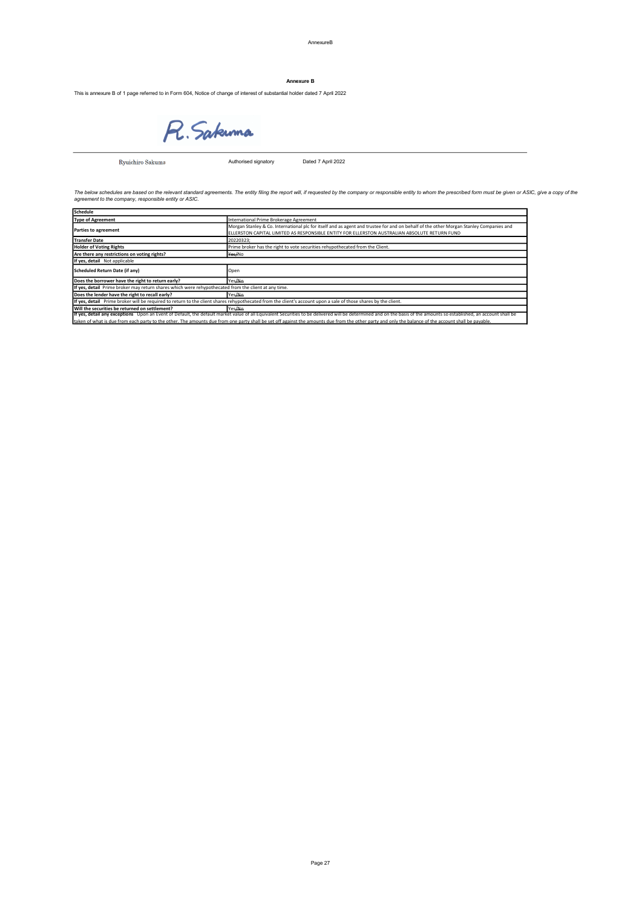AnnexureB

## Annexure B

This is annexure B of 1 page referred to in Form 604, Notice of change of interest of substantial holder dated 7 April 2022

R. Sakuma

| | | |
|---|---|---|
| Ryuichiro Sakuma | Authorised signatory | Dated 7 April 2022 |

*The below schedules are based on the relevant standard agreements. The entity filing the report will, if requested by the company or responsible entity to whom the prescribed form must be given or ASIC, give a copy of the agreement to the company, responsible entity or ASIC.*

| | |
|---|---|
| **Schedule** | |
| **Type of Agreement** | International Prime Brokerage Agreement |
| **Parties to agreement** | Morgan Stanley & Co. International plc for itself and as agent and trustee for and on behalf of the other Morgan Stanley Companies and ELLERSTON CAPITAL LIMITED AS RESPONSIBLE ENTITY FOR ELLERSTON AUSTRALIAN ABSOLUTE RETURN FUND |
| **Transfer Date** | 20220323; |
| **Holder of Voting Rights** | Prime broker has the right to vote securities rehypothecated from the Client. |
| **Are there any restrictions on voting rights?** | ~~Yes~~/No |
| **If yes, detail** Not applicable | |
| **Scheduled Return Date (if any)** | Open |
| **Does the borrower have the right to return early?** | Yes/~~No~~ |
| **If yes, detail** Prime broker may return shares which were rehypothecated from the client at any time. | |
| **Does the lender have the right to recall early?** | Yes/~~No~~ |
| **If yes, detail** Prime broker will be required to return to the client shares rehypothecated from the client's account upon a sale of those shares by the client. | |
| **Will the securities be returned on settlement?** | Yes/~~No~~ |
| **If yes, detail any exceptions** Upon an Event of Default, the default market value of all Equivalent Securities to be delivered will be determined and on the basis of the amounts so established, an account shall be taken of what is due from each party to the other. The amounts due from one party shall be set off against the amounts due from the other party and only the balance of the account shall be payable. | |